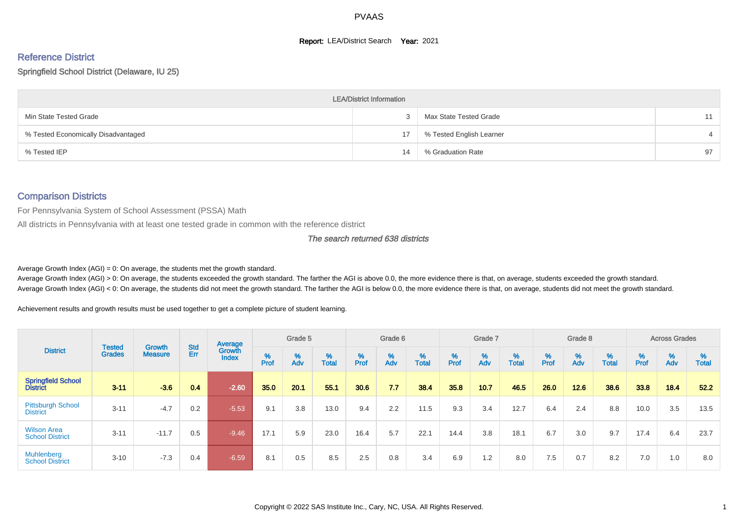# PVAAS

**Report:** LEA/District Search **Year:** 2021

## Reference District

Springfield School District (Delaware, IU 25)

| LEA/District Information | | | |
|---|---|---|---|
| Min State Tested Grade | 3 | Max State Tested Grade | 11 |
| % Tested Economically Disadvantaged | 17 | % Tested English Learner | 4 |
| % Tested IEP | 14 | % Graduation Rate | 97 |

## Comparison Districts

For Pennsylvania System of School Assessment (PSSA) Math

All districts in Pennsylvania with at least one tested grade in common with the reference district

*The search returned 638 districts*

Average Growth Index (AGI) = 0: On average, the students met the growth standard.

Average Growth Index (AGI) > 0: On average, the students exceeded the growth standard. The farther the AGI is above 0.0, the more evidence there is that, on average, students exceeded the growth standard.

Average Growth Index (AGI) < 0: On average, the students did not meet the growth standard. The farther the AGI is below 0.0, the more evidence there is that, on average, students did not meet the growth standard.

Achievement results and growth results must be used together to get a complete picture of student learning.

| District | Tested Grades | Growth Measure | Std Err | Average Growth Index | Grade 5 | | | Grade 6 | | | Grade 7 | | | Grade 8 | | | Across Grades | | |
|---|---|---|---|---|---|---|---|---|---|---|---|---|---|---|---|---|---|---|---|
| | | | | | % Prof | % Adv | % Total | % Prof | % Adv | % Total | % Prof | % Adv | % Total | % Prof | % Adv | % Total | % Prof | % Adv | % Total |
| **Springfield School District** | **3-11** | **-3.6** | **0.4** | **-2.60** | **35.0** | **20.1** | **55.1** | **30.6** | **7.7** | **38.4** | **35.8** | **10.7** | **46.5** | **26.0** | **12.6** | **38.6** | **33.8** | **18.4** | **52.2** |
| Pittsburgh School District | 3-11 | -4.7 | 0.2 | -5.53 | 9.1 | 3.8 | 13.0 | 9.4 | 2.2 | 11.5 | 9.3 | 3.4 | 12.7 | 6.4 | 2.4 | 8.8 | 10.0 | 3.5 | 13.5 |
| Wilson Area School District | 3-11 | -11.7 | 0.5 | -9.46 | 17.1 | 5.9 | 23.0 | 16.4 | 5.7 | 22.1 | 14.4 | 3.8 | 18.1 | 6.7 | 3.0 | 9.7 | 17.4 | 6.4 | 23.7 |
| Muhlenberg School District | 3-10 | -7.3 | 0.4 | -6.59 | 8.1 | 0.5 | 8.5 | 2.5 | 0.8 | 3.4 | 6.9 | 1.2 | 8.0 | 7.5 | 0.7 | 8.2 | 7.0 | 1.0 | 8.0 |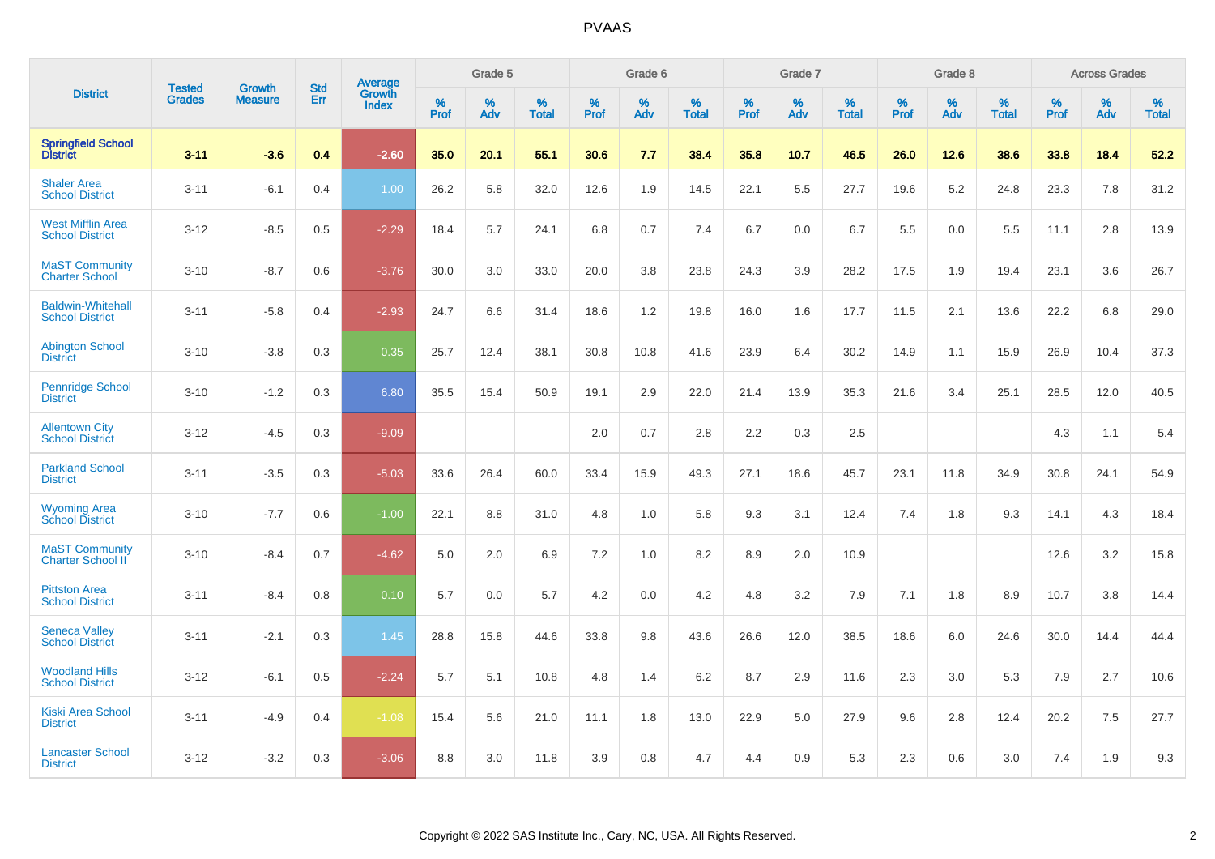| District | Tested Grades | Growth Measure | Std Err | Average Growth Index | Grade 5 | | | Grade 6 | | | Grade 7 | | | Grade 8 | | | Across Grades | | |
|---|---|---|---|---|---|---|---|---|---|---|---|---|---|---|---|---|---|---|---|
| | | | | | % Prof | % Adv | % Total | % Prof | % Adv | % Total | % Prof | % Adv | % Total | % Prof | % Adv | % Total | % Prof | % Adv | % Total |
| **Springfield School District** | **3-11** | **-3.6** | **0.4** | **-2.60** | **35.0** | **20.1** | **55.1** | **30.6** | **7.7** | **38.4** | **35.8** | **10.7** | **46.5** | **26.0** | **12.6** | **38.6** | **33.8** | **18.4** | **52.2** |
| Shaler Area School District | 3-11 | -6.1 | 0.4 | 1.00 | 26.2 | 5.8 | 32.0 | 12.6 | 1.9 | 14.5 | 22.1 | 5.5 | 27.7 | 19.6 | 5.2 | 24.8 | 23.3 | 7.8 | 31.2 |
| West Mifflin Area School District | 3-12 | -8.5 | 0.5 | -2.29 | 18.4 | 5.7 | 24.1 | 6.8 | 0.7 | 7.4 | 6.7 | 0.0 | 6.7 | 5.5 | 0.0 | 5.5 | 11.1 | 2.8 | 13.9 |
| MaST Community Charter School | 3-10 | -8.7 | 0.6 | -3.76 | 30.0 | 3.0 | 33.0 | 20.0 | 3.8 | 23.8 | 24.3 | 3.9 | 28.2 | 17.5 | 1.9 | 19.4 | 23.1 | 3.6 | 26.7 |
| Baldwin-Whitehall School District | 3-11 | -5.8 | 0.4 | -2.93 | 24.7 | 6.6 | 31.4 | 18.6 | 1.2 | 19.8 | 16.0 | 1.6 | 17.7 | 11.5 | 2.1 | 13.6 | 22.2 | 6.8 | 29.0 |
| Abington School District | 3-10 | -3.8 | 0.3 | 0.35 | 25.7 | 12.4 | 38.1 | 30.8 | 10.8 | 41.6 | 23.9 | 6.4 | 30.2 | 14.9 | 1.1 | 15.9 | 26.9 | 10.4 | 37.3 |
| Pennridge School District | 3-10 | -1.2 | 0.3 | 6.80 | 35.5 | 15.4 | 50.9 | 19.1 | 2.9 | 22.0 | 21.4 | 13.9 | 35.3 | 21.6 | 3.4 | 25.1 | 28.5 | 12.0 | 40.5 |
| Allentown City School District | 3-12 | -4.5 | 0.3 | -9.09 | | | | 2.0 | 0.7 | 2.8 | 2.2 | 0.3 | 2.5 | | | | 4.3 | 1.1 | 5.4 |
| Parkland School District | 3-11 | -3.5 | 0.3 | -5.03 | 33.6 | 26.4 | 60.0 | 33.4 | 15.9 | 49.3 | 27.1 | 18.6 | 45.7 | 23.1 | 11.8 | 34.9 | 30.8 | 24.1 | 54.9 |
| Wyoming Area School District | 3-10 | -7.7 | 0.6 | -1.00 | 22.1 | 8.8 | 31.0 | 4.8 | 1.0 | 5.8 | 9.3 | 3.1 | 12.4 | 7.4 | 1.8 | 9.3 | 14.1 | 4.3 | 18.4 |
| MaST Community Charter School II | 3-10 | -8.4 | 0.7 | -4.62 | 5.0 | 2.0 | 6.9 | 7.2 | 1.0 | 8.2 | 8.9 | 2.0 | 10.9 | | | | 12.6 | 3.2 | 15.8 |
| Pittston Area School District | 3-11 | -8.4 | 0.8 | 0.10 | 5.7 | 0.0 | 5.7 | 4.2 | 0.0 | 4.2 | 4.8 | 3.2 | 7.9 | 7.1 | 1.8 | 8.9 | 10.7 | 3.8 | 14.4 |
| Seneca Valley School District | 3-11 | -2.1 | 0.3 | 1.45 | 28.8 | 15.8 | 44.6 | 33.8 | 9.8 | 43.6 | 26.6 | 12.0 | 38.5 | 18.6 | 6.0 | 24.6 | 30.0 | 14.4 | 44.4 |
| Woodland Hills School District | 3-12 | -6.1 | 0.5 | -2.24 | 5.7 | 5.1 | 10.8 | 4.8 | 1.4 | 6.2 | 8.7 | 2.9 | 11.6 | 2.3 | 3.0 | 5.3 | 7.9 | 2.7 | 10.6 |
| Kiski Area School District | 3-11 | -4.9 | 0.4 | -1.08 | 15.4 | 5.6 | 21.0 | 11.1 | 1.8 | 13.0 | 22.9 | 5.0 | 27.9 | 9.6 | 2.8 | 12.4 | 20.2 | 7.5 | 27.7 |
| Lancaster School District | 3-12 | -3.2 | 0.3 | -3.06 | 8.8 | 3.0 | 11.8 | 3.9 | 0.8 | 4.7 | 4.4 | 0.9 | 5.3 | 2.3 | 0.6 | 3.0 | 7.4 | 1.9 | 9.3 |

Copyright © 2022 SAS Institute Inc., Cary, NC, USA. All Rights Reserved.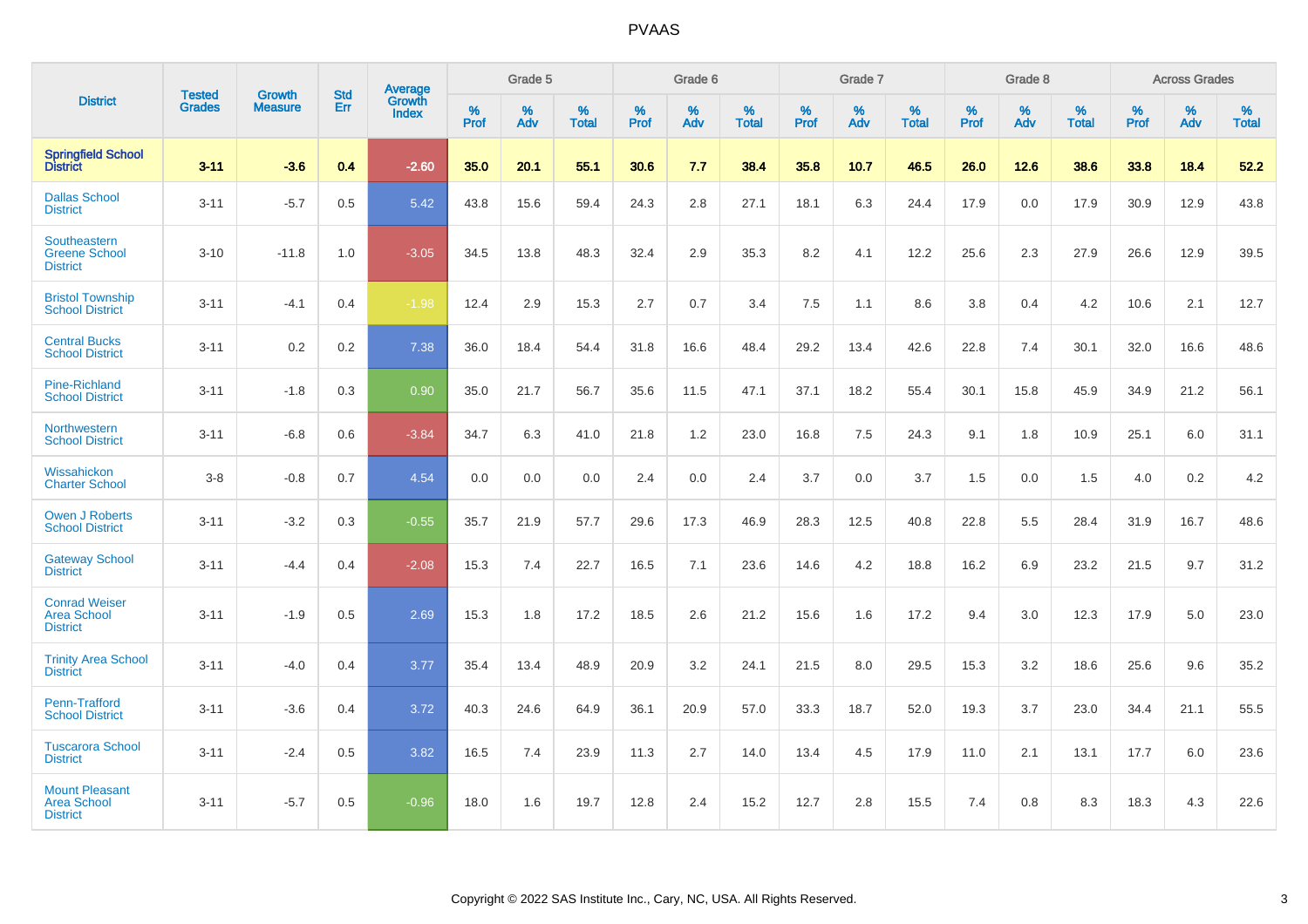| District | Tested Grades | Growth Measure | Std Err | Average Growth Index | Grade 5 | | | Grade 6 | | | Grade 7 | | | Grade 8 | | | Across Grades | | |
|---|---|---|---|---|---|---|---|---|---|---|---|---|---|---|---|---|---|---|---|
| | | | | | % Prof | % Adv | % Total | % Prof | % Adv | % Total | % Prof | % Adv | % Total | % Prof | % Adv | % Total | % Prof | % Adv | % Total |
| **Springfield School District** | **3-11** | **-3.6** | **0.4** | **-2.60** | **35.0** | **20.1** | **55.1** | **30.6** | **7.7** | **38.4** | **35.8** | **10.7** | **46.5** | **26.0** | **12.6** | **38.6** | **33.8** | **18.4** | **52.2** |
| Dallas School District | 3-11 | -5.7 | 0.5 | 5.42 | 43.8 | 15.6 | 59.4 | 24.3 | 2.8 | 27.1 | 18.1 | 6.3 | 24.4 | 17.9 | 0.0 | 17.9 | 30.9 | 12.9 | 43.8 |
| Southeastern Greene School District | 3-10 | -11.8 | 1.0 | -3.05 | 34.5 | 13.8 | 48.3 | 32.4 | 2.9 | 35.3 | 8.2 | 4.1 | 12.2 | 25.6 | 2.3 | 27.9 | 26.6 | 12.9 | 39.5 |
| Bristol Township School District | 3-11 | -4.1 | 0.4 | -1.98 | 12.4 | 2.9 | 15.3 | 2.7 | 0.7 | 3.4 | 7.5 | 1.1 | 8.6 | 3.8 | 0.4 | 4.2 | 10.6 | 2.1 | 12.7 |
| Central Bucks School District | 3-11 | 0.2 | 0.2 | 7.38 | 36.0 | 18.4 | 54.4 | 31.8 | 16.6 | 48.4 | 29.2 | 13.4 | 42.6 | 22.8 | 7.4 | 30.1 | 32.0 | 16.6 | 48.6 |
| Pine-Richland School District | 3-11 | -1.8 | 0.3 | 0.90 | 35.0 | 21.7 | 56.7 | 35.6 | 11.5 | 47.1 | 37.1 | 18.2 | 55.4 | 30.1 | 15.8 | 45.9 | 34.9 | 21.2 | 56.1 |
| Northwestern School District | 3-11 | -6.8 | 0.6 | -3.84 | 34.7 | 6.3 | 41.0 | 21.8 | 1.2 | 23.0 | 16.8 | 7.5 | 24.3 | 9.1 | 1.8 | 10.9 | 25.1 | 6.0 | 31.1 |
| Wissahickon Charter School | 3-8 | -0.8 | 0.7 | 4.54 | 0.0 | 0.0 | 0.0 | 2.4 | 0.0 | 2.4 | 3.7 | 0.0 | 3.7 | 1.5 | 0.0 | 1.5 | 4.0 | 0.2 | 4.2 |
| Owen J Roberts School District | 3-11 | -3.2 | 0.3 | -0.55 | 35.7 | 21.9 | 57.7 | 29.6 | 17.3 | 46.9 | 28.3 | 12.5 | 40.8 | 22.8 | 5.5 | 28.4 | 31.9 | 16.7 | 48.6 |
| Gateway School District | 3-11 | -4.4 | 0.4 | -2.08 | 15.3 | 7.4 | 22.7 | 16.5 | 7.1 | 23.6 | 14.6 | 4.2 | 18.8 | 16.2 | 6.9 | 23.2 | 21.5 | 9.7 | 31.2 |
| Conrad Weiser Area School District | 3-11 | -1.9 | 0.5 | 2.69 | 15.3 | 1.8 | 17.2 | 18.5 | 2.6 | 21.2 | 15.6 | 1.6 | 17.2 | 9.4 | 3.0 | 12.3 | 17.9 | 5.0 | 23.0 |
| Trinity Area School District | 3-11 | -4.0 | 0.4 | 3.77 | 35.4 | 13.4 | 48.9 | 20.9 | 3.2 | 24.1 | 21.5 | 8.0 | 29.5 | 15.3 | 3.2 | 18.6 | 25.6 | 9.6 | 35.2 |
| Penn-Trafford School District | 3-11 | -3.6 | 0.4 | 3.72 | 40.3 | 24.6 | 64.9 | 36.1 | 20.9 | 57.0 | 33.3 | 18.7 | 52.0 | 19.3 | 3.7 | 23.0 | 34.4 | 21.1 | 55.5 |
| Tuscarora School District | 3-11 | -2.4 | 0.5 | 3.82 | 16.5 | 7.4 | 23.9 | 11.3 | 2.7 | 14.0 | 13.4 | 4.5 | 17.9 | 11.0 | 2.1 | 13.1 | 17.7 | 6.0 | 23.6 |
| Mount Pleasant Area School District | 3-11 | -5.7 | 0.5 | -0.96 | 18.0 | 1.6 | 19.7 | 12.8 | 2.4 | 15.2 | 12.7 | 2.8 | 15.5 | 7.4 | 0.8 | 8.3 | 18.3 | 4.3 | 22.6 |

Copyright © 2022 SAS Institute Inc., Cary, NC, USA. All Rights Reserved.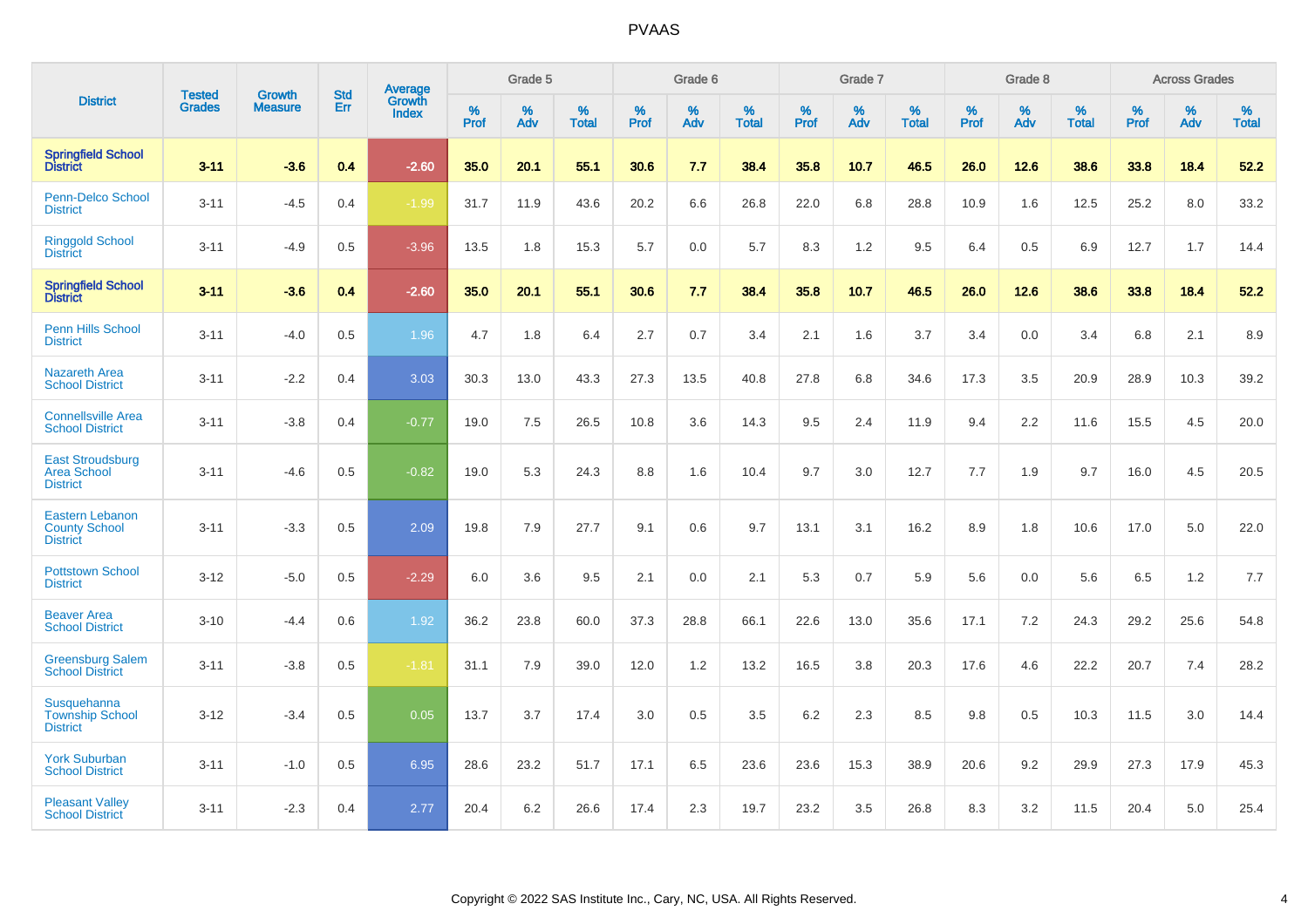# PVAAS

| District | Tested Grades | Growth Measure | Std Err | Average Growth Index | Grade 5 | | | Grade 6 | | | Grade 7 | | | Grade 8 | | | Across Grades | | |
|---|---|---|---|---|---|---|---|---|---|---|---|---|---|---|---|---|---|---|---|
| | | | | | % Prof | % Adv | % Total | % Prof | % Adv | % Total | % Prof | % Adv | % Total | % Prof | % Adv | % Total | % Prof | % Adv | % Total |
| **Springfield School District** | **3-11** | **-3.6** | **0.4** | **-2.60** | **35.0** | **20.1** | **55.1** | **30.6** | **7.7** | **38.4** | **35.8** | **10.7** | **46.5** | **26.0** | **12.6** | **38.6** | **33.8** | **18.4** | **52.2** |
| Penn-Delco School District | 3-11 | -4.5 | 0.4 | -1.99 | 31.7 | 11.9 | 43.6 | 20.2 | 6.6 | 26.8 | 22.0 | 6.8 | 28.8 | 10.9 | 1.6 | 12.5 | 25.2 | 8.0 | 33.2 |
| Ringgold School District | 3-11 | -4.9 | 0.5 | -3.96 | 13.5 | 1.8 | 15.3 | 5.7 | 0.0 | 5.7 | 8.3 | 1.2 | 9.5 | 6.4 | 0.5 | 6.9 | 12.7 | 1.7 | 14.4 |
| **Springfield School District** | **3-11** | **-3.6** | **0.4** | **-2.60** | **35.0** | **20.1** | **55.1** | **30.6** | **7.7** | **38.4** | **35.8** | **10.7** | **46.5** | **26.0** | **12.6** | **38.6** | **33.8** | **18.4** | **52.2** |
| Penn Hills School District | 3-11 | -4.0 | 0.5 | 1.96 | 4.7 | 1.8 | 6.4 | 2.7 | 0.7 | 3.4 | 2.1 | 1.6 | 3.7 | 3.4 | 0.0 | 3.4 | 6.8 | 2.1 | 8.9 |
| Nazareth Area School District | 3-11 | -2.2 | 0.4 | 3.03 | 30.3 | 13.0 | 43.3 | 27.3 | 13.5 | 40.8 | 27.8 | 6.8 | 34.6 | 17.3 | 3.5 | 20.9 | 28.9 | 10.3 | 39.2 |
| Connellsville Area School District | 3-11 | -3.8 | 0.4 | -0.77 | 19.0 | 7.5 | 26.5 | 10.8 | 3.6 | 14.3 | 9.5 | 2.4 | 11.9 | 9.4 | 2.2 | 11.6 | 15.5 | 4.5 | 20.0 |
| East Stroudsburg Area School District | 3-11 | -4.6 | 0.5 | -0.82 | 19.0 | 5.3 | 24.3 | 8.8 | 1.6 | 10.4 | 9.7 | 3.0 | 12.7 | 7.7 | 1.9 | 9.7 | 16.0 | 4.5 | 20.5 |
| Eastern Lebanon County School District | 3-11 | -3.3 | 0.5 | 2.09 | 19.8 | 7.9 | 27.7 | 9.1 | 0.6 | 9.7 | 13.1 | 3.1 | 16.2 | 8.9 | 1.8 | 10.6 | 17.0 | 5.0 | 22.0 |
| Pottstown School District | 3-12 | -5.0 | 0.5 | -2.29 | 6.0 | 3.6 | 9.5 | 2.1 | 0.0 | 2.1 | 5.3 | 0.7 | 5.9 | 5.6 | 0.0 | 5.6 | 6.5 | 1.2 | 7.7 |
| Beaver Area School District | 3-10 | -4.4 | 0.6 | 1.92 | 36.2 | 23.8 | 60.0 | 37.3 | 28.8 | 66.1 | 22.6 | 13.0 | 35.6 | 17.1 | 7.2 | 24.3 | 29.2 | 25.6 | 54.8 |
| Greensburg Salem School District | 3-11 | -3.8 | 0.5 | -1.81 | 31.1 | 7.9 | 39.0 | 12.0 | 1.2 | 13.2 | 16.5 | 3.8 | 20.3 | 17.6 | 4.6 | 22.2 | 20.7 | 7.4 | 28.2 |
| Susquehanna Township School District | 3-12 | -3.4 | 0.5 | 0.05 | 13.7 | 3.7 | 17.4 | 3.0 | 0.5 | 3.5 | 6.2 | 2.3 | 8.5 | 9.8 | 0.5 | 10.3 | 11.5 | 3.0 | 14.4 |
| York Suburban School District | 3-11 | -1.0 | 0.5 | 6.95 | 28.6 | 23.2 | 51.7 | 17.1 | 6.5 | 23.6 | 23.6 | 15.3 | 38.9 | 20.6 | 9.2 | 29.9 | 27.3 | 17.9 | 45.3 |
| Pleasant Valley School District | 3-11 | -2.3 | 0.4 | 2.77 | 20.4 | 6.2 | 26.6 | 17.4 | 2.3 | 19.7 | 23.2 | 3.5 | 26.8 | 8.3 | 3.2 | 11.5 | 20.4 | 5.0 | 25.4 |

Copyright © 2022 SAS Institute Inc., Cary, NC, USA. All Rights Reserved.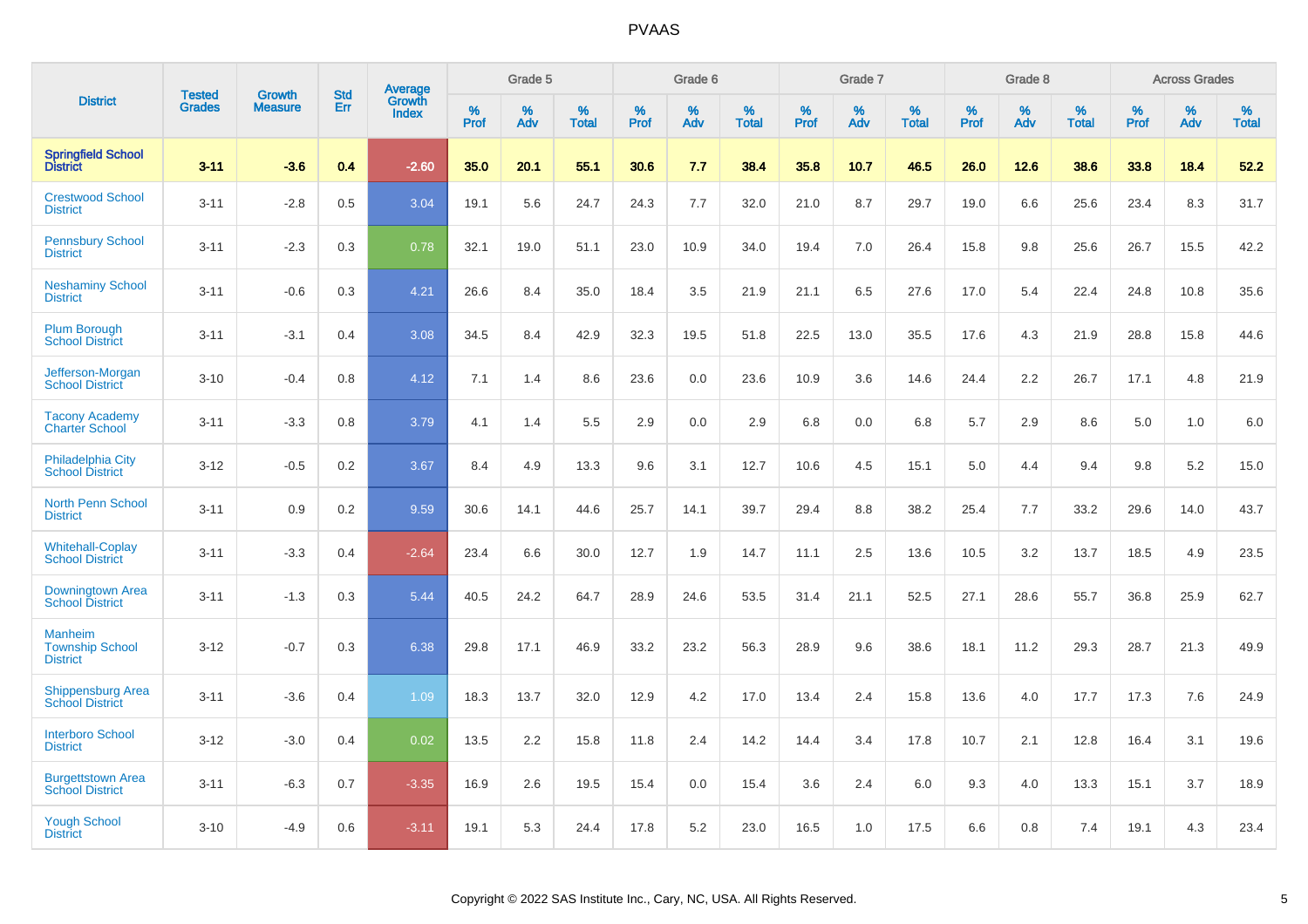# PVAAS

| District | Tested Grades | Growth Measure | Std Err | Average Growth Index | Grade 5 | | | Grade 6 | | | Grade 7 | | | Grade 8 | | | Across Grades | | |
|---|---|---|---|---|---|---|---|---|---|---|---|---|---|---|---|---|---|---|---|
| | | | | | % Prof | % Adv | % Total | % Prof | % Adv | % Total | % Prof | % Adv | % Total | % Prof | % Adv | % Total | % Prof | % Adv | % Total |
| **Springfield School District** | **3-11** | **-3.6** | **0.4** | **-2.60** | **35.0** | **20.1** | **55.1** | **30.6** | **7.7** | **38.4** | **35.8** | **10.7** | **46.5** | **26.0** | **12.6** | **38.6** | **33.8** | **18.4** | **52.2** |
| Crestwood School District | 3-11 | -2.8 | 0.5 | 3.04 | 19.1 | 5.6 | 24.7 | 24.3 | 7.7 | 32.0 | 21.0 | 8.7 | 29.7 | 19.0 | 6.6 | 25.6 | 23.4 | 8.3 | 31.7 |
| Pennsbury School District | 3-11 | -2.3 | 0.3 | 0.78 | 32.1 | 19.0 | 51.1 | 23.0 | 10.9 | 34.0 | 19.4 | 7.0 | 26.4 | 15.8 | 9.8 | 25.6 | 26.7 | 15.5 | 42.2 |
| Neshaminy School District | 3-11 | -0.6 | 0.3 | 4.21 | 26.6 | 8.4 | 35.0 | 18.4 | 3.5 | 21.9 | 21.1 | 6.5 | 27.6 | 17.0 | 5.4 | 22.4 | 24.8 | 10.8 | 35.6 |
| Plum Borough School District | 3-11 | -3.1 | 0.4 | 3.08 | 34.5 | 8.4 | 42.9 | 32.3 | 19.5 | 51.8 | 22.5 | 13.0 | 35.5 | 17.6 | 4.3 | 21.9 | 28.8 | 15.8 | 44.6 |
| Jefferson-Morgan School District | 3-10 | -0.4 | 0.8 | 4.12 | 7.1 | 1.4 | 8.6 | 23.6 | 0.0 | 23.6 | 10.9 | 3.6 | 14.6 | 24.4 | 2.2 | 26.7 | 17.1 | 4.8 | 21.9 |
| Tacony Academy Charter School | 3-11 | -3.3 | 0.8 | 3.79 | 4.1 | 1.4 | 5.5 | 2.9 | 0.0 | 2.9 | 6.8 | 0.0 | 6.8 | 5.7 | 2.9 | 8.6 | 5.0 | 1.0 | 6.0 |
| Philadelphia City School District | 3-12 | -0.5 | 0.2 | 3.67 | 8.4 | 4.9 | 13.3 | 9.6 | 3.1 | 12.7 | 10.6 | 4.5 | 15.1 | 5.0 | 4.4 | 9.4 | 9.8 | 5.2 | 15.0 |
| North Penn School District | 3-11 | 0.9 | 0.2 | 9.59 | 30.6 | 14.1 | 44.6 | 25.7 | 14.1 | 39.7 | 29.4 | 8.8 | 38.2 | 25.4 | 7.7 | 33.2 | 29.6 | 14.0 | 43.7 |
| Whitehall-Coplay School District | 3-11 | -3.3 | 0.4 | -2.64 | 23.4 | 6.6 | 30.0 | 12.7 | 1.9 | 14.7 | 11.1 | 2.5 | 13.6 | 10.5 | 3.2 | 13.7 | 18.5 | 4.9 | 23.5 |
| Downingtown Area School District | 3-11 | -1.3 | 0.3 | 5.44 | 40.5 | 24.2 | 64.7 | 28.9 | 24.6 | 53.5 | 31.4 | 21.1 | 52.5 | 27.1 | 28.6 | 55.7 | 36.8 | 25.9 | 62.7 |
| Manheim Township School District | 3-12 | -0.7 | 0.3 | 6.38 | 29.8 | 17.1 | 46.9 | 33.2 | 23.2 | 56.3 | 28.9 | 9.6 | 38.6 | 18.1 | 11.2 | 29.3 | 28.7 | 21.3 | 49.9 |
| Shippensburg Area School District | 3-11 | -3.6 | 0.4 | 1.09 | 18.3 | 13.7 | 32.0 | 12.9 | 4.2 | 17.0 | 13.4 | 2.4 | 15.8 | 13.6 | 4.0 | 17.7 | 17.3 | 7.6 | 24.9 |
| Interboro School District | 3-12 | -3.0 | 0.4 | 0.02 | 13.5 | 2.2 | 15.8 | 11.8 | 2.4 | 14.2 | 14.4 | 3.4 | 17.8 | 10.7 | 2.1 | 12.8 | 16.4 | 3.1 | 19.6 |
| Burgettstown Area School District | 3-11 | -6.3 | 0.7 | -3.35 | 16.9 | 2.6 | 19.5 | 15.4 | 0.0 | 15.4 | 3.6 | 2.4 | 6.0 | 9.3 | 4.0 | 13.3 | 15.1 | 3.7 | 18.9 |
| Yough School District | 3-10 | -4.9 | 0.6 | -3.11 | 19.1 | 5.3 | 24.4 | 17.8 | 5.2 | 23.0 | 16.5 | 1.0 | 17.5 | 6.6 | 0.8 | 7.4 | 19.1 | 4.3 | 23.4 |

Copyright © 2022 SAS Institute Inc., Cary, NC, USA. All Rights Reserved.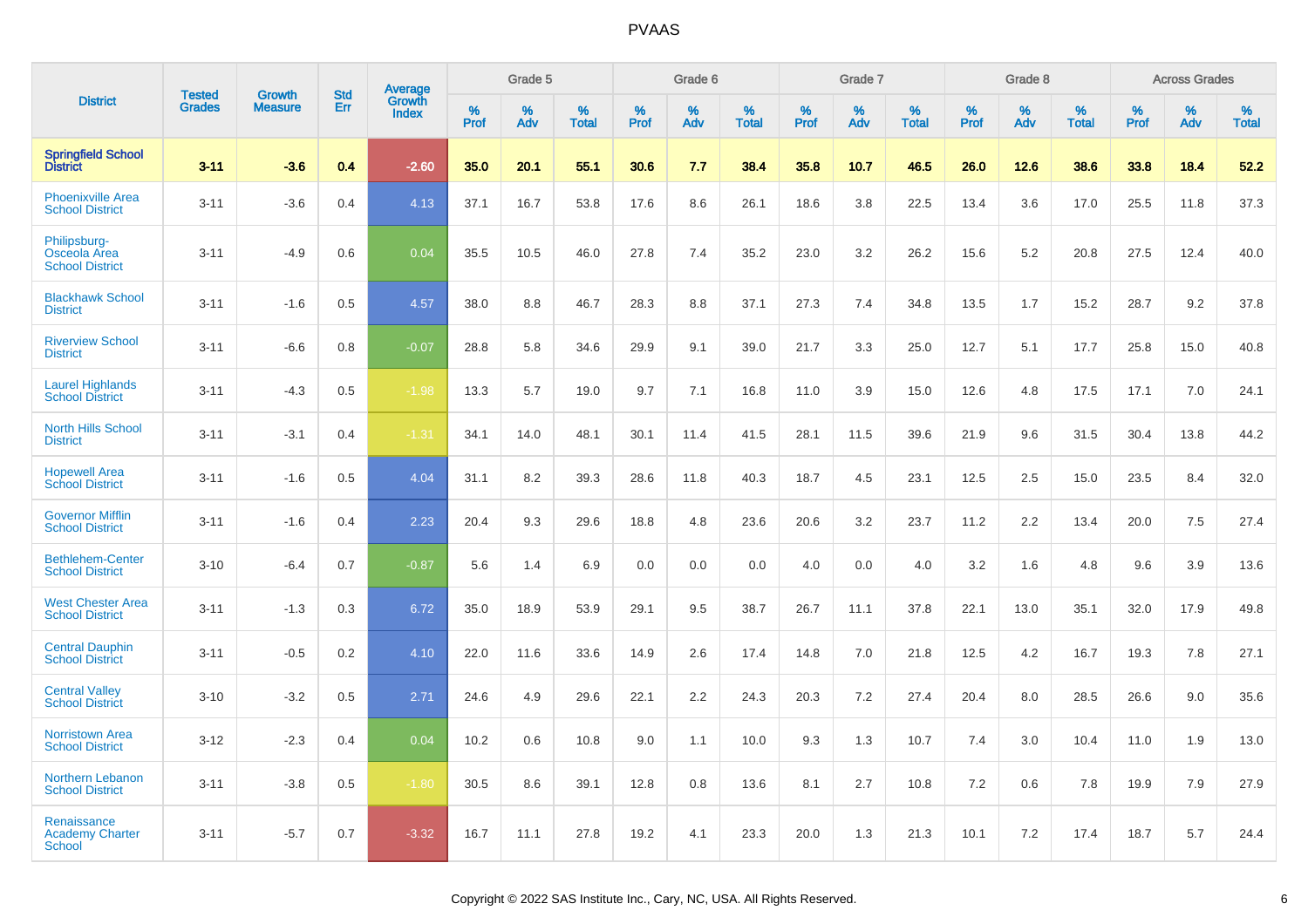# PVAAS

| District | Tested Grades | Growth Measure | Std Err | Average Growth Index | Grade 5 | | | Grade 6 | | | Grade 7 | | | Grade 8 | | | Across Grades | | |
|---|---|---|---|---|---|---|---|---|---|---|---|---|---|---|---|---|---|---|---|
| | | | | | % Prof | % Adv | % Total | % Prof | % Adv | % Total | % Prof | % Adv | % Total | % Prof | % Adv | % Total | % Prof | % Adv | % Total |
| **Springfield School District** | **3-11** | **-3.6** | **0.4** | **-2.60** | **35.0** | **20.1** | **55.1** | **30.6** | **7.7** | **38.4** | **35.8** | **10.7** | **46.5** | **26.0** | **12.6** | **38.6** | **33.8** | **18.4** | **52.2** |
| Phoenixville Area School District | 3-11 | -3.6 | 0.4 | 4.13 | 37.1 | 16.7 | 53.8 | 17.6 | 8.6 | 26.1 | 18.6 | 3.8 | 22.5 | 13.4 | 3.6 | 17.0 | 25.5 | 11.8 | 37.3 |
| Philipsburg-Osceola Area School District | 3-11 | -4.9 | 0.6 | 0.04 | 35.5 | 10.5 | 46.0 | 27.8 | 7.4 | 35.2 | 23.0 | 3.2 | 26.2 | 15.6 | 5.2 | 20.8 | 27.5 | 12.4 | 40.0 |
| Blackhawk School District | 3-11 | -1.6 | 0.5 | 4.57 | 38.0 | 8.8 | 46.7 | 28.3 | 8.8 | 37.1 | 27.3 | 7.4 | 34.8 | 13.5 | 1.7 | 15.2 | 28.7 | 9.2 | 37.8 |
| Riverview School District | 3-11 | -6.6 | 0.8 | -0.07 | 28.8 | 5.8 | 34.6 | 29.9 | 9.1 | 39.0 | 21.7 | 3.3 | 25.0 | 12.7 | 5.1 | 17.7 | 25.8 | 15.0 | 40.8 |
| Laurel Highlands School District | 3-11 | -4.3 | 0.5 | -1.98 | 13.3 | 5.7 | 19.0 | 9.7 | 7.1 | 16.8 | 11.0 | 3.9 | 15.0 | 12.6 | 4.8 | 17.5 | 17.1 | 7.0 | 24.1 |
| North Hills School District | 3-11 | -3.1 | 0.4 | -1.31 | 34.1 | 14.0 | 48.1 | 30.1 | 11.4 | 41.5 | 28.1 | 11.5 | 39.6 | 21.9 | 9.6 | 31.5 | 30.4 | 13.8 | 44.2 |
| Hopewell Area School District | 3-11 | -1.6 | 0.5 | 4.04 | 31.1 | 8.2 | 39.3 | 28.6 | 11.8 | 40.3 | 18.7 | 4.5 | 23.1 | 12.5 | 2.5 | 15.0 | 23.5 | 8.4 | 32.0 |
| Governor Mifflin School District | 3-11 | -1.6 | 0.4 | 2.23 | 20.4 | 9.3 | 29.6 | 18.8 | 4.8 | 23.6 | 20.6 | 3.2 | 23.7 | 11.2 | 2.2 | 13.4 | 20.0 | 7.5 | 27.4 |
| Bethlehem-Center School District | 3-10 | -6.4 | 0.7 | -0.87 | 5.6 | 1.4 | 6.9 | 0.0 | 0.0 | 0.0 | 4.0 | 0.0 | 4.0 | 3.2 | 1.6 | 4.8 | 9.6 | 3.9 | 13.6 |
| West Chester Area School District | 3-11 | -1.3 | 0.3 | 6.72 | 35.0 | 18.9 | 53.9 | 29.1 | 9.5 | 38.7 | 26.7 | 11.1 | 37.8 | 22.1 | 13.0 | 35.1 | 32.0 | 17.9 | 49.8 |
| Central Dauphin School District | 3-11 | -0.5 | 0.2 | 4.10 | 22.0 | 11.6 | 33.6 | 14.9 | 2.6 | 17.4 | 14.8 | 7.0 | 21.8 | 12.5 | 4.2 | 16.7 | 19.3 | 7.8 | 27.1 |
| Central Valley School District | 3-10 | -3.2 | 0.5 | 2.71 | 24.6 | 4.9 | 29.6 | 22.1 | 2.2 | 24.3 | 20.3 | 7.2 | 27.4 | 20.4 | 8.0 | 28.5 | 26.6 | 9.0 | 35.6 |
| Norristown Area School District | 3-12 | -2.3 | 0.4 | 0.04 | 10.2 | 0.6 | 10.8 | 9.0 | 1.1 | 10.0 | 9.3 | 1.3 | 10.7 | 7.4 | 3.0 | 10.4 | 11.0 | 1.9 | 13.0 |
| Northern Lebanon School District | 3-11 | -3.8 | 0.5 | -1.80 | 30.5 | 8.6 | 39.1 | 12.8 | 0.8 | 13.6 | 8.1 | 2.7 | 10.8 | 7.2 | 0.6 | 7.8 | 19.9 | 7.9 | 27.9 |
| Renaissance Academy Charter School | 3-11 | -5.7 | 0.7 | -3.32 | 16.7 | 11.1 | 27.8 | 19.2 | 4.1 | 23.3 | 20.0 | 1.3 | 21.3 | 10.1 | 7.2 | 17.4 | 18.7 | 5.7 | 24.4 |

Copyright © 2022 SAS Institute Inc., Cary, NC, USA. All Rights Reserved.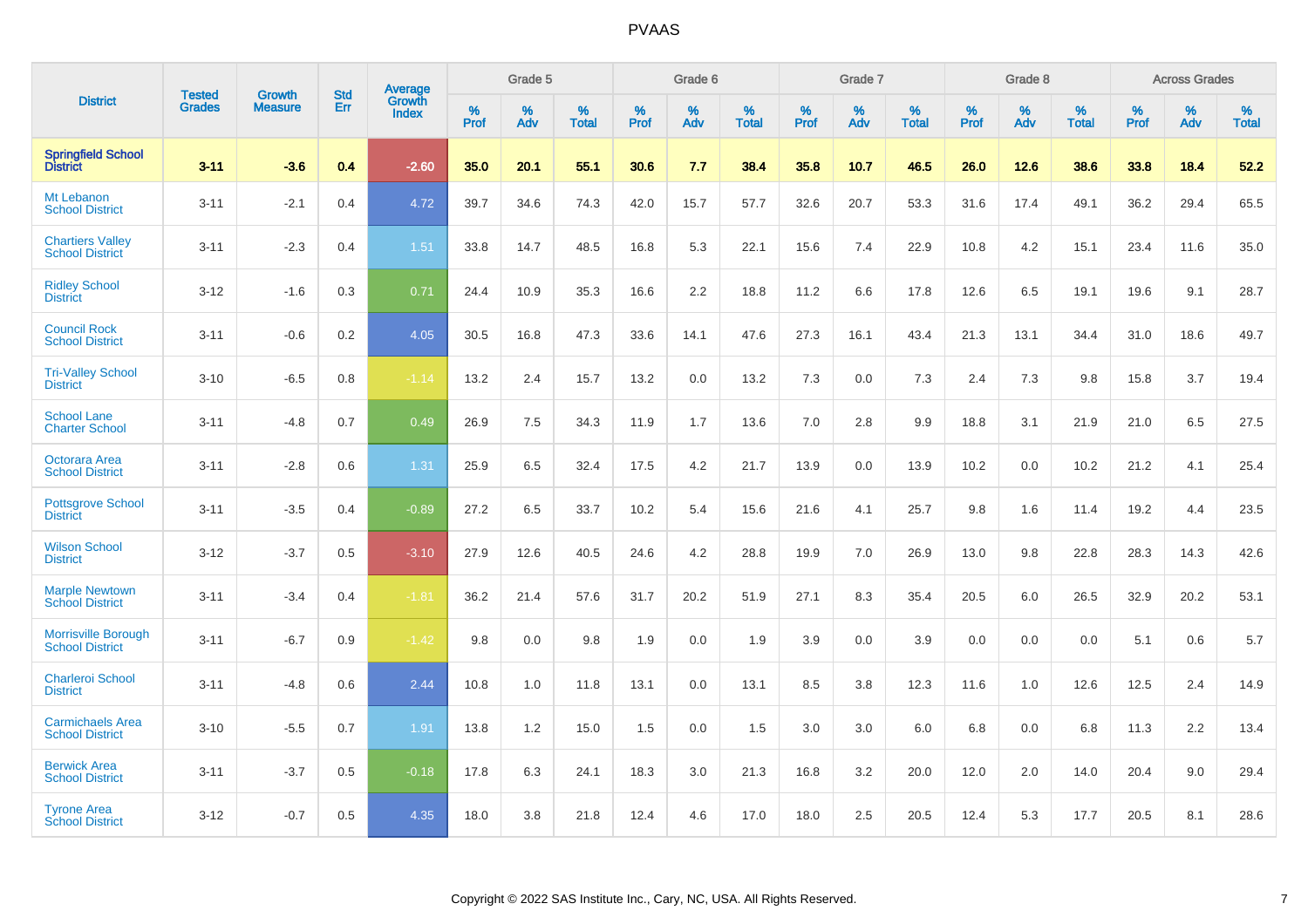# PVAAS

| District | Tested Grades | Growth Measure | Std Err | Average Growth Index | Grade 5 | | | Grade 6 | | | Grade 7 | | | Grade 8 | | | Across Grades | | |
|---|---|---|---|---|---|---|---|---|---|---|---|---|---|---|---|---|---|---|---|
| | | | | | % Prof | % Adv | % Total | % Prof | % Adv | % Total | % Prof | % Adv | % Total | % Prof | % Adv | % Total | % Prof | % Adv | % Total |
| **Springfield School District** | **3-11** | **-3.6** | **0.4** | **-2.60** | **35.0** | **20.1** | **55.1** | **30.6** | **7.7** | **38.4** | **35.8** | **10.7** | **46.5** | **26.0** | **12.6** | **38.6** | **33.8** | **18.4** | **52.2** |
| Mt Lebanon School District | 3-11 | -2.1 | 0.4 | 4.72 | 39.7 | 34.6 | 74.3 | 42.0 | 15.7 | 57.7 | 32.6 | 20.7 | 53.3 | 31.6 | 17.4 | 49.1 | 36.2 | 29.4 | 65.5 |
| Chartiers Valley School District | 3-11 | -2.3 | 0.4 | 1.51 | 33.8 | 14.7 | 48.5 | 16.8 | 5.3 | 22.1 | 15.6 | 7.4 | 22.9 | 10.8 | 4.2 | 15.1 | 23.4 | 11.6 | 35.0 |
| Ridley School District | 3-12 | -1.6 | 0.3 | 0.71 | 24.4 | 10.9 | 35.3 | 16.6 | 2.2 | 18.8 | 11.2 | 6.6 | 17.8 | 12.6 | 6.5 | 19.1 | 19.6 | 9.1 | 28.7 |
| Council Rock School District | 3-11 | -0.6 | 0.2 | 4.05 | 30.5 | 16.8 | 47.3 | 33.6 | 14.1 | 47.6 | 27.3 | 16.1 | 43.4 | 21.3 | 13.1 | 34.4 | 31.0 | 18.6 | 49.7 |
| Tri-Valley School District | 3-10 | -6.5 | 0.8 | -1.14 | 13.2 | 2.4 | 15.7 | 13.2 | 0.0 | 13.2 | 7.3 | 0.0 | 7.3 | 2.4 | 7.3 | 9.8 | 15.8 | 3.7 | 19.4 |
| School Lane Charter School | 3-11 | -4.8 | 0.7 | 0.49 | 26.9 | 7.5 | 34.3 | 11.9 | 1.7 | 13.6 | 7.0 | 2.8 | 9.9 | 18.8 | 3.1 | 21.9 | 21.0 | 6.5 | 27.5 |
| Octorara Area School District | 3-11 | -2.8 | 0.6 | 1.31 | 25.9 | 6.5 | 32.4 | 17.5 | 4.2 | 21.7 | 13.9 | 0.0 | 13.9 | 10.2 | 0.0 | 10.2 | 21.2 | 4.1 | 25.4 |
| Pottsgrove School District | 3-11 | -3.5 | 0.4 | -0.89 | 27.2 | 6.5 | 33.7 | 10.2 | 5.4 | 15.6 | 21.6 | 4.1 | 25.7 | 9.8 | 1.6 | 11.4 | 19.2 | 4.4 | 23.5 |
| Wilson School District | 3-12 | -3.7 | 0.5 | -3.10 | 27.9 | 12.6 | 40.5 | 24.6 | 4.2 | 28.8 | 19.9 | 7.0 | 26.9 | 13.0 | 9.8 | 22.8 | 28.3 | 14.3 | 42.6 |
| Marple Newtown School District | 3-11 | -3.4 | 0.4 | -1.81 | 36.2 | 21.4 | 57.6 | 31.7 | 20.2 | 51.9 | 27.1 | 8.3 | 35.4 | 20.5 | 6.0 | 26.5 | 32.9 | 20.2 | 53.1 |
| Morrisville Borough School District | 3-11 | -6.7 | 0.9 | -1.42 | 9.8 | 0.0 | 9.8 | 1.9 | 0.0 | 1.9 | 3.9 | 0.0 | 3.9 | 0.0 | 0.0 | 0.0 | 5.1 | 0.6 | 5.7 |
| Charleroi School District | 3-11 | -4.8 | 0.6 | 2.44 | 10.8 | 1.0 | 11.8 | 13.1 | 0.0 | 13.1 | 8.5 | 3.8 | 12.3 | 11.6 | 1.0 | 12.6 | 12.5 | 2.4 | 14.9 |
| Carmichaels Area School District | 3-10 | -5.5 | 0.7 | 1.91 | 13.8 | 1.2 | 15.0 | 1.5 | 0.0 | 1.5 | 3.0 | 3.0 | 6.0 | 6.8 | 0.0 | 6.8 | 11.3 | 2.2 | 13.4 |
| Berwick Area School District | 3-11 | -3.7 | 0.5 | -0.18 | 17.8 | 6.3 | 24.1 | 18.3 | 3.0 | 21.3 | 16.8 | 3.2 | 20.0 | 12.0 | 2.0 | 14.0 | 20.4 | 9.0 | 29.4 |
| Tyrone Area School District | 3-12 | -0.7 | 0.5 | 4.35 | 18.0 | 3.8 | 21.8 | 12.4 | 4.6 | 17.0 | 18.0 | 2.5 | 20.5 | 12.4 | 5.3 | 17.7 | 20.5 | 8.1 | 28.6 |

Copyright © 2022 SAS Institute Inc., Cary, NC, USA. All Rights Reserved.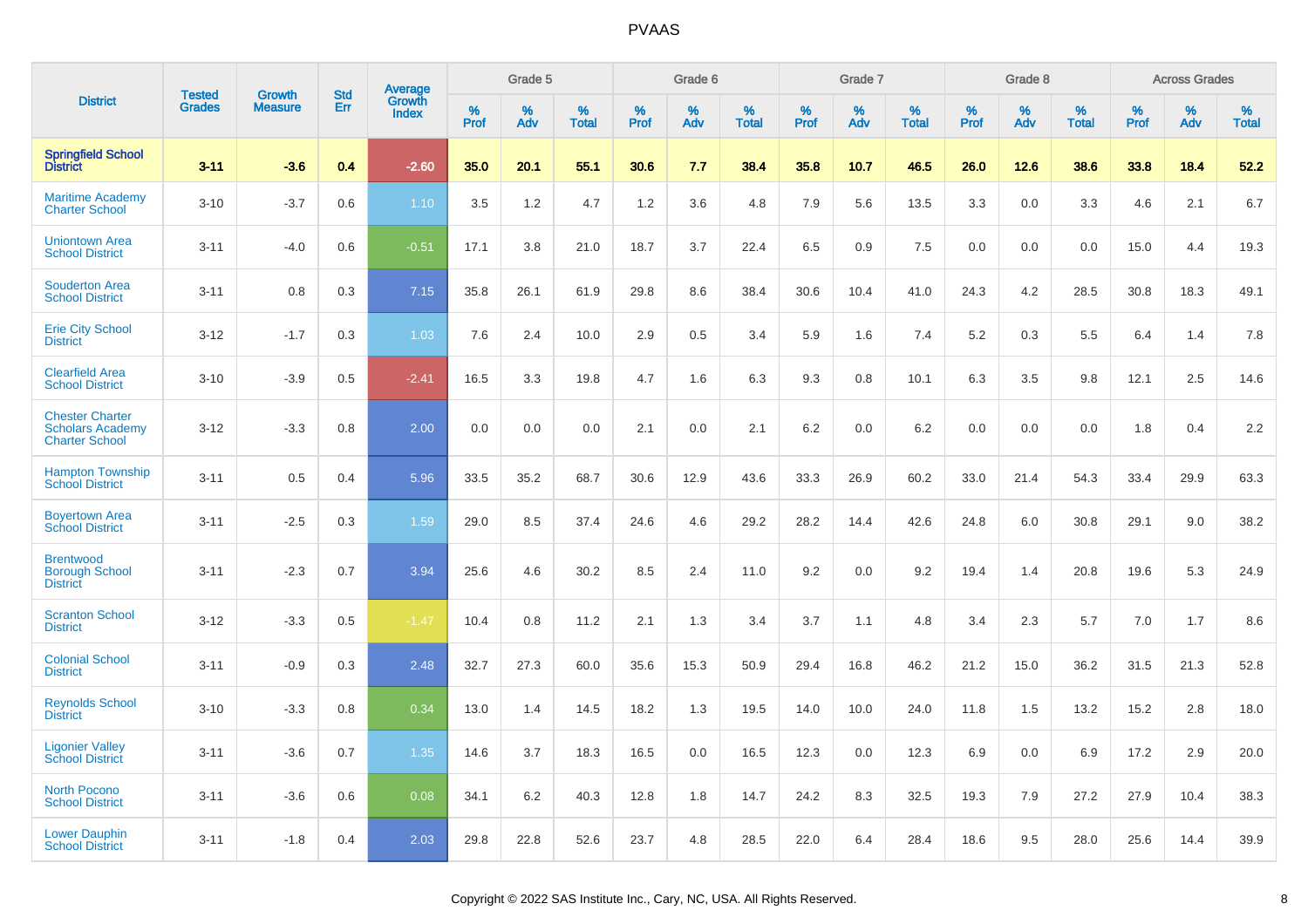# PVAAS

| District | Tested Grades | Growth Measure | Std Err | Average Growth Index | Grade 5 | | | Grade 6 | | | Grade 7 | | | Grade 8 | | | Across Grades | | |
|---|---|---|---|---|---|---|---|---|---|---|---|---|---|---|---|---|---|---|---|
| | | | | | % Prof | % Adv | % Total | % Prof | % Adv | % Total | % Prof | % Adv | % Total | % Prof | % Adv | % Total | % Prof | % Adv | % Total |
| **Springfield School District** | **3-11** | **-3.6** | **0.4** | **-2.60** | **35.0** | **20.1** | **55.1** | **30.6** | **7.7** | **38.4** | **35.8** | **10.7** | **46.5** | **26.0** | **12.6** | **38.6** | **33.8** | **18.4** | **52.2** |
| Maritime Academy Charter School | 3-10 | -3.7 | 0.6 | 1.10 | 3.5 | 1.2 | 4.7 | 1.2 | 3.6 | 4.8 | 7.9 | 5.6 | 13.5 | 3.3 | 0.0 | 3.3 | 4.6 | 2.1 | 6.7 |
| Uniontown Area School District | 3-11 | -4.0 | 0.6 | -0.51 | 17.1 | 3.8 | 21.0 | 18.7 | 3.7 | 22.4 | 6.5 | 0.9 | 7.5 | 0.0 | 0.0 | 0.0 | 15.0 | 4.4 | 19.3 |
| Souderton Area School District | 3-11 | 0.8 | 0.3 | 7.15 | 35.8 | 26.1 | 61.9 | 29.8 | 8.6 | 38.4 | 30.6 | 10.4 | 41.0 | 24.3 | 4.2 | 28.5 | 30.8 | 18.3 | 49.1 |
| Erie City School District | 3-12 | -1.7 | 0.3 | 1.03 | 7.6 | 2.4 | 10.0 | 2.9 | 0.5 | 3.4 | 5.9 | 1.6 | 7.4 | 5.2 | 0.3 | 5.5 | 6.4 | 1.4 | 7.8 |
| Clearfield Area School District | 3-10 | -3.9 | 0.5 | -2.41 | 16.5 | 3.3 | 19.8 | 4.7 | 1.6 | 6.3 | 9.3 | 0.8 | 10.1 | 6.3 | 3.5 | 9.8 | 12.1 | 2.5 | 14.6 |
| Chester Charter Scholars Academy Charter School | 3-12 | -3.3 | 0.8 | 2.00 | 0.0 | 0.0 | 0.0 | 2.1 | 0.0 | 2.1 | 6.2 | 0.0 | 6.2 | 0.0 | 0.0 | 0.0 | 1.8 | 0.4 | 2.2 |
| Hampton Township School District | 3-11 | 0.5 | 0.4 | 5.96 | 33.5 | 35.2 | 68.7 | 30.6 | 12.9 | 43.6 | 33.3 | 26.9 | 60.2 | 33.0 | 21.4 | 54.3 | 33.4 | 29.9 | 63.3 |
| Boyertown Area School District | 3-11 | -2.5 | 0.3 | 1.59 | 29.0 | 8.5 | 37.4 | 24.6 | 4.6 | 29.2 | 28.2 | 14.4 | 42.6 | 24.8 | 6.0 | 30.8 | 29.1 | 9.0 | 38.2 |
| Brentwood Borough School District | 3-11 | -2.3 | 0.7 | 3.94 | 25.6 | 4.6 | 30.2 | 8.5 | 2.4 | 11.0 | 9.2 | 0.0 | 9.2 | 19.4 | 1.4 | 20.8 | 19.6 | 5.3 | 24.9 |
| Scranton School District | 3-12 | -3.3 | 0.5 | -1.47 | 10.4 | 0.8 | 11.2 | 2.1 | 1.3 | 3.4 | 3.7 | 1.1 | 4.8 | 3.4 | 2.3 | 5.7 | 7.0 | 1.7 | 8.6 |
| Colonial School District | 3-11 | -0.9 | 0.3 | 2.48 | 32.7 | 27.3 | 60.0 | 35.6 | 15.3 | 50.9 | 29.4 | 16.8 | 46.2 | 21.2 | 15.0 | 36.2 | 31.5 | 21.3 | 52.8 |
| Reynolds School District | 3-10 | -3.3 | 0.8 | 0.34 | 13.0 | 1.4 | 14.5 | 18.2 | 1.3 | 19.5 | 14.0 | 10.0 | 24.0 | 11.8 | 1.5 | 13.2 | 15.2 | 2.8 | 18.0 |
| Ligonier Valley School District | 3-11 | -3.6 | 0.7 | 1.35 | 14.6 | 3.7 | 18.3 | 16.5 | 0.0 | 16.5 | 12.3 | 0.0 | 12.3 | 6.9 | 0.0 | 6.9 | 17.2 | 2.9 | 20.0 |
| North Pocono School District | 3-11 | -3.6 | 0.6 | 0.08 | 34.1 | 6.2 | 40.3 | 12.8 | 1.8 | 14.7 | 24.2 | 8.3 | 32.5 | 19.3 | 7.9 | 27.2 | 27.9 | 10.4 | 38.3 |
| Lower Dauphin School District | 3-11 | -1.8 | 0.4 | 2.03 | 29.8 | 22.8 | 52.6 | 23.7 | 4.8 | 28.5 | 22.0 | 6.4 | 28.4 | 18.6 | 9.5 | 28.0 | 25.6 | 14.4 | 39.9 |

Copyright © 2022 SAS Institute Inc., Cary, NC, USA. All Rights Reserved.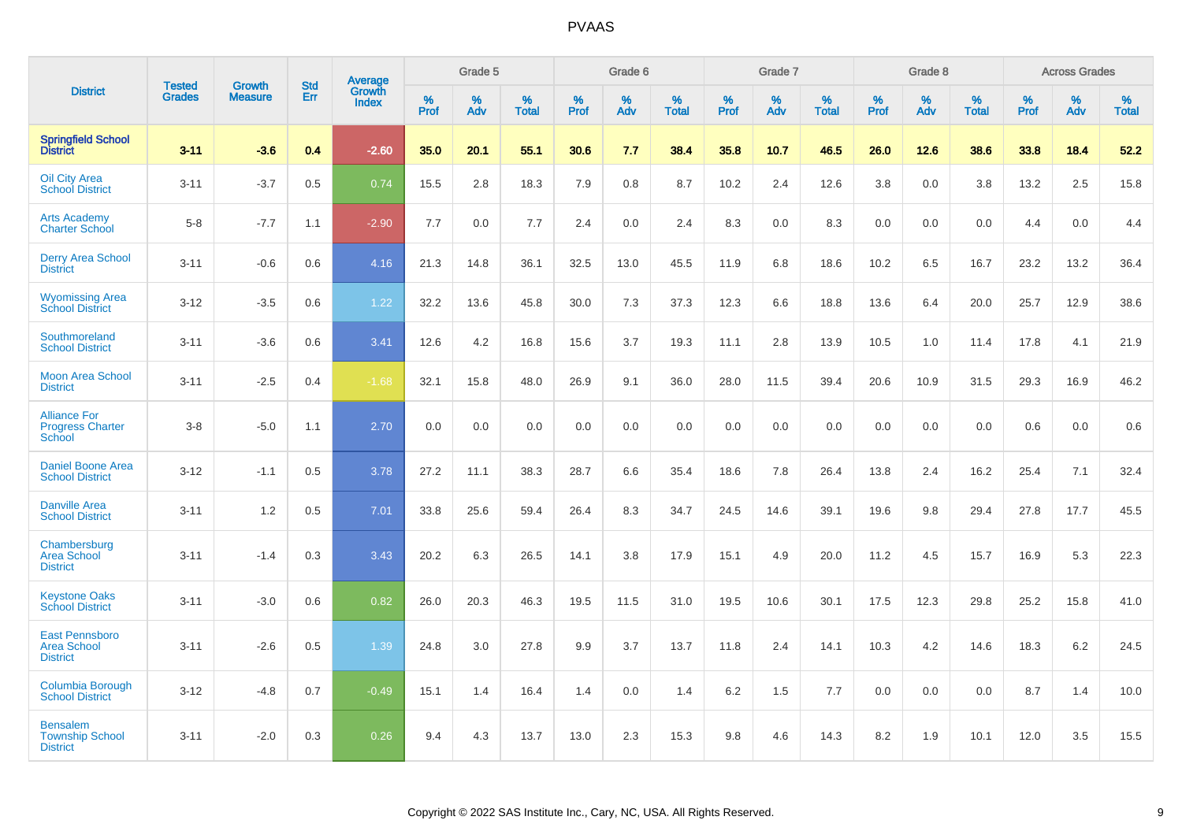# PVAAS

| District | Tested Grades | Growth Measure | Std Err | Average Growth Index | Grade 5 | | | Grade 6 | | | Grade 7 | | | Grade 8 | | | Across Grades | | |
|---|---|---|---|---|---|---|---|---|---|---|---|---|---|---|---|---|---|---|---|
| | | | | | % Prof | % Adv | % Total | % Prof | % Adv | % Total | % Prof | % Adv | % Total | % Prof | % Adv | % Total | % Prof | % Adv | % Total |
| **Springfield School District** | **3-11** | **-3.6** | **0.4** | **-2.60** | **35.0** | **20.1** | **55.1** | **30.6** | **7.7** | **38.4** | **35.8** | **10.7** | **46.5** | **26.0** | **12.6** | **38.6** | **33.8** | **18.4** | **52.2** |
| Oil City Area School District | 3-11 | -3.7 | 0.5 | 0.74 | 15.5 | 2.8 | 18.3 | 7.9 | 0.8 | 8.7 | 10.2 | 2.4 | 12.6 | 3.8 | 0.0 | 3.8 | 13.2 | 2.5 | 15.8 |
| Arts Academy Charter School | 5-8 | -7.7 | 1.1 | -2.90 | 7.7 | 0.0 | 7.7 | 2.4 | 0.0 | 2.4 | 8.3 | 0.0 | 8.3 | 0.0 | 0.0 | 0.0 | 4.4 | 0.0 | 4.4 |
| Derry Area School District | 3-11 | -0.6 | 0.6 | 4.16 | 21.3 | 14.8 | 36.1 | 32.5 | 13.0 | 45.5 | 11.9 | 6.8 | 18.6 | 10.2 | 6.5 | 16.7 | 23.2 | 13.2 | 36.4 |
| Wyomissing Area School District | 3-12 | -3.5 | 0.6 | 1.22 | 32.2 | 13.6 | 45.8 | 30.0 | 7.3 | 37.3 | 12.3 | 6.6 | 18.8 | 13.6 | 6.4 | 20.0 | 25.7 | 12.9 | 38.6 |
| Southmoreland School District | 3-11 | -3.6 | 0.6 | 3.41 | 12.6 | 4.2 | 16.8 | 15.6 | 3.7 | 19.3 | 11.1 | 2.8 | 13.9 | 10.5 | 1.0 | 11.4 | 17.8 | 4.1 | 21.9 |
| Moon Area School District | 3-11 | -2.5 | 0.4 | -1.68 | 32.1 | 15.8 | 48.0 | 26.9 | 9.1 | 36.0 | 28.0 | 11.5 | 39.4 | 20.6 | 10.9 | 31.5 | 29.3 | 16.9 | 46.2 |
| Alliance For Progress Charter School | 3-8 | -5.0 | 1.1 | 2.70 | 0.0 | 0.0 | 0.0 | 0.0 | 0.0 | 0.0 | 0.0 | 0.0 | 0.0 | 0.0 | 0.0 | 0.0 | 0.6 | 0.0 | 0.6 |
| Daniel Boone Area School District | 3-12 | -1.1 | 0.5 | 3.78 | 27.2 | 11.1 | 38.3 | 28.7 | 6.6 | 35.4 | 18.6 | 7.8 | 26.4 | 13.8 | 2.4 | 16.2 | 25.4 | 7.1 | 32.4 |
| Danville Area School District | 3-11 | 1.2 | 0.5 | 7.01 | 33.8 | 25.6 | 59.4 | 26.4 | 8.3 | 34.7 | 24.5 | 14.6 | 39.1 | 19.6 | 9.8 | 29.4 | 27.8 | 17.7 | 45.5 |
| Chambersburg Area School District | 3-11 | -1.4 | 0.3 | 3.43 | 20.2 | 6.3 | 26.5 | 14.1 | 3.8 | 17.9 | 15.1 | 4.9 | 20.0 | 11.2 | 4.5 | 15.7 | 16.9 | 5.3 | 22.3 |
| Keystone Oaks School District | 3-11 | -3.0 | 0.6 | 0.82 | 26.0 | 20.3 | 46.3 | 19.5 | 11.5 | 31.0 | 19.5 | 10.6 | 30.1 | 17.5 | 12.3 | 29.8 | 25.2 | 15.8 | 41.0 |
| East Pennsboro Area School District | 3-11 | -2.6 | 0.5 | 1.39 | 24.8 | 3.0 | 27.8 | 9.9 | 3.7 | 13.7 | 11.8 | 2.4 | 14.1 | 10.3 | 4.2 | 14.6 | 18.3 | 6.2 | 24.5 |
| Columbia Borough School District | 3-12 | -4.8 | 0.7 | -0.49 | 15.1 | 1.4 | 16.4 | 1.4 | 0.0 | 1.4 | 6.2 | 1.5 | 7.7 | 0.0 | 0.0 | 0.0 | 8.7 | 1.4 | 10.0 |
| Bensalem Township School District | 3-11 | -2.0 | 0.3 | 0.26 | 9.4 | 4.3 | 13.7 | 13.0 | 2.3 | 15.3 | 9.8 | 4.6 | 14.3 | 8.2 | 1.9 | 10.1 | 12.0 | 3.5 | 15.5 |

Copyright © 2022 SAS Institute Inc., Cary, NC, USA. All Rights Reserved.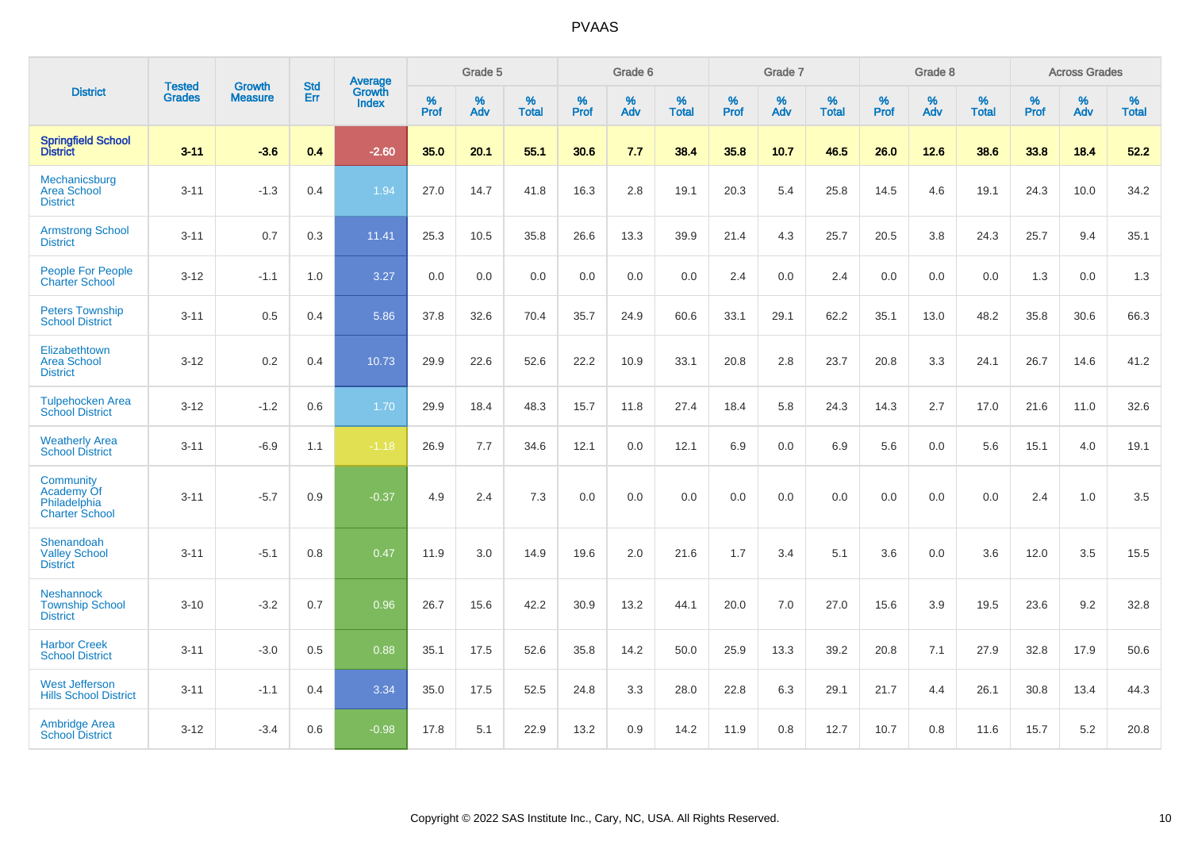# PVAAS

| District | Tested Grades | Growth Measure | Std Err | Average Growth Index | Grade 5 | | | Grade 6 | | | Grade 7 | | | Grade 8 | | | Across Grades | | |
|---|---|---|---|---|---|---|---|---|---|---|---|---|---|---|---|---|---|---|---|
| | | | | | % Prof | % Adv | % Total | % Prof | % Adv | % Total | % Prof | % Adv | % Total | % Prof | % Adv | % Total | % Prof | % Adv | % Total |
| **Springfield School District** | **3-11** | **-3.6** | **0.4** | **-2.60** | **35.0** | **20.1** | **55.1** | **30.6** | **7.7** | **38.4** | **35.8** | **10.7** | **46.5** | **26.0** | **12.6** | **38.6** | **33.8** | **18.4** | **52.2** |
| Mechanicsburg Area School District | 3-11 | -1.3 | 0.4 | 1.94 | 27.0 | 14.7 | 41.8 | 16.3 | 2.8 | 19.1 | 20.3 | 5.4 | 25.8 | 14.5 | 4.6 | 19.1 | 24.3 | 10.0 | 34.2 |
| Armstrong School District | 3-11 | 0.7 | 0.3 | 11.41 | 25.3 | 10.5 | 35.8 | 26.6 | 13.3 | 39.9 | 21.4 | 4.3 | 25.7 | 20.5 | 3.8 | 24.3 | 25.7 | 9.4 | 35.1 |
| People For People Charter School | 3-12 | -1.1 | 1.0 | 3.27 | 0.0 | 0.0 | 0.0 | 0.0 | 0.0 | 0.0 | 2.4 | 0.0 | 2.4 | 0.0 | 0.0 | 0.0 | 1.3 | 0.0 | 1.3 |
| Peters Township School District | 3-11 | 0.5 | 0.4 | 5.86 | 37.8 | 32.6 | 70.4 | 35.7 | 24.9 | 60.6 | 33.1 | 29.1 | 62.2 | 35.1 | 13.0 | 48.2 | 35.8 | 30.6 | 66.3 |
| Elizabethtown Area School District | 3-12 | 0.2 | 0.4 | 10.73 | 29.9 | 22.6 | 52.6 | 22.2 | 10.9 | 33.1 | 20.8 | 2.8 | 23.7 | 20.8 | 3.3 | 24.1 | 26.7 | 14.6 | 41.2 |
| Tulpehocken Area School District | 3-12 | -1.2 | 0.6 | 1.70 | 29.9 | 18.4 | 48.3 | 15.7 | 11.8 | 27.4 | 18.4 | 5.8 | 24.3 | 14.3 | 2.7 | 17.0 | 21.6 | 11.0 | 32.6 |
| Weatherly Area School District | 3-11 | -6.9 | 1.1 | -1.18 | 26.9 | 7.7 | 34.6 | 12.1 | 0.0 | 12.1 | 6.9 | 0.0 | 6.9 | 5.6 | 0.0 | 5.6 | 15.1 | 4.0 | 19.1 |
| Community Academy Of Philadelphia Charter School | 3-11 | -5.7 | 0.9 | -0.37 | 4.9 | 2.4 | 7.3 | 0.0 | 0.0 | 0.0 | 0.0 | 0.0 | 0.0 | 0.0 | 0.0 | 0.0 | 2.4 | 1.0 | 3.5 |
| Shenandoah Valley School District | 3-11 | -5.1 | 0.8 | 0.47 | 11.9 | 3.0 | 14.9 | 19.6 | 2.0 | 21.6 | 1.7 | 3.4 | 5.1 | 3.6 | 0.0 | 3.6 | 12.0 | 3.5 | 15.5 |
| Neshannock Township School District | 3-10 | -3.2 | 0.7 | 0.96 | 26.7 | 15.6 | 42.2 | 30.9 | 13.2 | 44.1 | 20.0 | 7.0 | 27.0 | 15.6 | 3.9 | 19.5 | 23.6 | 9.2 | 32.8 |
| Harbor Creek School District | 3-11 | -3.0 | 0.5 | 0.88 | 35.1 | 17.5 | 52.6 | 35.8 | 14.2 | 50.0 | 25.9 | 13.3 | 39.2 | 20.8 | 7.1 | 27.9 | 32.8 | 17.9 | 50.6 |
| West Jefferson Hills School District | 3-11 | -1.1 | 0.4 | 3.34 | 35.0 | 17.5 | 52.5 | 24.8 | 3.3 | 28.0 | 22.8 | 6.3 | 29.1 | 21.7 | 4.4 | 26.1 | 30.8 | 13.4 | 44.3 |
| Ambridge Area School District | 3-12 | -3.4 | 0.6 | -0.98 | 17.8 | 5.1 | 22.9 | 13.2 | 0.9 | 14.2 | 11.9 | 0.8 | 12.7 | 10.7 | 0.8 | 11.6 | 15.7 | 5.2 | 20.8 |

Copyright © 2022 SAS Institute Inc., Cary, NC, USA. All Rights Reserved.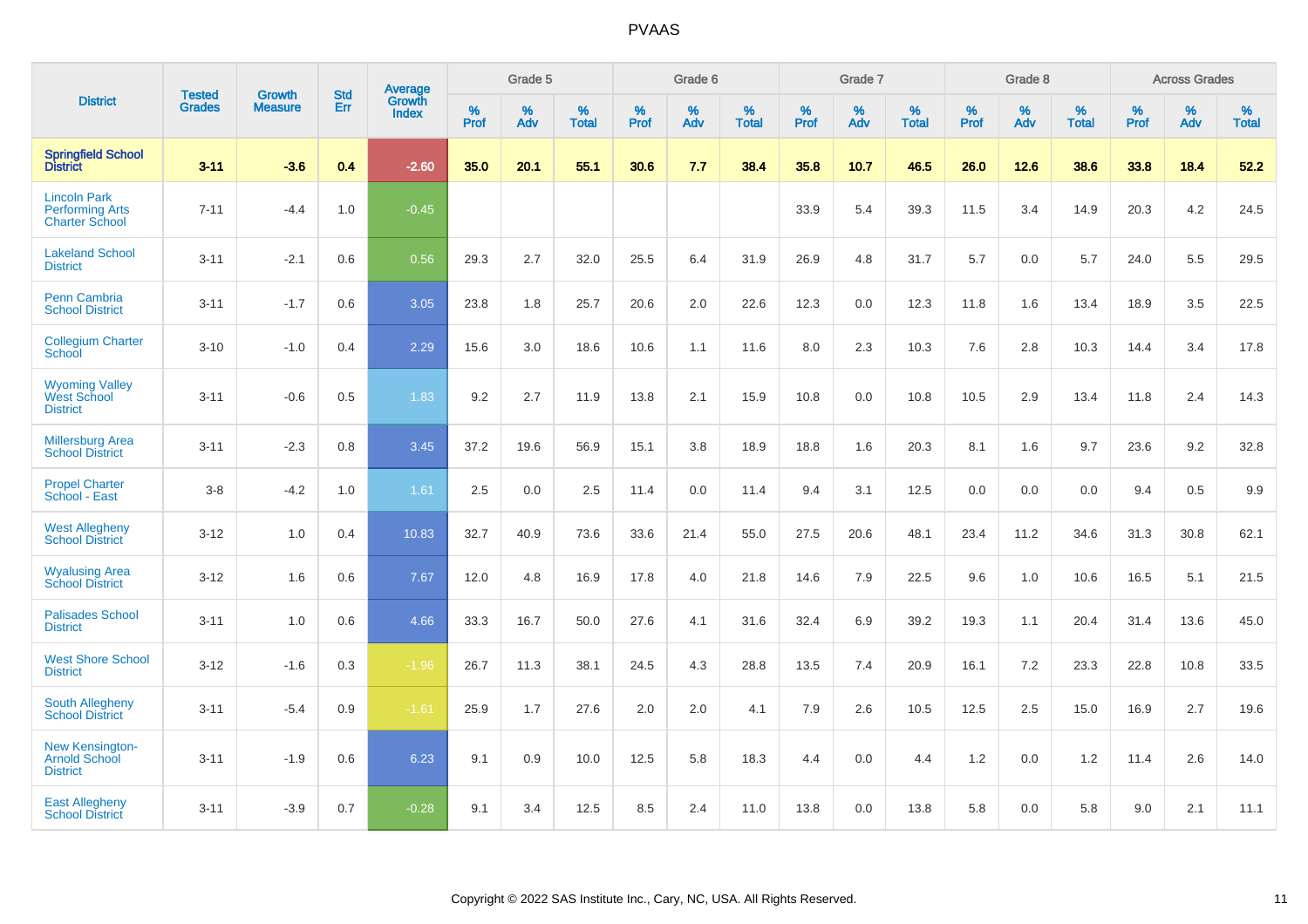# PVAAS

| District | Tested Grades | Growth Measure | Std Err | Average Growth Index | Grade 5 | | | Grade 6 | | | Grade 7 | | | Grade 8 | | | Across Grades | | |
|---|---|---|---|---|---|---|---|---|---|---|---|---|---|---|---|---|---|---|---|
| | | | | | % Prof | % Adv | % Total | % Prof | % Adv | % Total | % Prof | % Adv | % Total | % Prof | % Adv | % Total | % Prof | % Adv | % Total |
| **Springfield School District** | **3-11** | **-3.6** | **0.4** | **-2.60** | **35.0** | **20.1** | **55.1** | **30.6** | **7.7** | **38.4** | **35.8** | **10.7** | **46.5** | **26.0** | **12.6** | **38.6** | **33.8** | **18.4** | **52.2** |
| Lincoln Park Performing Arts Charter School | 7-11 | -4.4 | 1.0 | -0.45 | | | | | | | 33.9 | 5.4 | 39.3 | 11.5 | 3.4 | 14.9 | 20.3 | 4.2 | 24.5 |
| Lakeland School District | 3-11 | -2.1 | 0.6 | 0.56 | 29.3 | 2.7 | 32.0 | 25.5 | 6.4 | 31.9 | 26.9 | 4.8 | 31.7 | 5.7 | 0.0 | 5.7 | 24.0 | 5.5 | 29.5 |
| Penn Cambria School District | 3-11 | -1.7 | 0.6 | 3.05 | 23.8 | 1.8 | 25.7 | 20.6 | 2.0 | 22.6 | 12.3 | 0.0 | 12.3 | 11.8 | 1.6 | 13.4 | 18.9 | 3.5 | 22.5 |
| Collegium Charter School | 3-10 | -1.0 | 0.4 | 2.29 | 15.6 | 3.0 | 18.6 | 10.6 | 1.1 | 11.6 | 8.0 | 2.3 | 10.3 | 7.6 | 2.8 | 10.3 | 14.4 | 3.4 | 17.8 |
| Wyoming Valley West School District | 3-11 | -0.6 | 0.5 | 1.83 | 9.2 | 2.7 | 11.9 | 13.8 | 2.1 | 15.9 | 10.8 | 0.0 | 10.8 | 10.5 | 2.9 | 13.4 | 11.8 | 2.4 | 14.3 |
| Millersburg Area School District | 3-11 | -2.3 | 0.8 | 3.45 | 37.2 | 19.6 | 56.9 | 15.1 | 3.8 | 18.9 | 18.8 | 1.6 | 20.3 | 8.1 | 1.6 | 9.7 | 23.6 | 9.2 | 32.8 |
| Propel Charter School - East | 3-8 | -4.2 | 1.0 | 1.61 | 2.5 | 0.0 | 2.5 | 11.4 | 0.0 | 11.4 | 9.4 | 3.1 | 12.5 | 0.0 | 0.0 | 0.0 | 9.4 | 0.5 | 9.9 |
| West Allegheny School District | 3-12 | 1.0 | 0.4 | 10.83 | 32.7 | 40.9 | 73.6 | 33.6 | 21.4 | 55.0 | 27.5 | 20.6 | 48.1 | 23.4 | 11.2 | 34.6 | 31.3 | 30.8 | 62.1 |
| Wyalusing Area School District | 3-12 | 1.6 | 0.6 | 7.67 | 12.0 | 4.8 | 16.9 | 17.8 | 4.0 | 21.8 | 14.6 | 7.9 | 22.5 | 9.6 | 1.0 | 10.6 | 16.5 | 5.1 | 21.5 |
| Palisades School District | 3-11 | 1.0 | 0.6 | 4.66 | 33.3 | 16.7 | 50.0 | 27.6 | 4.1 | 31.6 | 32.4 | 6.9 | 39.2 | 19.3 | 1.1 | 20.4 | 31.4 | 13.6 | 45.0 |
| West Shore School District | 3-12 | -1.6 | 0.3 | -1.96 | 26.7 | 11.3 | 38.1 | 24.5 | 4.3 | 28.8 | 13.5 | 7.4 | 20.9 | 16.1 | 7.2 | 23.3 | 22.8 | 10.8 | 33.5 |
| South Allegheny School District | 3-11 | -5.4 | 0.9 | -1.61 | 25.9 | 1.7 | 27.6 | 2.0 | 2.0 | 4.1 | 7.9 | 2.6 | 10.5 | 12.5 | 2.5 | 15.0 | 16.9 | 2.7 | 19.6 |
| New Kensington-Arnold School District | 3-11 | -1.9 | 0.6 | 6.23 | 9.1 | 0.9 | 10.0 | 12.5 | 5.8 | 18.3 | 4.4 | 0.0 | 4.4 | 1.2 | 0.0 | 1.2 | 11.4 | 2.6 | 14.0 |
| East Allegheny School District | 3-11 | -3.9 | 0.7 | -0.28 | 9.1 | 3.4 | 12.5 | 8.5 | 2.4 | 11.0 | 13.8 | 0.0 | 13.8 | 5.8 | 0.0 | 5.8 | 9.0 | 2.1 | 11.1 |

Copyright © 2022 SAS Institute Inc., Cary, NC, USA. All Rights Reserved.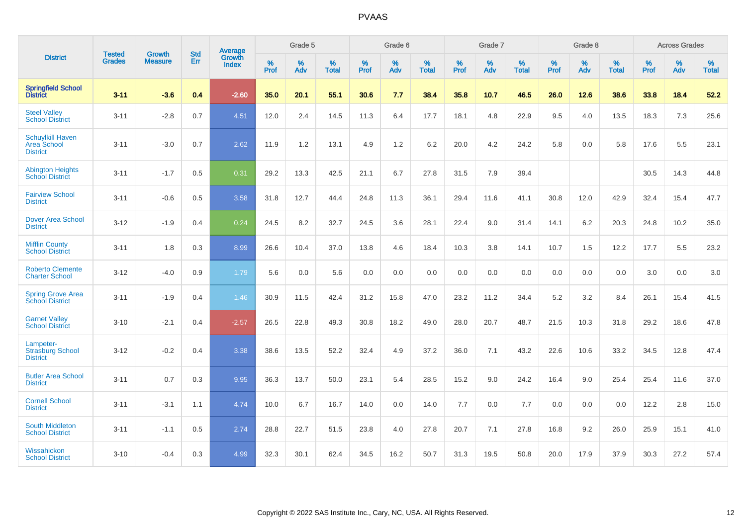| District | Tested Grades | Growth Measure | Std Err | Average Growth Index | Grade 5 | | | Grade 6 | | | Grade 7 | | | Grade 8 | | | Across Grades | | |
|---|---|---|---|---|---|---|---|---|---|---|---|---|---|---|---|---|---|---|---|
| | | | | | % Prof | % Adv | % Total | % Prof | % Adv | % Total | % Prof | % Adv | % Total | % Prof | % Adv | % Total | % Prof | % Adv | % Total |
| **Springfield School District** | **3-11** | **-3.6** | **0.4** | **-2.60** | **35.0** | **20.1** | **55.1** | **30.6** | **7.7** | **38.4** | **35.8** | **10.7** | **46.5** | **26.0** | **12.6** | **38.6** | **33.8** | **18.4** | **52.2** |
| Steel Valley School District | 3-11 | -2.8 | 0.7 | 4.51 | 12.0 | 2.4 | 14.5 | 11.3 | 6.4 | 17.7 | 18.1 | 4.8 | 22.9 | 9.5 | 4.0 | 13.5 | 18.3 | 7.3 | 25.6 |
| Schuylkill Haven Area School District | 3-11 | -3.0 | 0.7 | 2.62 | 11.9 | 1.2 | 13.1 | 4.9 | 1.2 | 6.2 | 20.0 | 4.2 | 24.2 | 5.8 | 0.0 | 5.8 | 17.6 | 5.5 | 23.1 |
| Abington Heights School District | 3-11 | -1.7 | 0.5 | 0.31 | 29.2 | 13.3 | 42.5 | 21.1 | 6.7 | 27.8 | 31.5 | 7.9 | 39.4 | | | | 30.5 | 14.3 | 44.8 |
| Fairview School District | 3-11 | -0.6 | 0.5 | 3.58 | 31.8 | 12.7 | 44.4 | 24.8 | 11.3 | 36.1 | 29.4 | 11.6 | 41.1 | 30.8 | 12.0 | 42.9 | 32.4 | 15.4 | 47.7 |
| Dover Area School District | 3-12 | -1.9 | 0.4 | 0.24 | 24.5 | 8.2 | 32.7 | 24.5 | 3.6 | 28.1 | 22.4 | 9.0 | 31.4 | 14.1 | 6.2 | 20.3 | 24.8 | 10.2 | 35.0 |
| Mifflin County School District | 3-11 | 1.8 | 0.3 | 8.99 | 26.6 | 10.4 | 37.0 | 13.8 | 4.6 | 18.4 | 10.3 | 3.8 | 14.1 | 10.7 | 1.5 | 12.2 | 17.7 | 5.5 | 23.2 |
| Roberto Clemente Charter School | 3-12 | -4.0 | 0.9 | 1.79 | 5.6 | 0.0 | 5.6 | 0.0 | 0.0 | 0.0 | 0.0 | 0.0 | 0.0 | 0.0 | 0.0 | 0.0 | 3.0 | 0.0 | 3.0 |
| Spring Grove Area School District | 3-11 | -1.9 | 0.4 | 1.46 | 30.9 | 11.5 | 42.4 | 31.2 | 15.8 | 47.0 | 23.2 | 11.2 | 34.4 | 5.2 | 3.2 | 8.4 | 26.1 | 15.4 | 41.5 |
| Garnet Valley School District | 3-10 | -2.1 | 0.4 | -2.57 | 26.5 | 22.8 | 49.3 | 30.8 | 18.2 | 49.0 | 28.0 | 20.7 | 48.7 | 21.5 | 10.3 | 31.8 | 29.2 | 18.6 | 47.8 |
| Lampeter-Strasburg School District | 3-12 | -0.2 | 0.4 | 3.38 | 38.6 | 13.5 | 52.2 | 32.4 | 4.9 | 37.2 | 36.0 | 7.1 | 43.2 | 22.6 | 10.6 | 33.2 | 34.5 | 12.8 | 47.4 |
| Butler Area School District | 3-11 | 0.7 | 0.3 | 9.95 | 36.3 | 13.7 | 50.0 | 23.1 | 5.4 | 28.5 | 15.2 | 9.0 | 24.2 | 16.4 | 9.0 | 25.4 | 25.4 | 11.6 | 37.0 |
| Cornell School District | 3-11 | -3.1 | 1.1 | 4.74 | 10.0 | 6.7 | 16.7 | 14.0 | 0.0 | 14.0 | 7.7 | 0.0 | 7.7 | 0.0 | 0.0 | 0.0 | 12.2 | 2.8 | 15.0 |
| South Middleton School District | 3-11 | -1.1 | 0.5 | 2.74 | 28.8 | 22.7 | 51.5 | 23.8 | 4.0 | 27.8 | 20.7 | 7.1 | 27.8 | 16.8 | 9.2 | 26.0 | 25.9 | 15.1 | 41.0 |
| Wissahickon School District | 3-10 | -0.4 | 0.3 | 4.99 | 32.3 | 30.1 | 62.4 | 34.5 | 16.2 | 50.7 | 31.3 | 19.5 | 50.8 | 20.0 | 17.9 | 37.9 | 30.3 | 27.2 | 57.4 |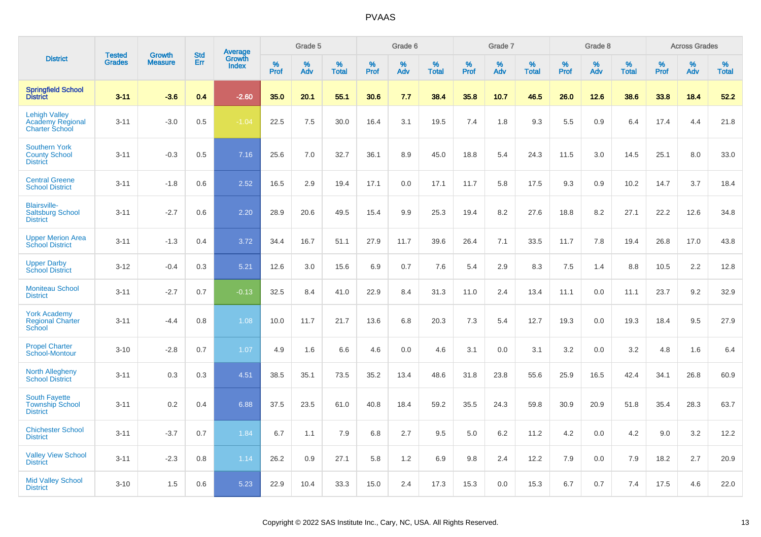| District | Tested Grades | Growth Measure | Std Err | Average Growth Index | Grade 5 | | | Grade 6 | | | Grade 7 | | | Grade 8 | | | Across Grades | | |
|---|---|---|---|---|---|---|---|---|---|---|---|---|---|---|---|---|---|---|---|
| | | | | | % Prof | % Adv | % Total | % Prof | % Adv | % Total | % Prof | % Adv | % Total | % Prof | % Adv | % Total | % Prof | % Adv | % Total |
| **Springfield School District** | **3-11** | **-3.6** | **0.4** | **-2.60** | **35.0** | **20.1** | **55.1** | **30.6** | **7.7** | **38.4** | **35.8** | **10.7** | **46.5** | **26.0** | **12.6** | **38.6** | **33.8** | **18.4** | **52.2** |
| Lehigh Valley Academy Regional Charter School | 3-11 | -3.0 | 0.5 | -1.04 | 22.5 | 7.5 | 30.0 | 16.4 | 3.1 | 19.5 | 7.4 | 1.8 | 9.3 | 5.5 | 0.9 | 6.4 | 17.4 | 4.4 | 21.8 |
| Southern York County School District | 3-11 | -0.3 | 0.5 | 7.16 | 25.6 | 7.0 | 32.7 | 36.1 | 8.9 | 45.0 | 18.8 | 5.4 | 24.3 | 11.5 | 3.0 | 14.5 | 25.1 | 8.0 | 33.0 |
| Central Greene School District | 3-11 | -1.8 | 0.6 | 2.52 | 16.5 | 2.9 | 19.4 | 17.1 | 0.0 | 17.1 | 11.7 | 5.8 | 17.5 | 9.3 | 0.9 | 10.2 | 14.7 | 3.7 | 18.4 |
| Blairsville-Saltsburg School District | 3-11 | -2.7 | 0.6 | 2.20 | 28.9 | 20.6 | 49.5 | 15.4 | 9.9 | 25.3 | 19.4 | 8.2 | 27.6 | 18.8 | 8.2 | 27.1 | 22.2 | 12.6 | 34.8 |
| Upper Merion Area School District | 3-11 | -1.3 | 0.4 | 3.72 | 34.4 | 16.7 | 51.1 | 27.9 | 11.7 | 39.6 | 26.4 | 7.1 | 33.5 | 11.7 | 7.8 | 19.4 | 26.8 | 17.0 | 43.8 |
| Upper Darby School District | 3-12 | -0.4 | 0.3 | 5.21 | 12.6 | 3.0 | 15.6 | 6.9 | 0.7 | 7.6 | 5.4 | 2.9 | 8.3 | 7.5 | 1.4 | 8.8 | 10.5 | 2.2 | 12.8 |
| Moniteau School District | 3-11 | -2.7 | 0.7 | -0.13 | 32.5 | 8.4 | 41.0 | 22.9 | 8.4 | 31.3 | 11.0 | 2.4 | 13.4 | 11.1 | 0.0 | 11.1 | 23.7 | 9.2 | 32.9 |
| York Academy Regional Charter School | 3-11 | -4.4 | 0.8 | 1.08 | 10.0 | 11.7 | 21.7 | 13.6 | 6.8 | 20.3 | 7.3 | 5.4 | 12.7 | 19.3 | 0.0 | 19.3 | 18.4 | 9.5 | 27.9 |
| Propel Charter School-Montour | 3-10 | -2.8 | 0.7 | 1.07 | 4.9 | 1.6 | 6.6 | 4.6 | 0.0 | 4.6 | 3.1 | 0.0 | 3.1 | 3.2 | 0.0 | 3.2 | 4.8 | 1.6 | 6.4 |
| North Allegheny School District | 3-11 | 0.3 | 0.3 | 4.51 | 38.5 | 35.1 | 73.5 | 35.2 | 13.4 | 48.6 | 31.8 | 23.8 | 55.6 | 25.9 | 16.5 | 42.4 | 34.1 | 26.8 | 60.9 |
| South Fayette Township School District | 3-11 | 0.2 | 0.4 | 6.88 | 37.5 | 23.5 | 61.0 | 40.8 | 18.4 | 59.2 | 35.5 | 24.3 | 59.8 | 30.9 | 20.9 | 51.8 | 35.4 | 28.3 | 63.7 |
| Chichester School District | 3-11 | -3.7 | 0.7 | 1.84 | 6.7 | 1.1 | 7.9 | 6.8 | 2.7 | 9.5 | 5.0 | 6.2 | 11.2 | 4.2 | 0.0 | 4.2 | 9.0 | 3.2 | 12.2 |
| Valley View School District | 3-11 | -2.3 | 0.8 | 1.14 | 26.2 | 0.9 | 27.1 | 5.8 | 1.2 | 6.9 | 9.8 | 2.4 | 12.2 | 7.9 | 0.0 | 7.9 | 18.2 | 2.7 | 20.9 |
| Mid Valley School District | 3-10 | 1.5 | 0.6 | 5.23 | 22.9 | 10.4 | 33.3 | 15.0 | 2.4 | 17.3 | 15.3 | 0.0 | 15.3 | 6.7 | 0.7 | 7.4 | 17.5 | 4.6 | 22.0 |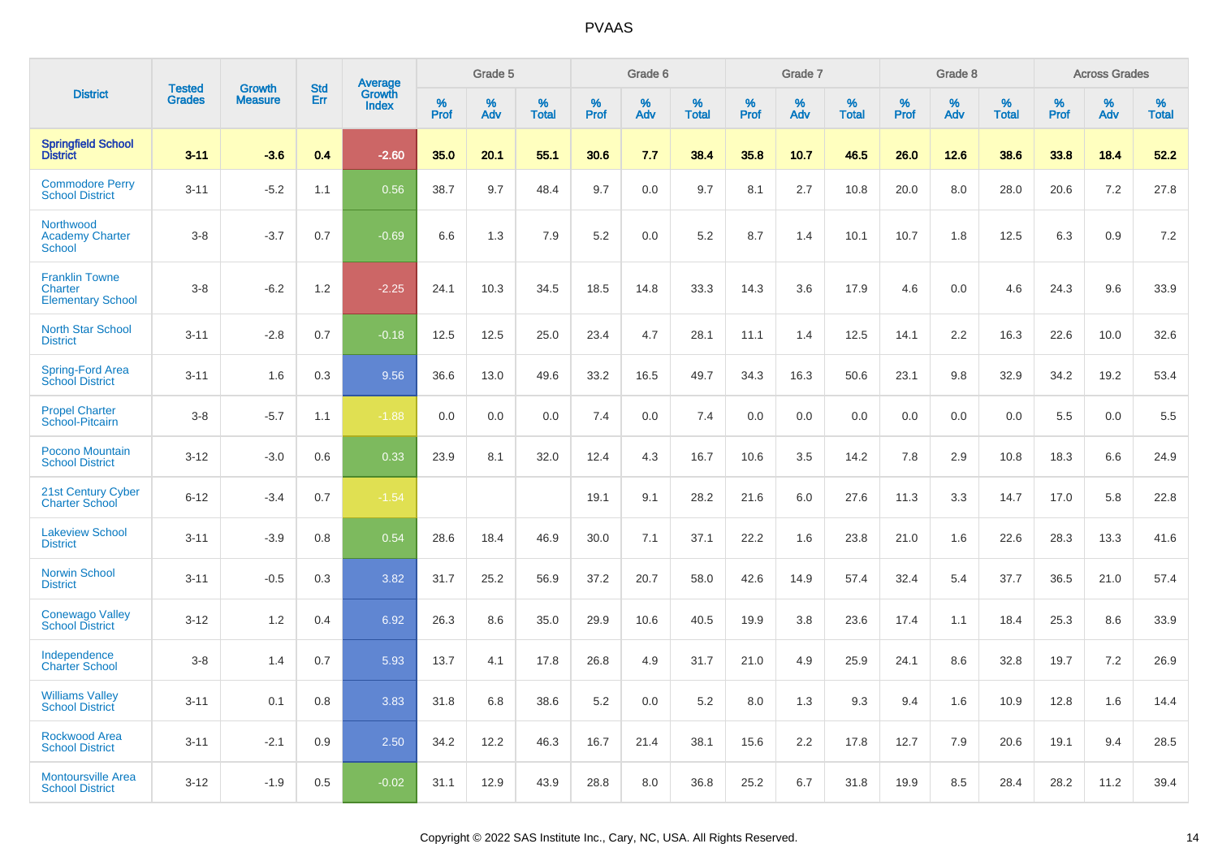# PVAAS

| District | Tested Grades | Growth Measure | Std Err | Average Growth Index | Grade 5 | | | Grade 6 | | | Grade 7 | | | Grade 8 | | | Across Grades | | |
|---|---|---|---|---|---|---|---|---|---|---|---|---|---|---|---|---|---|---|---|
| | | | | | % Prof | % Adv | % Total | % Prof | % Adv | % Total | % Prof | % Adv | % Total | % Prof | % Adv | % Total | % Prof | % Adv | % Total |
| **Springfield School District** | **3-11** | **-3.6** | **0.4** | **-2.60** | **35.0** | **20.1** | **55.1** | **30.6** | **7.7** | **38.4** | **35.8** | **10.7** | **46.5** | **26.0** | **12.6** | **38.6** | **33.8** | **18.4** | **52.2** |
| Commodore Perry School District | 3-11 | -5.2 | 1.1 | 0.56 | 38.7 | 9.7 | 48.4 | 9.7 | 0.0 | 9.7 | 8.1 | 2.7 | 10.8 | 20.0 | 8.0 | 28.0 | 20.6 | 7.2 | 27.8 |
| Northwood Academy Charter School | 3-8 | -3.7 | 0.7 | -0.69 | 6.6 | 1.3 | 7.9 | 5.2 | 0.0 | 5.2 | 8.7 | 1.4 | 10.1 | 10.7 | 1.8 | 12.5 | 6.3 | 0.9 | 7.2 |
| Franklin Towne Charter Elementary School | 3-8 | -6.2 | 1.2 | -2.25 | 24.1 | 10.3 | 34.5 | 18.5 | 14.8 | 33.3 | 14.3 | 3.6 | 17.9 | 4.6 | 0.0 | 4.6 | 24.3 | 9.6 | 33.9 |
| North Star School District | 3-11 | -2.8 | 0.7 | -0.18 | 12.5 | 12.5 | 25.0 | 23.4 | 4.7 | 28.1 | 11.1 | 1.4 | 12.5 | 14.1 | 2.2 | 16.3 | 22.6 | 10.0 | 32.6 |
| Spring-Ford Area School District | 3-11 | 1.6 | 0.3 | 9.56 | 36.6 | 13.0 | 49.6 | 33.2 | 16.5 | 49.7 | 34.3 | 16.3 | 50.6 | 23.1 | 9.8 | 32.9 | 34.2 | 19.2 | 53.4 |
| Propel Charter School-Pitcairn | 3-8 | -5.7 | 1.1 | -1.88 | 0.0 | 0.0 | 0.0 | 7.4 | 0.0 | 7.4 | 0.0 | 0.0 | 0.0 | 0.0 | 0.0 | 0.0 | 5.5 | 0.0 | 5.5 |
| Pocono Mountain School District | 3-12 | -3.0 | 0.6 | 0.33 | 23.9 | 8.1 | 32.0 | 12.4 | 4.3 | 16.7 | 10.6 | 3.5 | 14.2 | 7.8 | 2.9 | 10.8 | 18.3 | 6.6 | 24.9 |
| 21st Century Cyber Charter School | 6-12 | -3.4 | 0.7 | -1.54 | | | | 19.1 | 9.1 | 28.2 | 21.6 | 6.0 | 27.6 | 11.3 | 3.3 | 14.7 | 17.0 | 5.8 | 22.8 |
| Lakeview School District | 3-11 | -3.9 | 0.8 | 0.54 | 28.6 | 18.4 | 46.9 | 30.0 | 7.1 | 37.1 | 22.2 | 1.6 | 23.8 | 21.0 | 1.6 | 22.6 | 28.3 | 13.3 | 41.6 |
| Norwin School District | 3-11 | -0.5 | 0.3 | 3.82 | 31.7 | 25.2 | 56.9 | 37.2 | 20.7 | 58.0 | 42.6 | 14.9 | 57.4 | 32.4 | 5.4 | 37.7 | 36.5 | 21.0 | 57.4 |
| Conewago Valley School District | 3-12 | 1.2 | 0.4 | 6.92 | 26.3 | 8.6 | 35.0 | 29.9 | 10.6 | 40.5 | 19.9 | 3.8 | 23.6 | 17.4 | 1.1 | 18.4 | 25.3 | 8.6 | 33.9 |
| Independence Charter School | 3-8 | 1.4 | 0.7 | 5.93 | 13.7 | 4.1 | 17.8 | 26.8 | 4.9 | 31.7 | 21.0 | 4.9 | 25.9 | 24.1 | 8.6 | 32.8 | 19.7 | 7.2 | 26.9 |
| Williams Valley School District | 3-11 | 0.1 | 0.8 | 3.83 | 31.8 | 6.8 | 38.6 | 5.2 | 0.0 | 5.2 | 8.0 | 1.3 | 9.3 | 9.4 | 1.6 | 10.9 | 12.8 | 1.6 | 14.4 |
| Rockwood Area School District | 3-11 | -2.1 | 0.9 | 2.50 | 34.2 | 12.2 | 46.3 | 16.7 | 21.4 | 38.1 | 15.6 | 2.2 | 17.8 | 12.7 | 7.9 | 20.6 | 19.1 | 9.4 | 28.5 |
| Montoursville Area School District | 3-12 | -1.9 | 0.5 | -0.02 | 31.1 | 12.9 | 43.9 | 28.8 | 8.0 | 36.8 | 25.2 | 6.7 | 31.8 | 19.9 | 8.5 | 28.4 | 28.2 | 11.2 | 39.4 |

Copyright © 2022 SAS Institute Inc., Cary, NC, USA. All Rights Reserved.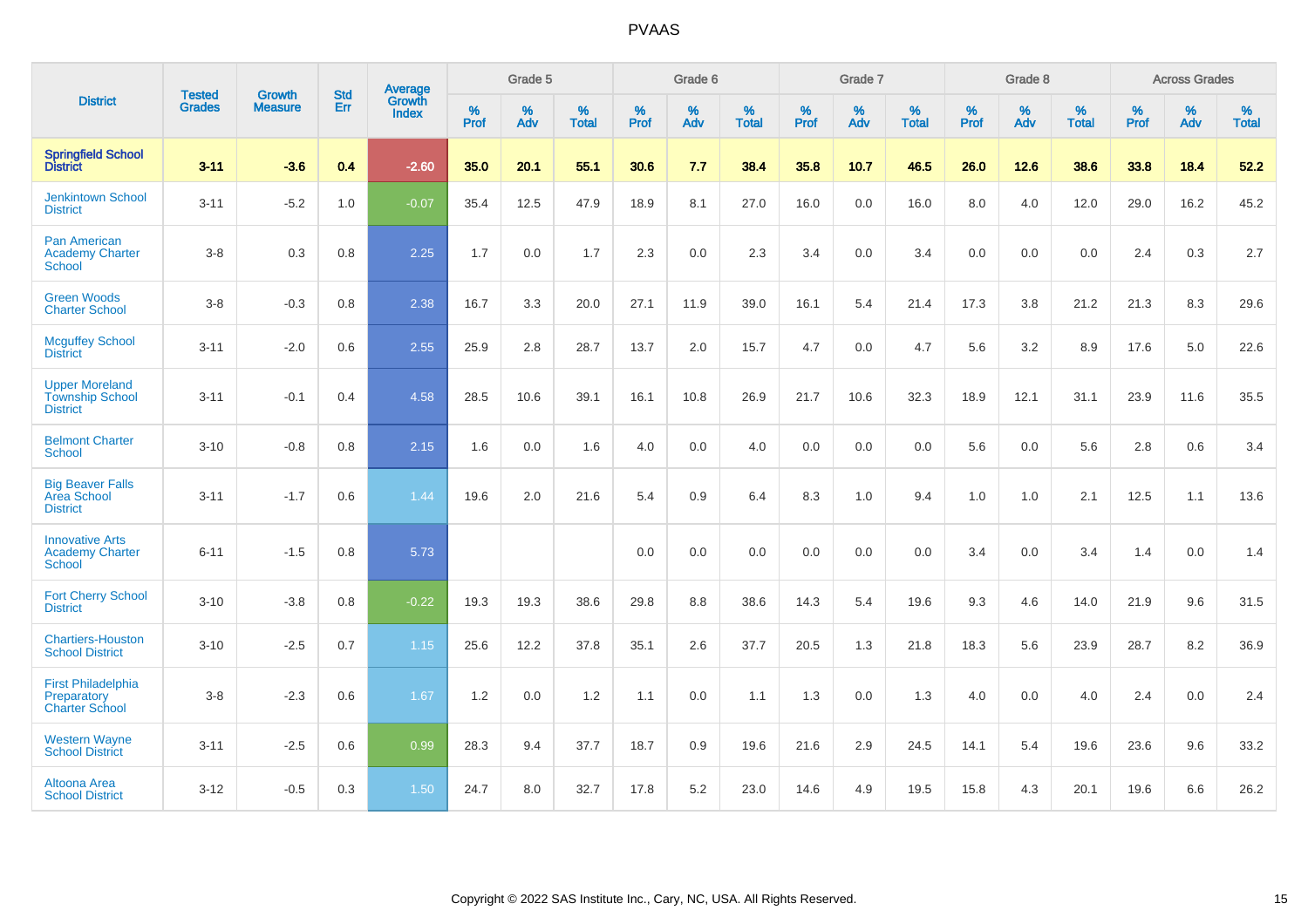# PVAAS

| District | Tested Grades | Growth Measure | Std Err | Average Growth Index | Grade 5 | | | Grade 6 | | | Grade 7 | | | Grade 8 | | | Across Grades | | |
|---|---|---|---|---|---|---|---|---|---|---|---|---|---|---|---|---|---|---|---|
| | | | | | % Prof | % Adv | % Total | % Prof | % Adv | % Total | % Prof | % Adv | % Total | % Prof | % Adv | % Total | % Prof | % Adv | % Total |
| **Springfield School District** | **3-11** | **-3.6** | **0.4** | **-2.60** | **35.0** | **20.1** | **55.1** | **30.6** | **7.7** | **38.4** | **35.8** | **10.7** | **46.5** | **26.0** | **12.6** | **38.6** | **33.8** | **18.4** | **52.2** |
| Jenkintown School District | 3-11 | -5.2 | 1.0 | -0.07 | 35.4 | 12.5 | 47.9 | 18.9 | 8.1 | 27.0 | 16.0 | 0.0 | 16.0 | 8.0 | 4.0 | 12.0 | 29.0 | 16.2 | 45.2 |
| Pan American Academy Charter School | 3-8 | 0.3 | 0.8 | 2.25 | 1.7 | 0.0 | 1.7 | 2.3 | 0.0 | 2.3 | 3.4 | 0.0 | 3.4 | 0.0 | 0.0 | 0.0 | 2.4 | 0.3 | 2.7 |
| Green Woods Charter School | 3-8 | -0.3 | 0.8 | 2.38 | 16.7 | 3.3 | 20.0 | 27.1 | 11.9 | 39.0 | 16.1 | 5.4 | 21.4 | 17.3 | 3.8 | 21.2 | 21.3 | 8.3 | 29.6 |
| Mcguffey School District | 3-11 | -2.0 | 0.6 | 2.55 | 25.9 | 2.8 | 28.7 | 13.7 | 2.0 | 15.7 | 4.7 | 0.0 | 4.7 | 5.6 | 3.2 | 8.9 | 17.6 | 5.0 | 22.6 |
| Upper Moreland Township School District | 3-11 | -0.1 | 0.4 | 4.58 | 28.5 | 10.6 | 39.1 | 16.1 | 10.8 | 26.9 | 21.7 | 10.6 | 32.3 | 18.9 | 12.1 | 31.1 | 23.9 | 11.6 | 35.5 |
| Belmont Charter School | 3-10 | -0.8 | 0.8 | 2.15 | 1.6 | 0.0 | 1.6 | 4.0 | 0.0 | 4.0 | 0.0 | 0.0 | 0.0 | 5.6 | 0.0 | 5.6 | 2.8 | 0.6 | 3.4 |
| Big Beaver Falls Area School District | 3-11 | -1.7 | 0.6 | 1.44 | 19.6 | 2.0 | 21.6 | 5.4 | 0.9 | 6.4 | 8.3 | 1.0 | 9.4 | 1.0 | 1.0 | 2.1 | 12.5 | 1.1 | 13.6 |
| Innovative Arts Academy Charter School | 6-11 | -1.5 | 0.8 | 5.73 | | | | 0.0 | 0.0 | 0.0 | 0.0 | 0.0 | 0.0 | 3.4 | 0.0 | 3.4 | 1.4 | 0.0 | 1.4 |
| Fort Cherry School District | 3-10 | -3.8 | 0.8 | -0.22 | 19.3 | 19.3 | 38.6 | 29.8 | 8.8 | 38.6 | 14.3 | 5.4 | 19.6 | 9.3 | 4.6 | 14.0 | 21.9 | 9.6 | 31.5 |
| Chartiers-Houston School District | 3-10 | -2.5 | 0.7 | 1.15 | 25.6 | 12.2 | 37.8 | 35.1 | 2.6 | 37.7 | 20.5 | 1.3 | 21.8 | 18.3 | 5.6 | 23.9 | 28.7 | 8.2 | 36.9 |
| First Philadelphia Preparatory Charter School | 3-8 | -2.3 | 0.6 | 1.67 | 1.2 | 0.0 | 1.2 | 1.1 | 0.0 | 1.1 | 1.3 | 0.0 | 1.3 | 4.0 | 0.0 | 4.0 | 2.4 | 0.0 | 2.4 |
| Western Wayne School District | 3-11 | -2.5 | 0.6 | 0.99 | 28.3 | 9.4 | 37.7 | 18.7 | 0.9 | 19.6 | 21.6 | 2.9 | 24.5 | 14.1 | 5.4 | 19.6 | 23.6 | 9.6 | 33.2 |
| Altoona Area School District | 3-12 | -0.5 | 0.3 | 1.50 | 24.7 | 8.0 | 32.7 | 17.8 | 5.2 | 23.0 | 14.6 | 4.9 | 19.5 | 15.8 | 4.3 | 20.1 | 19.6 | 6.6 | 26.2 |

Copyright © 2022 SAS Institute Inc., Cary, NC, USA. All Rights Reserved.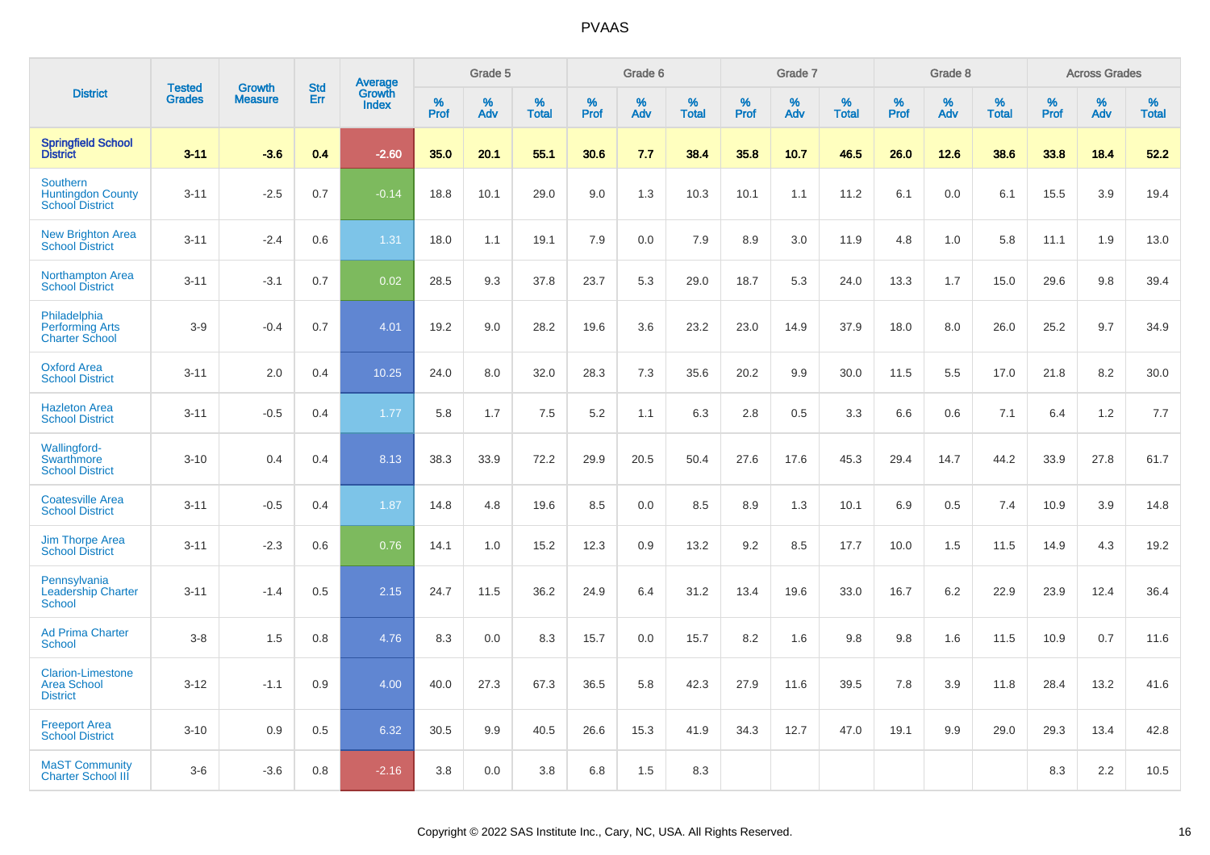| District | Tested Grades | Growth Measure | Std Err | Average Growth Index | Grade 5 | | | Grade 6 | | | Grade 7 | | | Grade 8 | | | Across Grades | | |
|---|---|---|---|---|---|---|---|---|---|---|---|---|---|---|---|---|---|---|---|
| | | | | | % Prof | % Adv | % Total | % Prof | % Adv | % Total | % Prof | % Adv | % Total | % Prof | % Adv | % Total | % Prof | % Adv | % Total |
| **Springfield School District** | **3-11** | **-3.6** | **0.4** | **-2.60** | **35.0** | **20.1** | **55.1** | **30.6** | **7.7** | **38.4** | **35.8** | **10.7** | **46.5** | **26.0** | **12.6** | **38.6** | **33.8** | **18.4** | **52.2** |
| Southern Huntingdon County School District | 3-11 | -2.5 | 0.7 | -0.14 | 18.8 | 10.1 | 29.0 | 9.0 | 1.3 | 10.3 | 10.1 | 1.1 | 11.2 | 6.1 | 0.0 | 6.1 | 15.5 | 3.9 | 19.4 |
| New Brighton Area School District | 3-11 | -2.4 | 0.6 | 1.31 | 18.0 | 1.1 | 19.1 | 7.9 | 0.0 | 7.9 | 8.9 | 3.0 | 11.9 | 4.8 | 1.0 | 5.8 | 11.1 | 1.9 | 13.0 |
| Northampton Area School District | 3-11 | -3.1 | 0.7 | 0.02 | 28.5 | 9.3 | 37.8 | 23.7 | 5.3 | 29.0 | 18.7 | 5.3 | 24.0 | 13.3 | 1.7 | 15.0 | 29.6 | 9.8 | 39.4 |
| Philadelphia Performing Arts Charter School | 3-9 | -0.4 | 0.7 | 4.01 | 19.2 | 9.0 | 28.2 | 19.6 | 3.6 | 23.2 | 23.0 | 14.9 | 37.9 | 18.0 | 8.0 | 26.0 | 25.2 | 9.7 | 34.9 |
| Oxford Area School District | 3-11 | 2.0 | 0.4 | 10.25 | 24.0 | 8.0 | 32.0 | 28.3 | 7.3 | 35.6 | 20.2 | 9.9 | 30.0 | 11.5 | 5.5 | 17.0 | 21.8 | 8.2 | 30.0 |
| Hazleton Area School District | 3-11 | -0.5 | 0.4 | 1.77 | 5.8 | 1.7 | 7.5 | 5.2 | 1.1 | 6.3 | 2.8 | 0.5 | 3.3 | 6.6 | 0.6 | 7.1 | 6.4 | 1.2 | 7.7 |
| Wallingford-Swarthmore School District | 3-10 | 0.4 | 0.4 | 8.13 | 38.3 | 33.9 | 72.2 | 29.9 | 20.5 | 50.4 | 27.6 | 17.6 | 45.3 | 29.4 | 14.7 | 44.2 | 33.9 | 27.8 | 61.7 |
| Coatesville Area School District | 3-11 | -0.5 | 0.4 | 1.87 | 14.8 | 4.8 | 19.6 | 8.5 | 0.0 | 8.5 | 8.9 | 1.3 | 10.1 | 6.9 | 0.5 | 7.4 | 10.9 | 3.9 | 14.8 |
| Jim Thorpe Area School District | 3-11 | -2.3 | 0.6 | 0.76 | 14.1 | 1.0 | 15.2 | 12.3 | 0.9 | 13.2 | 9.2 | 8.5 | 17.7 | 10.0 | 1.5 | 11.5 | 14.9 | 4.3 | 19.2 |
| Pennsylvania Leadership Charter School | 3-11 | -1.4 | 0.5 | 2.15 | 24.7 | 11.5 | 36.2 | 24.9 | 6.4 | 31.2 | 13.4 | 19.6 | 33.0 | 16.7 | 6.2 | 22.9 | 23.9 | 12.4 | 36.4 |
| Ad Prima Charter School | 3-8 | 1.5 | 0.8 | 4.76 | 8.3 | 0.0 | 8.3 | 15.7 | 0.0 | 15.7 | 8.2 | 1.6 | 9.8 | 9.8 | 1.6 | 11.5 | 10.9 | 0.7 | 11.6 |
| Clarion-Limestone Area School District | 3-12 | -1.1 | 0.9 | 4.00 | 40.0 | 27.3 | 67.3 | 36.5 | 5.8 | 42.3 | 27.9 | 11.6 | 39.5 | 7.8 | 3.9 | 11.8 | 28.4 | 13.2 | 41.6 |
| Freeport Area School District | 3-10 | 0.9 | 0.5 | 6.32 | 30.5 | 9.9 | 40.5 | 26.6 | 15.3 | 41.9 | 34.3 | 12.7 | 47.0 | 19.1 | 9.9 | 29.0 | 29.3 | 13.4 | 42.8 |
| MaST Community Charter School III | 3-6 | -3.6 | 0.8 | -2.16 | 3.8 | 0.0 | 3.8 | 6.8 | 1.5 | 8.3 | | | | | | | 8.3 | 2.2 | 10.5 |

Copyright © 2022 SAS Institute Inc., Cary, NC, USA. All Rights Reserved.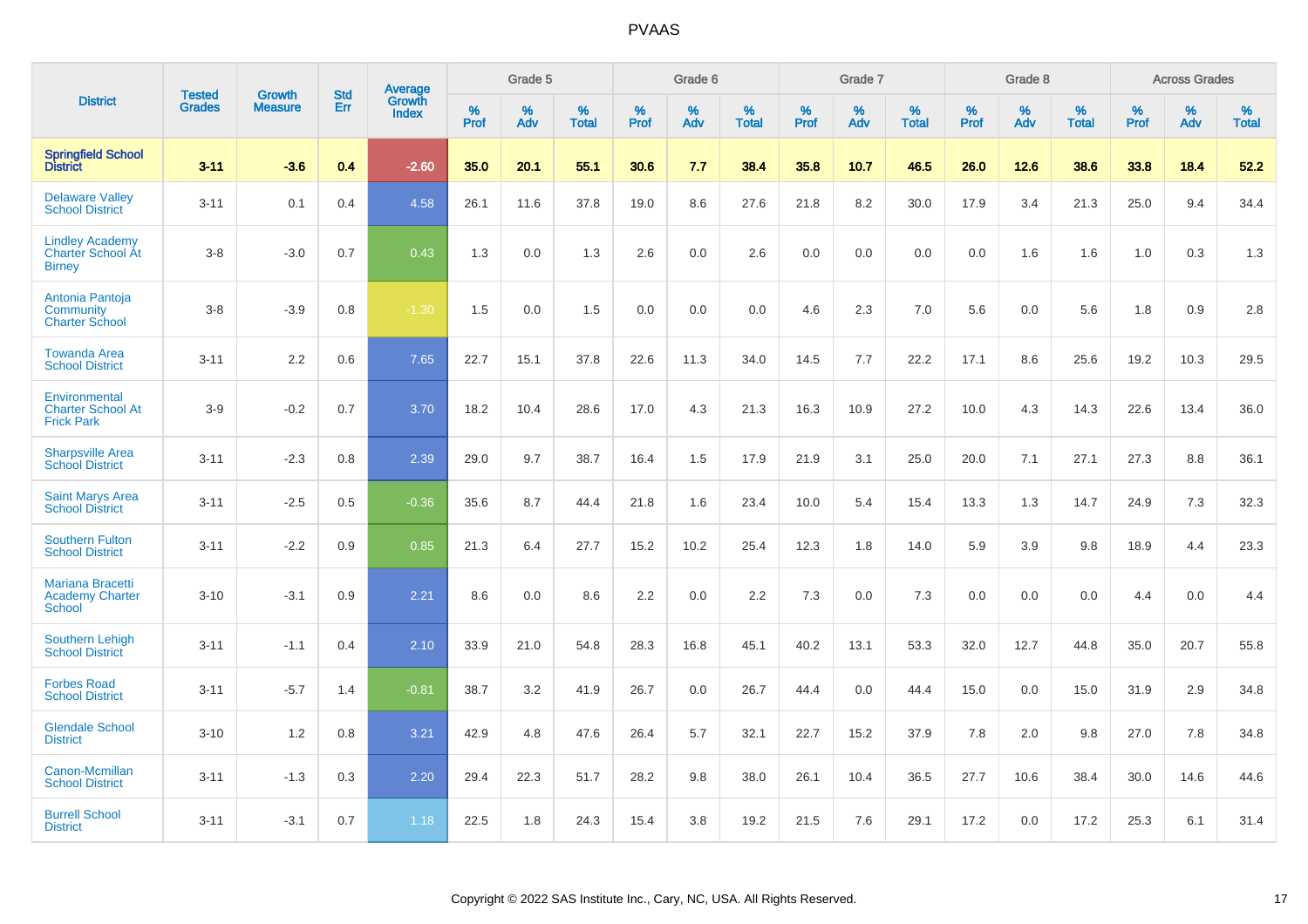| District | Tested Grades | Growth Measure | Std Err | Average Growth Index | Grade 5 | | | Grade 6 | | | Grade 7 | | | Grade 8 | | | Across Grades | | |
|---|---|---|---|---|---|---|---|---|---|---|---|---|---|---|---|---|---|---|---|
| | | | | | % Prof | % Adv | % Total | % Prof | % Adv | % Total | % Prof | % Adv | % Total | % Prof | % Adv | % Total | % Prof | % Adv | % Total |
| **Springfield School District** | **3-11** | **-3.6** | **0.4** | **-2.60** | **35.0** | **20.1** | **55.1** | **30.6** | **7.7** | **38.4** | **35.8** | **10.7** | **46.5** | **26.0** | **12.6** | **38.6** | **33.8** | **18.4** | **52.2** |
| Delaware Valley School District | 3-11 | 0.1 | 0.4 | 4.58 | 26.1 | 11.6 | 37.8 | 19.0 | 8.6 | 27.6 | 21.8 | 8.2 | 30.0 | 17.9 | 3.4 | 21.3 | 25.0 | 9.4 | 34.4 |
| Lindley Academy Charter School At Birney | 3-8 | -3.0 | 0.7 | 0.43 | 1.3 | 0.0 | 1.3 | 2.6 | 0.0 | 2.6 | 0.0 | 0.0 | 0.0 | 0.0 | 1.6 | 1.6 | 1.0 | 0.3 | 1.3 |
| Antonia Pantoja Community Charter School | 3-8 | -3.9 | 0.8 | -1.30 | 1.5 | 0.0 | 1.5 | 0.0 | 0.0 | 0.0 | 4.6 | 2.3 | 7.0 | 5.6 | 0.0 | 5.6 | 1.8 | 0.9 | 2.8 |
| Towanda Area School District | 3-11 | 2.2 | 0.6 | 7.65 | 22.7 | 15.1 | 37.8 | 22.6 | 11.3 | 34.0 | 14.5 | 7.7 | 22.2 | 17.1 | 8.6 | 25.6 | 19.2 | 10.3 | 29.5 |
| Environmental Charter School At Frick Park | 3-9 | -0.2 | 0.7 | 3.70 | 18.2 | 10.4 | 28.6 | 17.0 | 4.3 | 21.3 | 16.3 | 10.9 | 27.2 | 10.0 | 4.3 | 14.3 | 22.6 | 13.4 | 36.0 |
| Sharpsville Area School District | 3-11 | -2.3 | 0.8 | 2.39 | 29.0 | 9.7 | 38.7 | 16.4 | 1.5 | 17.9 | 21.9 | 3.1 | 25.0 | 20.0 | 7.1 | 27.1 | 27.3 | 8.8 | 36.1 |
| Saint Marys Area School District | 3-11 | -2.5 | 0.5 | -0.36 | 35.6 | 8.7 | 44.4 | 21.8 | 1.6 | 23.4 | 10.0 | 5.4 | 15.4 | 13.3 | 1.3 | 14.7 | 24.9 | 7.3 | 32.3 |
| Southern Fulton School District | 3-11 | -2.2 | 0.9 | 0.85 | 21.3 | 6.4 | 27.7 | 15.2 | 10.2 | 25.4 | 12.3 | 1.8 | 14.0 | 5.9 | 3.9 | 9.8 | 18.9 | 4.4 | 23.3 |
| Mariana Bracetti Academy Charter School | 3-10 | -3.1 | 0.9 | 2.21 | 8.6 | 0.0 | 8.6 | 2.2 | 0.0 | 2.2 | 7.3 | 0.0 | 7.3 | 0.0 | 0.0 | 0.0 | 4.4 | 0.0 | 4.4 |
| Southern Lehigh School District | 3-11 | -1.1 | 0.4 | 2.10 | 33.9 | 21.0 | 54.8 | 28.3 | 16.8 | 45.1 | 40.2 | 13.1 | 53.3 | 32.0 | 12.7 | 44.8 | 35.0 | 20.7 | 55.8 |
| Forbes Road School District | 3-11 | -5.7 | 1.4 | -0.81 | 38.7 | 3.2 | 41.9 | 26.7 | 0.0 | 26.7 | 44.4 | 0.0 | 44.4 | 15.0 | 0.0 | 15.0 | 31.9 | 2.9 | 34.8 |
| Glendale School District | 3-10 | 1.2 | 0.8 | 3.21 | 42.9 | 4.8 | 47.6 | 26.4 | 5.7 | 32.1 | 22.7 | 15.2 | 37.9 | 7.8 | 2.0 | 9.8 | 27.0 | 7.8 | 34.8 |
| Canon-Mcmillan School District | 3-11 | -1.3 | 0.3 | 2.20 | 29.4 | 22.3 | 51.7 | 28.2 | 9.8 | 38.0 | 26.1 | 10.4 | 36.5 | 27.7 | 10.6 | 38.4 | 30.0 | 14.6 | 44.6 |
| Burrell School District | 3-11 | -3.1 | 0.7 | 1.18 | 22.5 | 1.8 | 24.3 | 15.4 | 3.8 | 19.2 | 21.5 | 7.6 | 29.1 | 17.2 | 0.0 | 17.2 | 25.3 | 6.1 | 31.4 |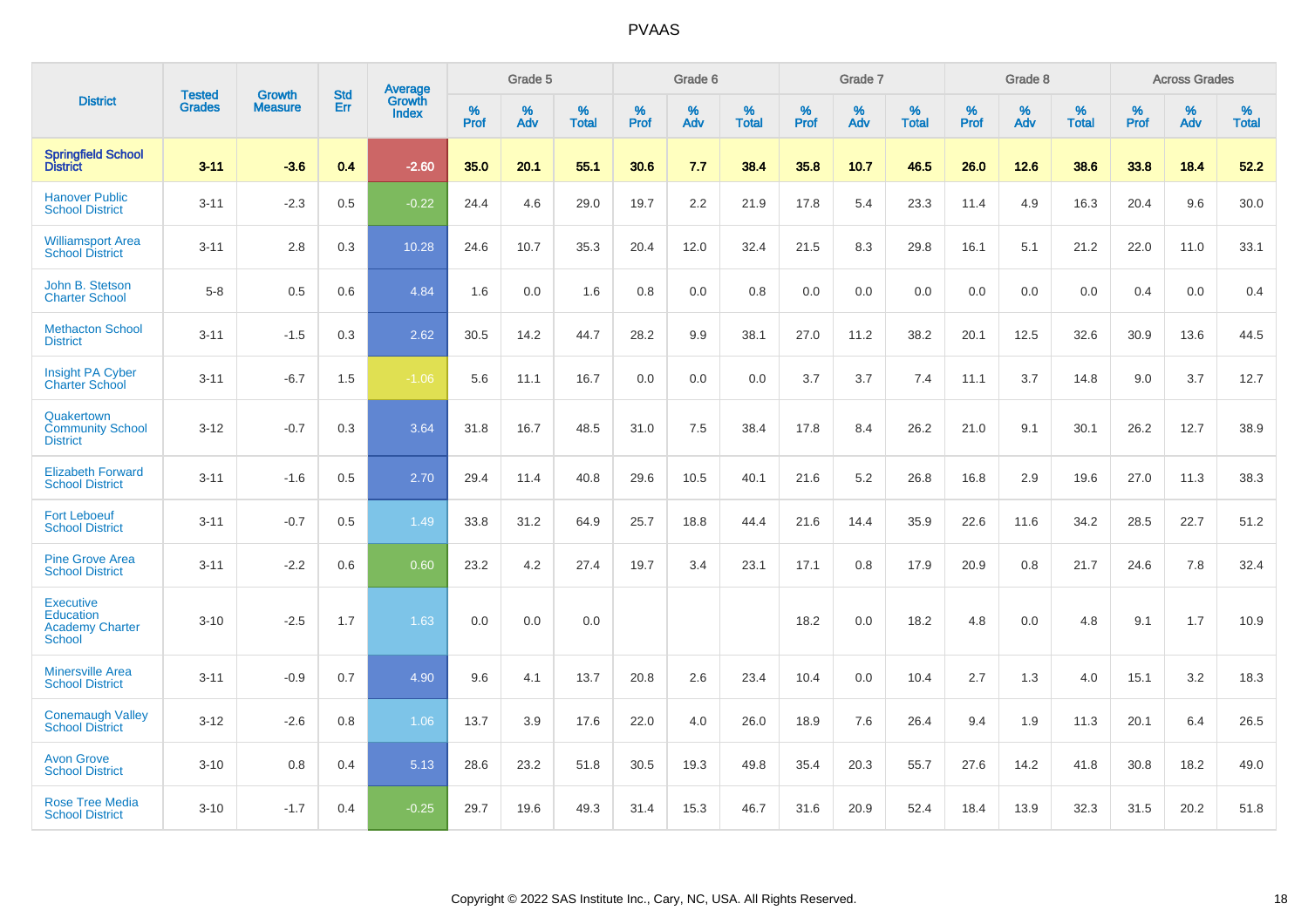# PVAAS

| District | Tested Grades | Growth Measure | Std Err | Average Growth Index | Grade 5 | | | Grade 6 | | | Grade 7 | | | Grade 8 | | | Across Grades | | |
|---|---|---|---|---|---|---|---|---|---|---|---|---|---|---|---|---|---|---|---|
| | | | | | % Prof | % Adv | % Total | % Prof | % Adv | % Total | % Prof | % Adv | % Total | % Prof | % Adv | % Total | % Prof | % Adv | % Total |
| **Springfield School District** | **3-11** | **-3.6** | **0.4** | **-2.60** | **35.0** | **20.1** | **55.1** | **30.6** | **7.7** | **38.4** | **35.8** | **10.7** | **46.5** | **26.0** | **12.6** | **38.6** | **33.8** | **18.4** | **52.2** |
| Hanover Public School District | 3-11 | -2.3 | 0.5 | -0.22 | 24.4 | 4.6 | 29.0 | 19.7 | 2.2 | 21.9 | 17.8 | 5.4 | 23.3 | 11.4 | 4.9 | 16.3 | 20.4 | 9.6 | 30.0 |
| Williamsport Area School District | 3-11 | 2.8 | 0.3 | 10.28 | 24.6 | 10.7 | 35.3 | 20.4 | 12.0 | 32.4 | 21.5 | 8.3 | 29.8 | 16.1 | 5.1 | 21.2 | 22.0 | 11.0 | 33.1 |
| John B. Stetson Charter School | 5-8 | 0.5 | 0.6 | 4.84 | 1.6 | 0.0 | 1.6 | 0.8 | 0.0 | 0.8 | 0.0 | 0.0 | 0.0 | 0.0 | 0.0 | 0.0 | 0.4 | 0.0 | 0.4 |
| Methacton School District | 3-11 | -1.5 | 0.3 | 2.62 | 30.5 | 14.2 | 44.7 | 28.2 | 9.9 | 38.1 | 27.0 | 11.2 | 38.2 | 20.1 | 12.5 | 32.6 | 30.9 | 13.6 | 44.5 |
| Insight PA Cyber Charter School | 3-11 | -6.7 | 1.5 | -1.06 | 5.6 | 11.1 | 16.7 | 0.0 | 0.0 | 0.0 | 3.7 | 3.7 | 7.4 | 11.1 | 3.7 | 14.8 | 9.0 | 3.7 | 12.7 |
| Quakertown Community School District | 3-12 | -0.7 | 0.3 | 3.64 | 31.8 | 16.7 | 48.5 | 31.0 | 7.5 | 38.4 | 17.8 | 8.4 | 26.2 | 21.0 | 9.1 | 30.1 | 26.2 | 12.7 | 38.9 |
| Elizabeth Forward School District | 3-11 | -1.6 | 0.5 | 2.70 | 29.4 | 11.4 | 40.8 | 29.6 | 10.5 | 40.1 | 21.6 | 5.2 | 26.8 | 16.8 | 2.9 | 19.6 | 27.0 | 11.3 | 38.3 |
| Fort Leboeuf School District | 3-11 | -0.7 | 0.5 | 1.49 | 33.8 | 31.2 | 64.9 | 25.7 | 18.8 | 44.4 | 21.6 | 14.4 | 35.9 | 22.6 | 11.6 | 34.2 | 28.5 | 22.7 | 51.2 |
| Pine Grove Area School District | 3-11 | -2.2 | 0.6 | 0.60 | 23.2 | 4.2 | 27.4 | 19.7 | 3.4 | 23.1 | 17.1 | 0.8 | 17.9 | 20.9 | 0.8 | 21.7 | 24.6 | 7.8 | 32.4 |
| Executive Education Academy Charter School | 3-10 | -2.5 | 1.7 | 1.63 | 0.0 | 0.0 | 0.0 | | | | 18.2 | 0.0 | 18.2 | 4.8 | 0.0 | 4.8 | 9.1 | 1.7 | 10.9 |
| Minersville Area School District | 3-11 | -0.9 | 0.7 | 4.90 | 9.6 | 4.1 | 13.7 | 20.8 | 2.6 | 23.4 | 10.4 | 0.0 | 10.4 | 2.7 | 1.3 | 4.0 | 15.1 | 3.2 | 18.3 |
| Conemaugh Valley School District | 3-12 | -2.6 | 0.8 | 1.06 | 13.7 | 3.9 | 17.6 | 22.0 | 4.0 | 26.0 | 18.9 | 7.6 | 26.4 | 9.4 | 1.9 | 11.3 | 20.1 | 6.4 | 26.5 |
| Avon Grove School District | 3-10 | 0.8 | 0.4 | 5.13 | 28.6 | 23.2 | 51.8 | 30.5 | 19.3 | 49.8 | 35.4 | 20.3 | 55.7 | 27.6 | 14.2 | 41.8 | 30.8 | 18.2 | 49.0 |
| Rose Tree Media School District | 3-10 | -1.7 | 0.4 | -0.25 | 29.7 | 19.6 | 49.3 | 31.4 | 15.3 | 46.7 | 31.6 | 20.9 | 52.4 | 18.4 | 13.9 | 32.3 | 31.5 | 20.2 | 51.8 |

Copyright © 2022 SAS Institute Inc., Cary, NC, USA. All Rights Reserved.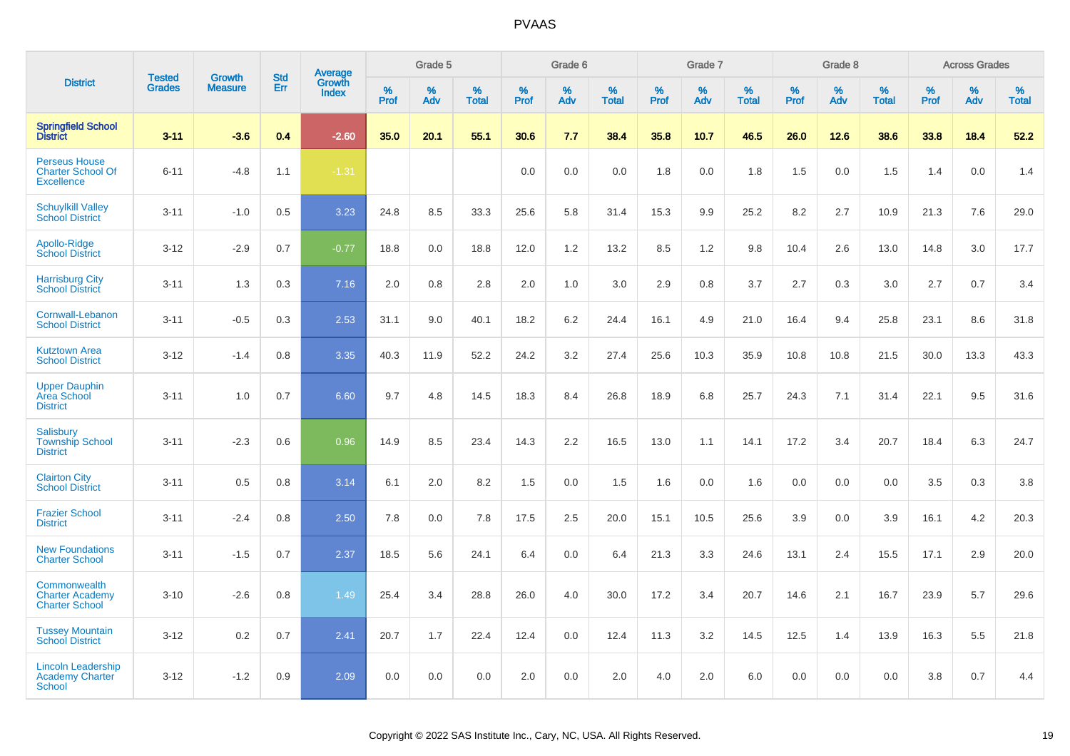# PVAAS

| District | Tested Grades | Growth Measure | Std Err | Average Growth Index | Grade 5 | | | Grade 6 | | | Grade 7 | | | Grade 8 | | | Across Grades | | |
|---|---|---|---|---|---|---|---|---|---|---|---|---|---|---|---|---|---|---|---|
| | | | | | % Prof | % Adv | % Total | % Prof | % Adv | % Total | % Prof | % Adv | % Total | % Prof | % Adv | % Total | % Prof | % Adv | % Total |
| **Springfield School District** | **3-11** | **-3.6** | **0.4** | **-2.60** | **35.0** | **20.1** | **55.1** | **30.6** | **7.7** | **38.4** | **35.8** | **10.7** | **46.5** | **26.0** | **12.6** | **38.6** | **33.8** | **18.4** | **52.2** |
| Perseus House Charter School Of Excellence | 6-11 | -4.8 | 1.1 | -1.31 | | | | 0.0 | 0.0 | 0.0 | 1.8 | 0.0 | 1.8 | 1.5 | 0.0 | 1.5 | 1.4 | 0.0 | 1.4 |
| Schuylkill Valley School District | 3-11 | -1.0 | 0.5 | 3.23 | 24.8 | 8.5 | 33.3 | 25.6 | 5.8 | 31.4 | 15.3 | 9.9 | 25.2 | 8.2 | 2.7 | 10.9 | 21.3 | 7.6 | 29.0 |
| Apollo-Ridge School District | 3-12 | -2.9 | 0.7 | -0.77 | 18.8 | 0.0 | 18.8 | 12.0 | 1.2 | 13.2 | 8.5 | 1.2 | 9.8 | 10.4 | 2.6 | 13.0 | 14.8 | 3.0 | 17.7 |
| Harrisburg City School District | 3-11 | 1.3 | 0.3 | 7.16 | 2.0 | 0.8 | 2.8 | 2.0 | 1.0 | 3.0 | 2.9 | 0.8 | 3.7 | 2.7 | 0.3 | 3.0 | 2.7 | 0.7 | 3.4 |
| Cornwall-Lebanon School District | 3-11 | -0.5 | 0.3 | 2.53 | 31.1 | 9.0 | 40.1 | 18.2 | 6.2 | 24.4 | 16.1 | 4.9 | 21.0 | 16.4 | 9.4 | 25.8 | 23.1 | 8.6 | 31.8 |
| Kutztown Area School District | 3-12 | -1.4 | 0.8 | 3.35 | 40.3 | 11.9 | 52.2 | 24.2 | 3.2 | 27.4 | 25.6 | 10.3 | 35.9 | 10.8 | 10.8 | 21.5 | 30.0 | 13.3 | 43.3 |
| Upper Dauphin Area School District | 3-11 | 1.0 | 0.7 | 6.60 | 9.7 | 4.8 | 14.5 | 18.3 | 8.4 | 26.8 | 18.9 | 6.8 | 25.7 | 24.3 | 7.1 | 31.4 | 22.1 | 9.5 | 31.6 |
| Salisbury Township School District | 3-11 | -2.3 | 0.6 | 0.96 | 14.9 | 8.5 | 23.4 | 14.3 | 2.2 | 16.5 | 13.0 | 1.1 | 14.1 | 17.2 | 3.4 | 20.7 | 18.4 | 6.3 | 24.7 |
| Clairton City School District | 3-11 | 0.5 | 0.8 | 3.14 | 6.1 | 2.0 | 8.2 | 1.5 | 0.0 | 1.5 | 1.6 | 0.0 | 1.6 | 0.0 | 0.0 | 0.0 | 3.5 | 0.3 | 3.8 |
| Frazier School District | 3-11 | -2.4 | 0.8 | 2.50 | 7.8 | 0.0 | 7.8 | 17.5 | 2.5 | 20.0 | 15.1 | 10.5 | 25.6 | 3.9 | 0.0 | 3.9 | 16.1 | 4.2 | 20.3 |
| New Foundations Charter School | 3-11 | -1.5 | 0.7 | 2.37 | 18.5 | 5.6 | 24.1 | 6.4 | 0.0 | 6.4 | 21.3 | 3.3 | 24.6 | 13.1 | 2.4 | 15.5 | 17.1 | 2.9 | 20.0 |
| Commonwealth Charter Academy Charter School | 3-10 | -2.6 | 0.8 | 1.49 | 25.4 | 3.4 | 28.8 | 26.0 | 4.0 | 30.0 | 17.2 | 3.4 | 20.7 | 14.6 | 2.1 | 16.7 | 23.9 | 5.7 | 29.6 |
| Tussey Mountain School District | 3-12 | 0.2 | 0.7 | 2.41 | 20.7 | 1.7 | 22.4 | 12.4 | 0.0 | 12.4 | 11.3 | 3.2 | 14.5 | 12.5 | 1.4 | 13.9 | 16.3 | 5.5 | 21.8 |
| Lincoln Leadership Academy Charter School | 3-12 | -1.2 | 0.9 | 2.09 | 0.0 | 0.0 | 0.0 | 2.0 | 0.0 | 2.0 | 4.0 | 2.0 | 6.0 | 0.0 | 0.0 | 0.0 | 3.8 | 0.7 | 4.4 |

Copyright © 2022 SAS Institute Inc., Cary, NC, USA. All Rights Reserved.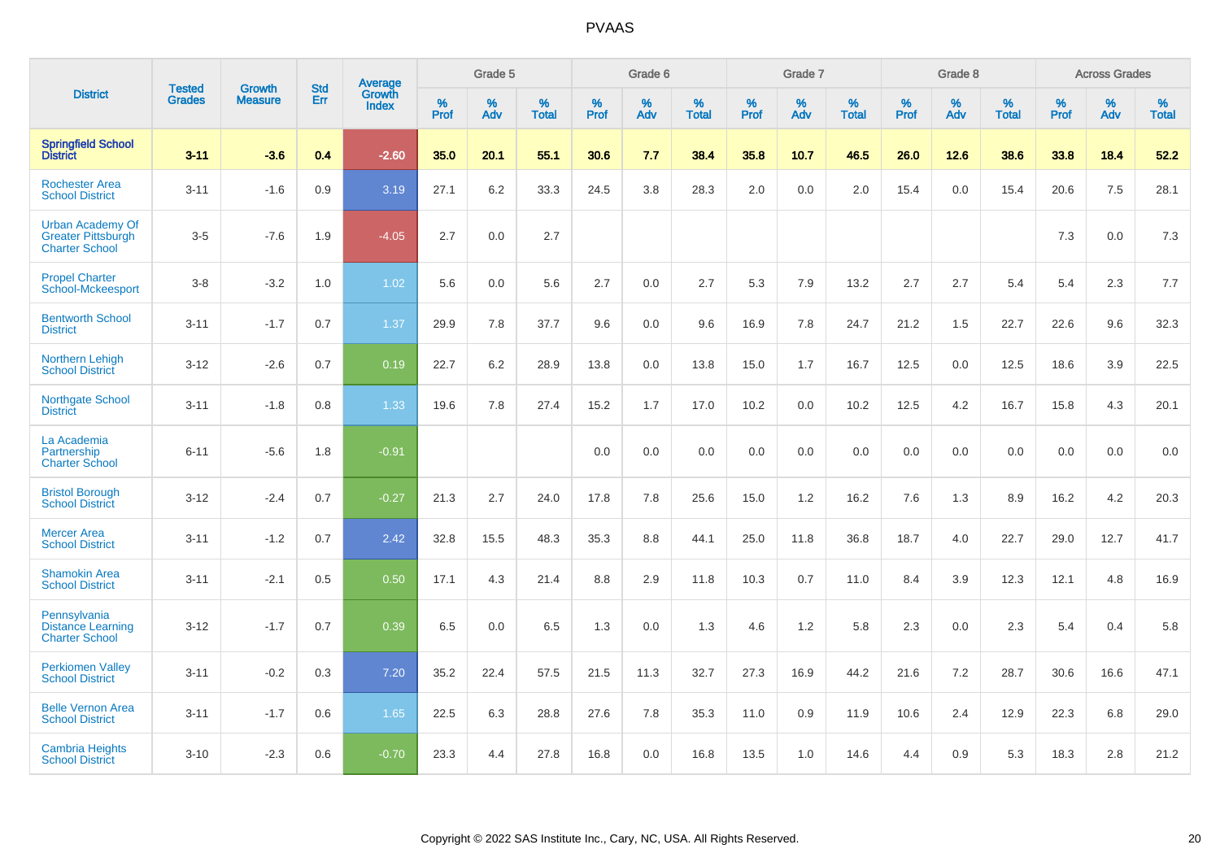# PVAAS

| District | Tested Grades | Growth Measure | Std Err | Average Growth Index | Grade 5 | | | Grade 6 | | | Grade 7 | | | Grade 8 | | | Across Grades | | |
|---|---|---|---|---|---|---|---|---|---|---|---|---|---|---|---|---|---|---|---|
| | | | | | % Prof | % Adv | % Total | % Prof | % Adv | % Total | % Prof | % Adv | % Total | % Prof | % Adv | % Total | % Prof | % Adv | % Total |
| **Springfield School District** | **3-11** | **-3.6** | **0.4** | **-2.60** | **35.0** | **20.1** | **55.1** | **30.6** | **7.7** | **38.4** | **35.8** | **10.7** | **46.5** | **26.0** | **12.6** | **38.6** | **33.8** | **18.4** | **52.2** |
| Rochester Area School District | 3-11 | -1.6 | 0.9 | 3.19 | 27.1 | 6.2 | 33.3 | 24.5 | 3.8 | 28.3 | 2.0 | 0.0 | 2.0 | 15.4 | 0.0 | 15.4 | 20.6 | 7.5 | 28.1 |
| Urban Academy Of Greater Pittsburgh Charter School | 3-5 | -7.6 | 1.9 | -4.05 | 2.7 | 0.0 | 2.7 | | | | | | | | | | 7.3 | 0.0 | 7.3 |
| Propel Charter School-Mckeesport | 3-8 | -3.2 | 1.0 | 1.02 | 5.6 | 0.0 | 5.6 | 2.7 | 0.0 | 2.7 | 5.3 | 7.9 | 13.2 | 2.7 | 2.7 | 5.4 | 5.4 | 2.3 | 7.7 |
| Bentworth School District | 3-11 | -1.7 | 0.7 | 1.37 | 29.9 | 7.8 | 37.7 | 9.6 | 0.0 | 9.6 | 16.9 | 7.8 | 24.7 | 21.2 | 1.5 | 22.7 | 22.6 | 9.6 | 32.3 |
| Northern Lehigh School District | 3-12 | -2.6 | 0.7 | 0.19 | 22.7 | 6.2 | 28.9 | 13.8 | 0.0 | 13.8 | 15.0 | 1.7 | 16.7 | 12.5 | 0.0 | 12.5 | 18.6 | 3.9 | 22.5 |
| Northgate School District | 3-11 | -1.8 | 0.8 | 1.33 | 19.6 | 7.8 | 27.4 | 15.2 | 1.7 | 17.0 | 10.2 | 0.0 | 10.2 | 12.5 | 4.2 | 16.7 | 15.8 | 4.3 | 20.1 |
| La Academia Partnership Charter School | 6-11 | -5.6 | 1.8 | -0.91 | | | | 0.0 | 0.0 | 0.0 | 0.0 | 0.0 | 0.0 | 0.0 | 0.0 | 0.0 | 0.0 | 0.0 | 0.0 |
| Bristol Borough School District | 3-12 | -2.4 | 0.7 | -0.27 | 21.3 | 2.7 | 24.0 | 17.8 | 7.8 | 25.6 | 15.0 | 1.2 | 16.2 | 7.6 | 1.3 | 8.9 | 16.2 | 4.2 | 20.3 |
| Mercer Area School District | 3-11 | -1.2 | 0.7 | 2.42 | 32.8 | 15.5 | 48.3 | 35.3 | 8.8 | 44.1 | 25.0 | 11.8 | 36.8 | 18.7 | 4.0 | 22.7 | 29.0 | 12.7 | 41.7 |
| Shamokin Area School District | 3-11 | -2.1 | 0.5 | 0.50 | 17.1 | 4.3 | 21.4 | 8.8 | 2.9 | 11.8 | 10.3 | 0.7 | 11.0 | 8.4 | 3.9 | 12.3 | 12.1 | 4.8 | 16.9 |
| Pennsylvania Distance Learning Charter School | 3-12 | -1.7 | 0.7 | 0.39 | 6.5 | 0.0 | 6.5 | 1.3 | 0.0 | 1.3 | 4.6 | 1.2 | 5.8 | 2.3 | 0.0 | 2.3 | 5.4 | 0.4 | 5.8 |
| Perkiomen Valley School District | 3-11 | -0.2 | 0.3 | 7.20 | 35.2 | 22.4 | 57.5 | 21.5 | 11.3 | 32.7 | 27.3 | 16.9 | 44.2 | 21.6 | 7.2 | 28.7 | 30.6 | 16.6 | 47.1 |
| Belle Vernon Area School District | 3-11 | -1.7 | 0.6 | 1.65 | 22.5 | 6.3 | 28.8 | 27.6 | 7.8 | 35.3 | 11.0 | 0.9 | 11.9 | 10.6 | 2.4 | 12.9 | 22.3 | 6.8 | 29.0 |
| Cambria Heights School District | 3-10 | -2.3 | 0.6 | -0.70 | 23.3 | 4.4 | 27.8 | 16.8 | 0.0 | 16.8 | 13.5 | 1.0 | 14.6 | 4.4 | 0.9 | 5.3 | 18.3 | 2.8 | 21.2 |

Copyright © 2022 SAS Institute Inc., Cary, NC, USA. All Rights Reserved.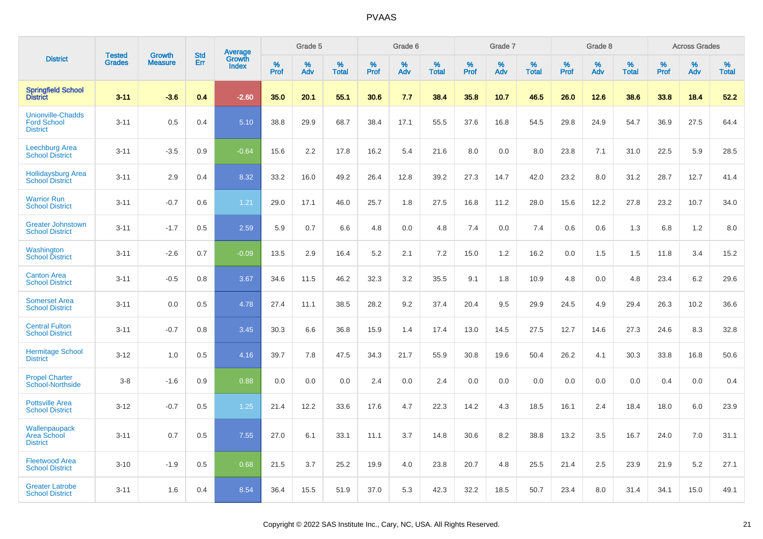| District | Tested Grades | Growth Measure | Std Err | Average Growth Index | Grade 5 | | | Grade 6 | | | Grade 7 | | | Grade 8 | | | Across Grades | | |
|---|---|---|---|---|---|---|---|---|---|---|---|---|---|---|---|---|---|---|---|
| | | | | | % Prof | % Adv | % Total | % Prof | % Adv | % Total | % Prof | % Adv | % Total | % Prof | % Adv | % Total | % Prof | % Adv | % Total |
| **Springfield School District** | **3-11** | **-3.6** | **0.4** | **-2.60** | **35.0** | **20.1** | **55.1** | **30.6** | **7.7** | **38.4** | **35.8** | **10.7** | **46.5** | **26.0** | **12.6** | **38.6** | **33.8** | **18.4** | **52.2** |
| Unionville-Chadds Ford School District | 3-11 | 0.5 | 0.4 | 5.10 | 38.8 | 29.9 | 68.7 | 38.4 | 17.1 | 55.5 | 37.6 | 16.8 | 54.5 | 29.8 | 24.9 | 54.7 | 36.9 | 27.5 | 64.4 |
| Leechburg Area School District | 3-11 | -3.5 | 0.9 | -0.64 | 15.6 | 2.2 | 17.8 | 16.2 | 5.4 | 21.6 | 8.0 | 0.0 | 8.0 | 23.8 | 7.1 | 31.0 | 22.5 | 5.9 | 28.5 |
| Hollidaysburg Area School District | 3-11 | 2.9 | 0.4 | 8.32 | 33.2 | 16.0 | 49.2 | 26.4 | 12.8 | 39.2 | 27.3 | 14.7 | 42.0 | 23.2 | 8.0 | 31.2 | 28.7 | 12.7 | 41.4 |
| Warrior Run School District | 3-11 | -0.7 | 0.6 | 1.21 | 29.0 | 17.1 | 46.0 | 25.7 | 1.8 | 27.5 | 16.8 | 11.2 | 28.0 | 15.6 | 12.2 | 27.8 | 23.2 | 10.7 | 34.0 |
| Greater Johnstown School District | 3-11 | -1.7 | 0.5 | 2.59 | 5.9 | 0.7 | 6.6 | 4.8 | 0.0 | 4.8 | 7.4 | 0.0 | 7.4 | 0.6 | 0.6 | 1.3 | 6.8 | 1.2 | 8.0 |
| Washington School District | 3-11 | -2.6 | 0.7 | -0.09 | 13.5 | 2.9 | 16.4 | 5.2 | 2.1 | 7.2 | 15.0 | 1.2 | 16.2 | 0.0 | 1.5 | 1.5 | 11.8 | 3.4 | 15.2 |
| Canton Area School District | 3-11 | -0.5 | 0.8 | 3.67 | 34.6 | 11.5 | 46.2 | 32.3 | 3.2 | 35.5 | 9.1 | 1.8 | 10.9 | 4.8 | 0.0 | 4.8 | 23.4 | 6.2 | 29.6 |
| Somerset Area School District | 3-11 | 0.0 | 0.5 | 4.78 | 27.4 | 11.1 | 38.5 | 28.2 | 9.2 | 37.4 | 20.4 | 9.5 | 29.9 | 24.5 | 4.9 | 29.4 | 26.3 | 10.2 | 36.6 |
| Central Fulton School District | 3-11 | -0.7 | 0.8 | 3.45 | 30.3 | 6.6 | 36.8 | 15.9 | 1.4 | 17.4 | 13.0 | 14.5 | 27.5 | 12.7 | 14.6 | 27.3 | 24.6 | 8.3 | 32.8 |
| Hermitage School District | 3-12 | 1.0 | 0.5 | 4.16 | 39.7 | 7.8 | 47.5 | 34.3 | 21.7 | 55.9 | 30.8 | 19.6 | 50.4 | 26.2 | 4.1 | 30.3 | 33.8 | 16.8 | 50.6 |
| Propel Charter School-Northside | 3-8 | -1.6 | 0.9 | 0.88 | 0.0 | 0.0 | 0.0 | 2.4 | 0.0 | 2.4 | 0.0 | 0.0 | 0.0 | 0.0 | 0.0 | 0.0 | 0.4 | 0.0 | 0.4 |
| Pottsville Area School District | 3-12 | -0.7 | 0.5 | 1.25 | 21.4 | 12.2 | 33.6 | 17.6 | 4.7 | 22.3 | 14.2 | 4.3 | 18.5 | 16.1 | 2.4 | 18.4 | 18.0 | 6.0 | 23.9 |
| Wallenpaupack Area School District | 3-11 | 0.7 | 0.5 | 7.55 | 27.0 | 6.1 | 33.1 | 11.1 | 3.7 | 14.8 | 30.6 | 8.2 | 38.8 | 13.2 | 3.5 | 16.7 | 24.0 | 7.0 | 31.1 |
| Fleetwood Area School District | 3-10 | -1.9 | 0.5 | 0.68 | 21.5 | 3.7 | 25.2 | 19.9 | 4.0 | 23.8 | 20.7 | 4.8 | 25.5 | 21.4 | 2.5 | 23.9 | 21.9 | 5.2 | 27.1 |
| Greater Latrobe School District | 3-11 | 1.6 | 0.4 | 8.54 | 36.4 | 15.5 | 51.9 | 37.0 | 5.3 | 42.3 | 32.2 | 18.5 | 50.7 | 23.4 | 8.0 | 31.4 | 34.1 | 15.0 | 49.1 |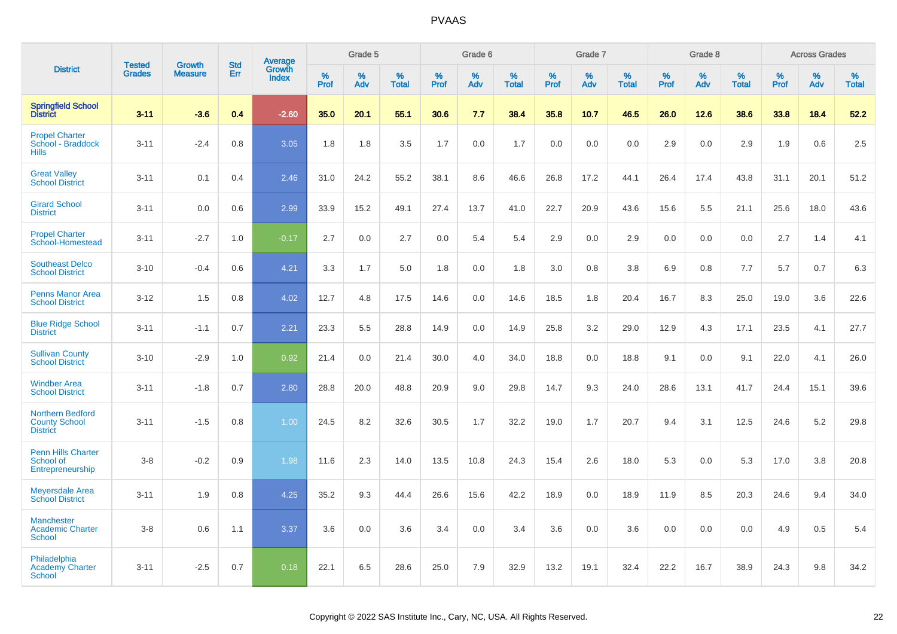# PVAAS

| District | Tested Grades | Growth Measure | Std Err | Average Growth Index | Grade 5 | | | Grade 6 | | | Grade 7 | | | Grade 8 | | | Across Grades | | |
|---|---|---|---|---|---|---|---|---|---|---|---|---|---|---|---|---|---|---|---|
| | | | | | % Prof | % Adv | % Total | % Prof | % Adv | % Total | % Prof | % Adv | % Total | % Prof | % Adv | % Total | % Prof | % Adv | % Total |
| **Springfield School District** | **3-11** | **-3.6** | **0.4** | **-2.60** | **35.0** | **20.1** | **55.1** | **30.6** | **7.7** | **38.4** | **35.8** | **10.7** | **46.5** | **26.0** | **12.6** | **38.6** | **33.8** | **18.4** | **52.2** |
| Propel Charter School - Braddock Hills | 3-11 | -2.4 | 0.8 | 3.05 | 1.8 | 1.8 | 3.5 | 1.7 | 0.0 | 1.7 | 0.0 | 0.0 | 0.0 | 2.9 | 0.0 | 2.9 | 1.9 | 0.6 | 2.5 |
| Great Valley School District | 3-11 | 0.1 | 0.4 | 2.46 | 31.0 | 24.2 | 55.2 | 38.1 | 8.6 | 46.6 | 26.8 | 17.2 | 44.1 | 26.4 | 17.4 | 43.8 | 31.1 | 20.1 | 51.2 |
| Girard School District | 3-11 | 0.0 | 0.6 | 2.99 | 33.9 | 15.2 | 49.1 | 27.4 | 13.7 | 41.0 | 22.7 | 20.9 | 43.6 | 15.6 | 5.5 | 21.1 | 25.6 | 18.0 | 43.6 |
| Propel Charter School-Homestead | 3-11 | -2.7 | 1.0 | -0.17 | 2.7 | 0.0 | 2.7 | 0.0 | 5.4 | 5.4 | 2.9 | 0.0 | 2.9 | 0.0 | 0.0 | 0.0 | 2.7 | 1.4 | 4.1 |
| Southeast Delco School District | 3-10 | -0.4 | 0.6 | 4.21 | 3.3 | 1.7 | 5.0 | 1.8 | 0.0 | 1.8 | 3.0 | 0.8 | 3.8 | 6.9 | 0.8 | 7.7 | 5.7 | 0.7 | 6.3 |
| Penns Manor Area School District | 3-12 | 1.5 | 0.8 | 4.02 | 12.7 | 4.8 | 17.5 | 14.6 | 0.0 | 14.6 | 18.5 | 1.8 | 20.4 | 16.7 | 8.3 | 25.0 | 19.0 | 3.6 | 22.6 |
| Blue Ridge School District | 3-11 | -1.1 | 0.7 | 2.21 | 23.3 | 5.5 | 28.8 | 14.9 | 0.0 | 14.9 | 25.8 | 3.2 | 29.0 | 12.9 | 4.3 | 17.1 | 23.5 | 4.1 | 27.7 |
| Sullivan County School District | 3-10 | -2.9 | 1.0 | 0.92 | 21.4 | 0.0 | 21.4 | 30.0 | 4.0 | 34.0 | 18.8 | 0.0 | 18.8 | 9.1 | 0.0 | 9.1 | 22.0 | 4.1 | 26.0 |
| Windber Area School District | 3-11 | -1.8 | 0.7 | 2.80 | 28.8 | 20.0 | 48.8 | 20.9 | 9.0 | 29.8 | 14.7 | 9.3 | 24.0 | 28.6 | 13.1 | 41.7 | 24.4 | 15.1 | 39.6 |
| Northern Bedford County School District | 3-11 | -1.5 | 0.8 | 1.00 | 24.5 | 8.2 | 32.6 | 30.5 | 1.7 | 32.2 | 19.0 | 1.7 | 20.7 | 9.4 | 3.1 | 12.5 | 24.6 | 5.2 | 29.8 |
| Penn Hills Charter School of Entrepreneurship | 3-8 | -0.2 | 0.9 | 1.98 | 11.6 | 2.3 | 14.0 | 13.5 | 10.8 | 24.3 | 15.4 | 2.6 | 18.0 | 5.3 | 0.0 | 5.3 | 17.0 | 3.8 | 20.8 |
| Meyersdale Area School District | 3-11 | 1.9 | 0.8 | 4.25 | 35.2 | 9.3 | 44.4 | 26.6 | 15.6 | 42.2 | 18.9 | 0.0 | 18.9 | 11.9 | 8.5 | 20.3 | 24.6 | 9.4 | 34.0 |
| Manchester Academic Charter School | 3-8 | 0.6 | 1.1 | 3.37 | 3.6 | 0.0 | 3.6 | 3.4 | 0.0 | 3.4 | 3.6 | 0.0 | 3.6 | 0.0 | 0.0 | 0.0 | 4.9 | 0.5 | 5.4 |
| Philadelphia Academy Charter School | 3-11 | -2.5 | 0.7 | 0.18 | 22.1 | 6.5 | 28.6 | 25.0 | 7.9 | 32.9 | 13.2 | 19.1 | 32.4 | 22.2 | 16.7 | 38.9 | 24.3 | 9.8 | 34.2 |

Copyright © 2022 SAS Institute Inc., Cary, NC, USA. All Rights Reserved.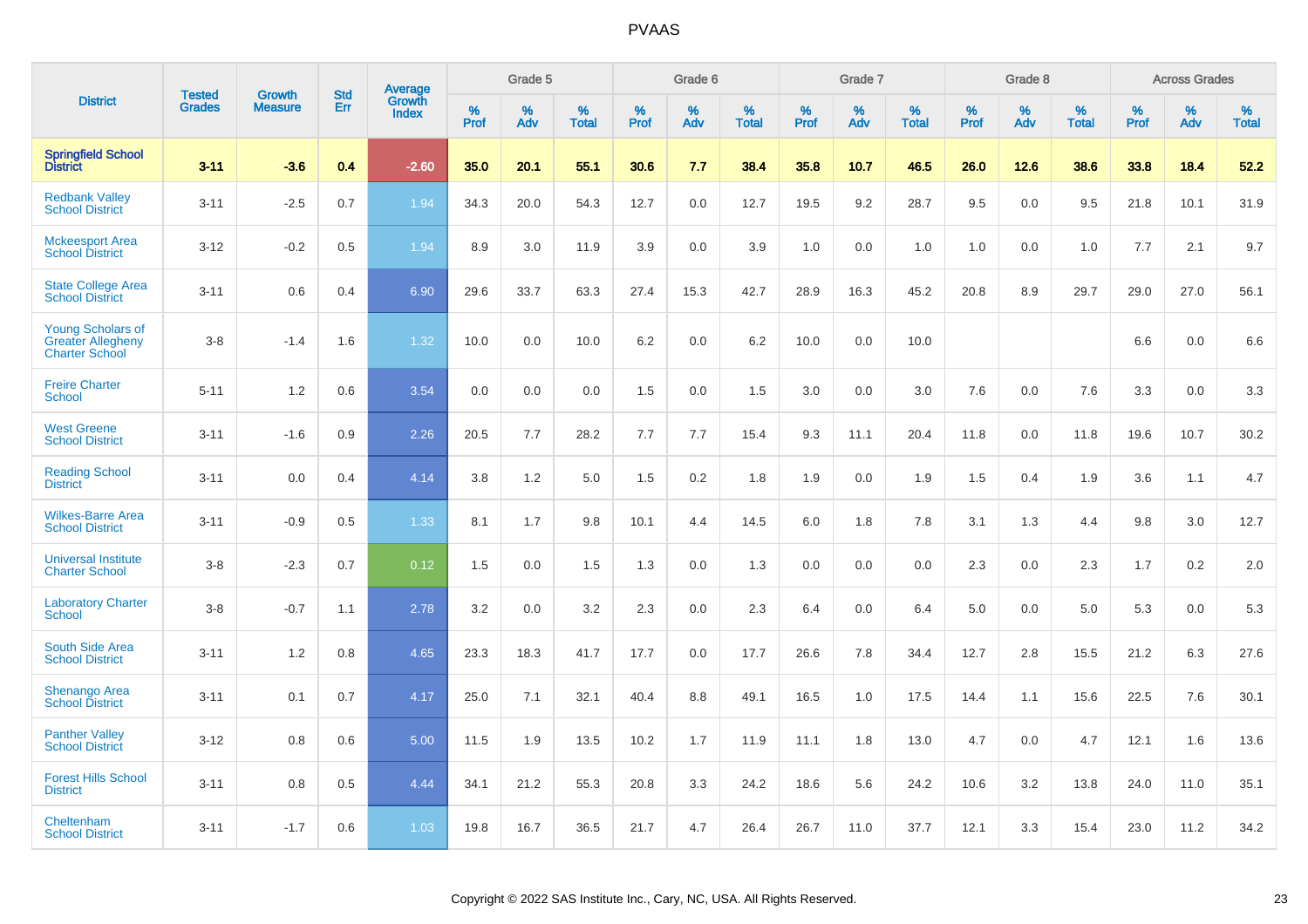# PVAAS

| District | Tested Grades | Growth Measure | Std Err | Average Growth Index | Grade 5 | | | Grade 6 | | | Grade 7 | | | Grade 8 | | | Across Grades | | |
|---|---|---|---|---|---|---|---|---|---|---|---|---|---|---|---|---|---|---|---|
| | | | | | % Prof | % Adv | % Total | % Prof | % Adv | % Total | % Prof | % Adv | % Total | % Prof | % Adv | % Total | % Prof | % Adv | % Total |
| **Springfield School District** | **3-11** | **-3.6** | **0.4** | **-2.60** | **35.0** | **20.1** | **55.1** | **30.6** | **7.7** | **38.4** | **35.8** | **10.7** | **46.5** | **26.0** | **12.6** | **38.6** | **33.8** | **18.4** | **52.2** |
| Redbank Valley School District | 3-11 | -2.5 | 0.7 | 1.94 | 34.3 | 20.0 | 54.3 | 12.7 | 0.0 | 12.7 | 19.5 | 9.2 | 28.7 | 9.5 | 0.0 | 9.5 | 21.8 | 10.1 | 31.9 |
| Mckeesport Area School District | 3-12 | -0.2 | 0.5 | 1.94 | 8.9 | 3.0 | 11.9 | 3.9 | 0.0 | 3.9 | 1.0 | 0.0 | 1.0 | 1.0 | 0.0 | 1.0 | 7.7 | 2.1 | 9.7 |
| State College Area School District | 3-11 | 0.6 | 0.4 | 6.90 | 29.6 | 33.7 | 63.3 | 27.4 | 15.3 | 42.7 | 28.9 | 16.3 | 45.2 | 20.8 | 8.9 | 29.7 | 29.0 | 27.0 | 56.1 |
| Young Scholars of Greater Allegheny Charter School | 3-8 | -1.4 | 1.6 | 1.32 | 10.0 | 0.0 | 10.0 | 6.2 | 0.0 | 6.2 | 10.0 | 0.0 | 10.0 | | | | 6.6 | 0.0 | 6.6 |
| Freire Charter School | 5-11 | 1.2 | 0.6 | 3.54 | 0.0 | 0.0 | 0.0 | 1.5 | 0.0 | 1.5 | 3.0 | 0.0 | 3.0 | 7.6 | 0.0 | 7.6 | 3.3 | 0.0 | 3.3 |
| West Greene School District | 3-11 | -1.6 | 0.9 | 2.26 | 20.5 | 7.7 | 28.2 | 7.7 | 7.7 | 15.4 | 9.3 | 11.1 | 20.4 | 11.8 | 0.0 | 11.8 | 19.6 | 10.7 | 30.2 |
| Reading School District | 3-11 | 0.0 | 0.4 | 4.14 | 3.8 | 1.2 | 5.0 | 1.5 | 0.2 | 1.8 | 1.9 | 0.0 | 1.9 | 1.5 | 0.4 | 1.9 | 3.6 | 1.1 | 4.7 |
| Wilkes-Barre Area School District | 3-11 | -0.9 | 0.5 | 1.33 | 8.1 | 1.7 | 9.8 | 10.1 | 4.4 | 14.5 | 6.0 | 1.8 | 7.8 | 3.1 | 1.3 | 4.4 | 9.8 | 3.0 | 12.7 |
| Universal Institute Charter School | 3-8 | -2.3 | 0.7 | 0.12 | 1.5 | 0.0 | 1.5 | 1.3 | 0.0 | 1.3 | 0.0 | 0.0 | 0.0 | 2.3 | 0.0 | 2.3 | 1.7 | 0.2 | 2.0 |
| Laboratory Charter School | 3-8 | -0.7 | 1.1 | 2.78 | 3.2 | 0.0 | 3.2 | 2.3 | 0.0 | 2.3 | 6.4 | 0.0 | 6.4 | 5.0 | 0.0 | 5.0 | 5.3 | 0.0 | 5.3 |
| South Side Area School District | 3-11 | 1.2 | 0.8 | 4.65 | 23.3 | 18.3 | 41.7 | 17.7 | 0.0 | 17.7 | 26.6 | 7.8 | 34.4 | 12.7 | 2.8 | 15.5 | 21.2 | 6.3 | 27.6 |
| Shenango Area School District | 3-11 | 0.1 | 0.7 | 4.17 | 25.0 | 7.1 | 32.1 | 40.4 | 8.8 | 49.1 | 16.5 | 1.0 | 17.5 | 14.4 | 1.1 | 15.6 | 22.5 | 7.6 | 30.1 |
| Panther Valley School District | 3-12 | 0.8 | 0.6 | 5.00 | 11.5 | 1.9 | 13.5 | 10.2 | 1.7 | 11.9 | 11.1 | 1.8 | 13.0 | 4.7 | 0.0 | 4.7 | 12.1 | 1.6 | 13.6 |
| Forest Hills School District | 3-11 | 0.8 | 0.5 | 4.44 | 34.1 | 21.2 | 55.3 | 20.8 | 3.3 | 24.2 | 18.6 | 5.6 | 24.2 | 10.6 | 3.2 | 13.8 | 24.0 | 11.0 | 35.1 |
| Cheltenham School District | 3-11 | -1.7 | 0.6 | 1.03 | 19.8 | 16.7 | 36.5 | 21.7 | 4.7 | 26.4 | 26.7 | 11.0 | 37.7 | 12.1 | 3.3 | 15.4 | 23.0 | 11.2 | 34.2 |

Copyright © 2022 SAS Institute Inc., Cary, NC, USA. All Rights Reserved.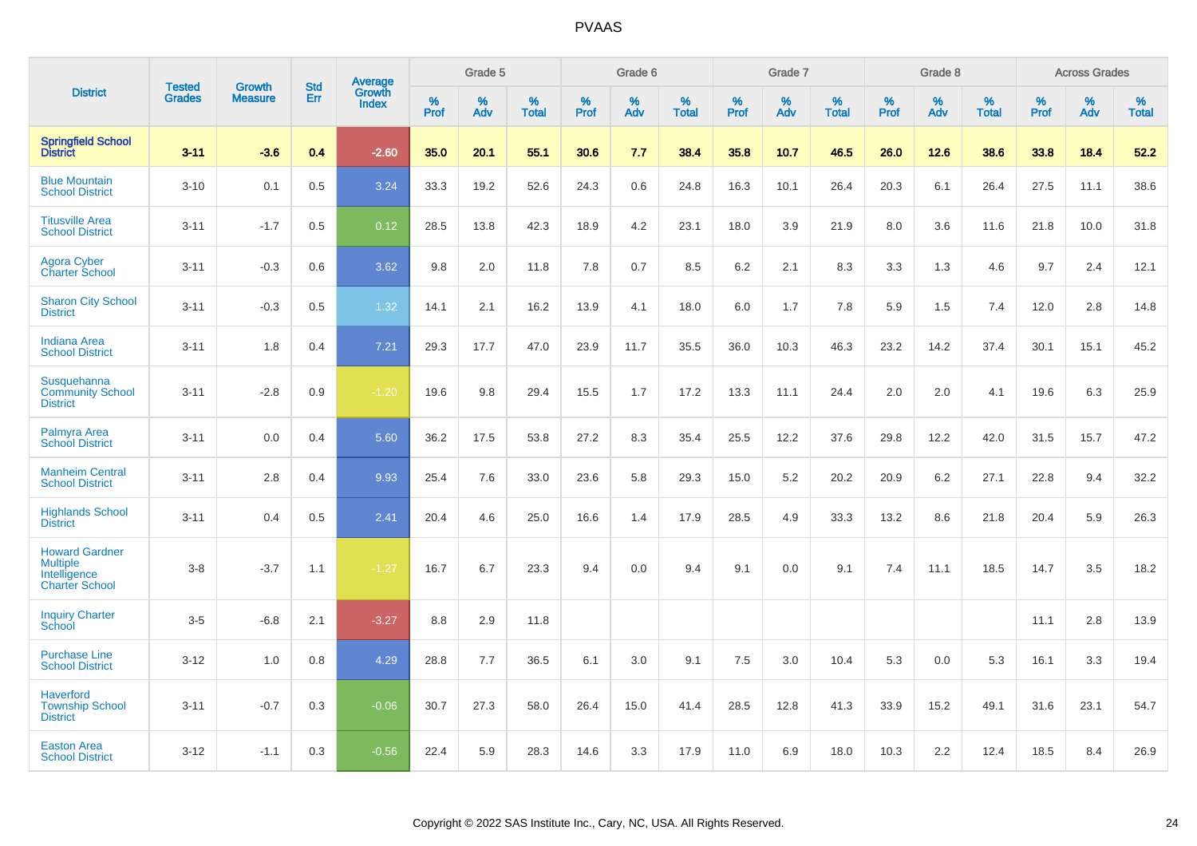| District | Tested Grades | Growth Measure | Std Err | Average Growth Index | Grade 5 | | | Grade 6 | | | Grade 7 | | | Grade 8 | | | Across Grades | | |
|---|---|---|---|---|---|---|---|---|---|---|---|---|---|---|---|---|---|---|---|
| | | | | | % Prof | % Adv | % Total | % Prof | % Adv | % Total | % Prof | % Adv | % Total | % Prof | % Adv | % Total | % Prof | % Adv | % Total |
| **Springfield School District** | **3-11** | **-3.6** | **0.4** | **-2.60** | **35.0** | **20.1** | **55.1** | **30.6** | **7.7** | **38.4** | **35.8** | **10.7** | **46.5** | **26.0** | **12.6** | **38.6** | **33.8** | **18.4** | **52.2** |
| Blue Mountain School District | 3-10 | 0.1 | 0.5 | 3.24 | 33.3 | 19.2 | 52.6 | 24.3 | 0.6 | 24.8 | 16.3 | 10.1 | 26.4 | 20.3 | 6.1 | 26.4 | 27.5 | 11.1 | 38.6 |
| Titusville Area School District | 3-11 | -1.7 | 0.5 | 0.12 | 28.5 | 13.8 | 42.3 | 18.9 | 4.2 | 23.1 | 18.0 | 3.9 | 21.9 | 8.0 | 3.6 | 11.6 | 21.8 | 10.0 | 31.8 |
| Agora Cyber Charter School | 3-11 | -0.3 | 0.6 | 3.62 | 9.8 | 2.0 | 11.8 | 7.8 | 0.7 | 8.5 | 6.2 | 2.1 | 8.3 | 3.3 | 1.3 | 4.6 | 9.7 | 2.4 | 12.1 |
| Sharon City School District | 3-11 | -0.3 | 0.5 | 1.32 | 14.1 | 2.1 | 16.2 | 13.9 | 4.1 | 18.0 | 6.0 | 1.7 | 7.8 | 5.9 | 1.5 | 7.4 | 12.0 | 2.8 | 14.8 |
| Indiana Area School District | 3-11 | 1.8 | 0.4 | 7.21 | 29.3 | 17.7 | 47.0 | 23.9 | 11.7 | 35.5 | 36.0 | 10.3 | 46.3 | 23.2 | 14.2 | 37.4 | 30.1 | 15.1 | 45.2 |
| Susquehanna Community School District | 3-11 | -2.8 | 0.9 | -1.20 | 19.6 | 9.8 | 29.4 | 15.5 | 1.7 | 17.2 | 13.3 | 11.1 | 24.4 | 2.0 | 2.0 | 4.1 | 19.6 | 6.3 | 25.9 |
| Palmyra Area School District | 3-11 | 0.0 | 0.4 | 5.60 | 36.2 | 17.5 | 53.8 | 27.2 | 8.3 | 35.4 | 25.5 | 12.2 | 37.6 | 29.8 | 12.2 | 42.0 | 31.5 | 15.7 | 47.2 |
| Manheim Central School District | 3-11 | 2.8 | 0.4 | 9.93 | 25.4 | 7.6 | 33.0 | 23.6 | 5.8 | 29.3 | 15.0 | 5.2 | 20.2 | 20.9 | 6.2 | 27.1 | 22.8 | 9.4 | 32.2 |
| Highlands School District | 3-11 | 0.4 | 0.5 | 2.41 | 20.4 | 4.6 | 25.0 | 16.6 | 1.4 | 17.9 | 28.5 | 4.9 | 33.3 | 13.2 | 8.6 | 21.8 | 20.4 | 5.9 | 26.3 |
| Howard Gardner Multiple Intelligence Charter School | 3-8 | -3.7 | 1.1 | -1.27 | 16.7 | 6.7 | 23.3 | 9.4 | 0.0 | 9.4 | 9.1 | 0.0 | 9.1 | 7.4 | 11.1 | 18.5 | 14.7 | 3.5 | 18.2 |
| Inquiry Charter School | 3-5 | -6.8 | 2.1 | -3.27 | 8.8 | 2.9 | 11.8 | | | | | | | | | | 11.1 | 2.8 | 13.9 |
| Purchase Line School District | 3-12 | 1.0 | 0.8 | 4.29 | 28.8 | 7.7 | 36.5 | 6.1 | 3.0 | 9.1 | 7.5 | 3.0 | 10.4 | 5.3 | 0.0 | 5.3 | 16.1 | 3.3 | 19.4 |
| Haverford Township School District | 3-11 | -0.7 | 0.3 | -0.06 | 30.7 | 27.3 | 58.0 | 26.4 | 15.0 | 41.4 | 28.5 | 12.8 | 41.3 | 33.9 | 15.2 | 49.1 | 31.6 | 23.1 | 54.7 |
| Easton Area School District | 3-12 | -1.1 | 0.3 | -0.56 | 22.4 | 5.9 | 28.3 | 14.6 | 3.3 | 17.9 | 11.0 | 6.9 | 18.0 | 10.3 | 2.2 | 12.4 | 18.5 | 8.4 | 26.9 |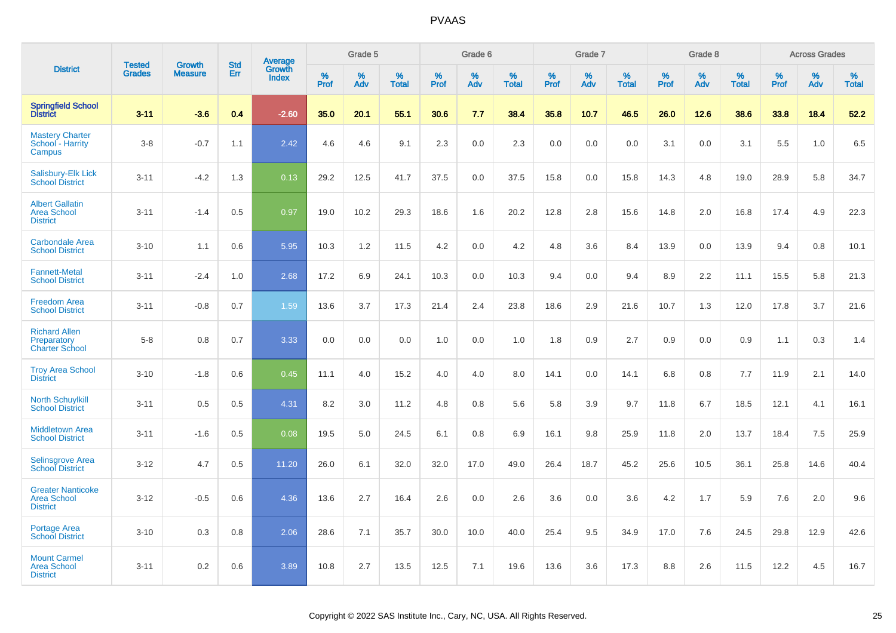# PVAAS

| District | Tested Grades | Growth Measure | Std Err | Average Growth Index | Grade 5 | | | Grade 6 | | | Grade 7 | | | Grade 8 | | | Across Grades | | |
|---|---|---|---|---|---|---|---|---|---|---|---|---|---|---|---|---|---|---|---|
| | | | | | % Prof | % Adv | % Total | % Prof | % Adv | % Total | % Prof | % Adv | % Total | % Prof | % Adv | % Total | % Prof | % Adv | % Total |
| **Springfield School District** | **3-11** | **-3.6** | **0.4** | **-2.60** | **35.0** | **20.1** | **55.1** | **30.6** | **7.7** | **38.4** | **35.8** | **10.7** | **46.5** | **26.0** | **12.6** | **38.6** | **33.8** | **18.4** | **52.2** |
| Mastery Charter School - Harrity Campus | 3-8 | -0.7 | 1.1 | 2.42 | 4.6 | 4.6 | 9.1 | 2.3 | 0.0 | 2.3 | 0.0 | 0.0 | 0.0 | 3.1 | 0.0 | 3.1 | 5.5 | 1.0 | 6.5 |
| Salisbury-Elk Lick School District | 3-11 | -4.2 | 1.3 | 0.13 | 29.2 | 12.5 | 41.7 | 37.5 | 0.0 | 37.5 | 15.8 | 0.0 | 15.8 | 14.3 | 4.8 | 19.0 | 28.9 | 5.8 | 34.7 |
| Albert Gallatin Area School District | 3-11 | -1.4 | 0.5 | 0.97 | 19.0 | 10.2 | 29.3 | 18.6 | 1.6 | 20.2 | 12.8 | 2.8 | 15.6 | 14.8 | 2.0 | 16.8 | 17.4 | 4.9 | 22.3 |
| Carbondale Area School District | 3-10 | 1.1 | 0.6 | 5.95 | 10.3 | 1.2 | 11.5 | 4.2 | 0.0 | 4.2 | 4.8 | 3.6 | 8.4 | 13.9 | 0.0 | 13.9 | 9.4 | 0.8 | 10.1 |
| Fannett-Metal School District | 3-11 | -2.4 | 1.0 | 2.68 | 17.2 | 6.9 | 24.1 | 10.3 | 0.0 | 10.3 | 9.4 | 0.0 | 9.4 | 8.9 | 2.2 | 11.1 | 15.5 | 5.8 | 21.3 |
| Freedom Area School District | 3-11 | -0.8 | 0.7 | 1.59 | 13.6 | 3.7 | 17.3 | 21.4 | 2.4 | 23.8 | 18.6 | 2.9 | 21.6 | 10.7 | 1.3 | 12.0 | 17.8 | 3.7 | 21.6 |
| Richard Allen Preparatory Charter School | 5-8 | 0.8 | 0.7 | 3.33 | 0.0 | 0.0 | 0.0 | 1.0 | 0.0 | 1.0 | 1.8 | 0.9 | 2.7 | 0.9 | 0.0 | 0.9 | 1.1 | 0.3 | 1.4 |
| Troy Area School District | 3-10 | -1.8 | 0.6 | 0.45 | 11.1 | 4.0 | 15.2 | 4.0 | 4.0 | 8.0 | 14.1 | 0.0 | 14.1 | 6.8 | 0.8 | 7.7 | 11.9 | 2.1 | 14.0 |
| North Schuylkill School District | 3-11 | 0.5 | 0.5 | 4.31 | 8.2 | 3.0 | 11.2 | 4.8 | 0.8 | 5.6 | 5.8 | 3.9 | 9.7 | 11.8 | 6.7 | 18.5 | 12.1 | 4.1 | 16.1 |
| Middletown Area School District | 3-11 | -1.6 | 0.5 | 0.08 | 19.5 | 5.0 | 24.5 | 6.1 | 0.8 | 6.9 | 16.1 | 9.8 | 25.9 | 11.8 | 2.0 | 13.7 | 18.4 | 7.5 | 25.9 |
| Selinsgrove Area School District | 3-12 | 4.7 | 0.5 | 11.20 | 26.0 | 6.1 | 32.0 | 32.0 | 17.0 | 49.0 | 26.4 | 18.7 | 45.2 | 25.6 | 10.5 | 36.1 | 25.8 | 14.6 | 40.4 |
| Greater Nanticoke Area School District | 3-12 | -0.5 | 0.6 | 4.36 | 13.6 | 2.7 | 16.4 | 2.6 | 0.0 | 2.6 | 3.6 | 0.0 | 3.6 | 4.2 | 1.7 | 5.9 | 7.6 | 2.0 | 9.6 |
| Portage Area School District | 3-10 | 0.3 | 0.8 | 2.06 | 28.6 | 7.1 | 35.7 | 30.0 | 10.0 | 40.0 | 25.4 | 9.5 | 34.9 | 17.0 | 7.6 | 24.5 | 29.8 | 12.9 | 42.6 |
| Mount Carmel Area School District | 3-11 | 0.2 | 0.6 | 3.89 | 10.8 | 2.7 | 13.5 | 12.5 | 7.1 | 19.6 | 13.6 | 3.6 | 17.3 | 8.8 | 2.6 | 11.5 | 12.2 | 4.5 | 16.7 |

Copyright © 2022 SAS Institute Inc., Cary, NC, USA. All Rights Reserved.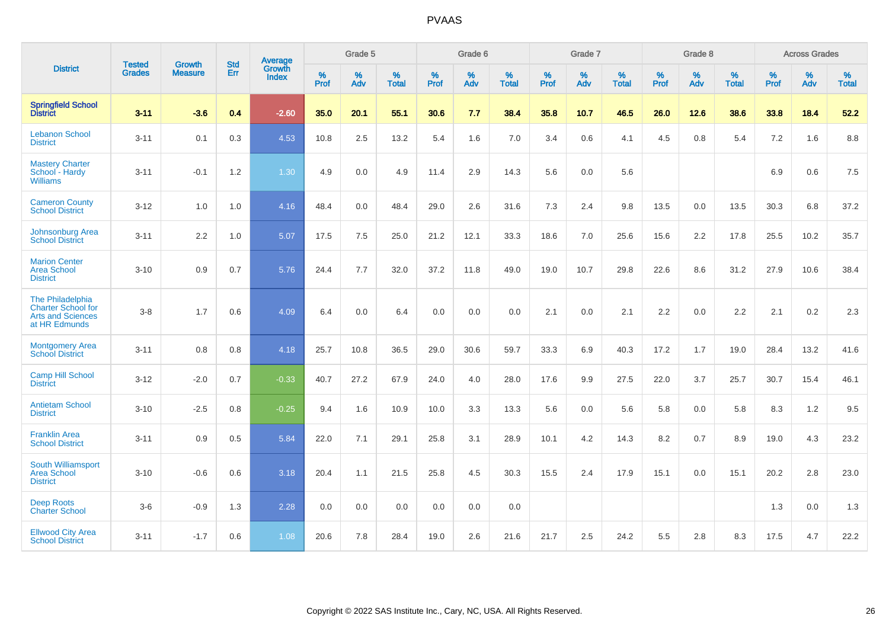| District | Tested Grades | Growth Measure | Std Err | Average Growth Index | Grade 5 | | | Grade 6 | | | Grade 7 | | | Grade 8 | | | Across Grades | | |
|---|---|---|---|---|---|---|---|---|---|---|---|---|---|---|---|---|---|---|---|
| | | | | | % Prof | % Adv | % Total | % Prof | % Adv | % Total | % Prof | % Adv | % Total | % Prof | % Adv | % Total | % Prof | % Adv | % Total |
| **Springfield School District** | **3-11** | **-3.6** | **0.4** | **-2.60** | **35.0** | **20.1** | **55.1** | **30.6** | **7.7** | **38.4** | **35.8** | **10.7** | **46.5** | **26.0** | **12.6** | **38.6** | **33.8** | **18.4** | **52.2** |
| Lebanon School District | 3-11 | 0.1 | 0.3 | 4.53 | 10.8 | 2.5 | 13.2 | 5.4 | 1.6 | 7.0 | 3.4 | 0.6 | 4.1 | 4.5 | 0.8 | 5.4 | 7.2 | 1.6 | 8.8 |
| Mastery Charter School - Hardy Williams | 3-11 | -0.1 | 1.2 | 1.30 | 4.9 | 0.0 | 4.9 | 11.4 | 2.9 | 14.3 | 5.6 | 0.0 | 5.6 | | | | 6.9 | 0.6 | 7.5 |
| Cameron County School District | 3-12 | 1.0 | 1.0 | 4.16 | 48.4 | 0.0 | 48.4 | 29.0 | 2.6 | 31.6 | 7.3 | 2.4 | 9.8 | 13.5 | 0.0 | 13.5 | 30.3 | 6.8 | 37.2 |
| Johnsonburg Area School District | 3-11 | 2.2 | 1.0 | 5.07 | 17.5 | 7.5 | 25.0 | 21.2 | 12.1 | 33.3 | 18.6 | 7.0 | 25.6 | 15.6 | 2.2 | 17.8 | 25.5 | 10.2 | 35.7 |
| Marion Center Area School District | 3-10 | 0.9 | 0.7 | 5.76 | 24.4 | 7.7 | 32.0 | 37.2 | 11.8 | 49.0 | 19.0 | 10.7 | 29.8 | 22.6 | 8.6 | 31.2 | 27.9 | 10.6 | 38.4 |
| The Philadelphia Charter School for Arts and Sciences at HR Edmunds | 3-8 | 1.7 | 0.6 | 4.09 | 6.4 | 0.0 | 6.4 | 0.0 | 0.0 | 0.0 | 2.1 | 0.0 | 2.1 | 2.2 | 0.0 | 2.2 | 2.1 | 0.2 | 2.3 |
| Montgomery Area School District | 3-11 | 0.8 | 0.8 | 4.18 | 25.7 | 10.8 | 36.5 | 29.0 | 30.6 | 59.7 | 33.3 | 6.9 | 40.3 | 17.2 | 1.7 | 19.0 | 28.4 | 13.2 | 41.6 |
| Camp Hill School District | 3-12 | -2.0 | 0.7 | -0.33 | 40.7 | 27.2 | 67.9 | 24.0 | 4.0 | 28.0 | 17.6 | 9.9 | 27.5 | 22.0 | 3.7 | 25.7 | 30.7 | 15.4 | 46.1 |
| Antietam School District | 3-10 | -2.5 | 0.8 | -0.25 | 9.4 | 1.6 | 10.9 | 10.0 | 3.3 | 13.3 | 5.6 | 0.0 | 5.6 | 5.8 | 0.0 | 5.8 | 8.3 | 1.2 | 9.5 |
| Franklin Area School District | 3-11 | 0.9 | 0.5 | 5.84 | 22.0 | 7.1 | 29.1 | 25.8 | 3.1 | 28.9 | 10.1 | 4.2 | 14.3 | 8.2 | 0.7 | 8.9 | 19.0 | 4.3 | 23.2 |
| South Williamsport Area School District | 3-10 | -0.6 | 0.6 | 3.18 | 20.4 | 1.1 | 21.5 | 25.8 | 4.5 | 30.3 | 15.5 | 2.4 | 17.9 | 15.1 | 0.0 | 15.1 | 20.2 | 2.8 | 23.0 |
| Deep Roots Charter School | 3-6 | -0.9 | 1.3 | 2.28 | 0.0 | 0.0 | 0.0 | 0.0 | 0.0 | 0.0 | | | | | | | 1.3 | 0.0 | 1.3 |
| Ellwood City Area School District | 3-11 | -1.7 | 0.6 | 1.08 | 20.6 | 7.8 | 28.4 | 19.0 | 2.6 | 21.6 | 21.7 | 2.5 | 24.2 | 5.5 | 2.8 | 8.3 | 17.5 | 4.7 | 22.2 |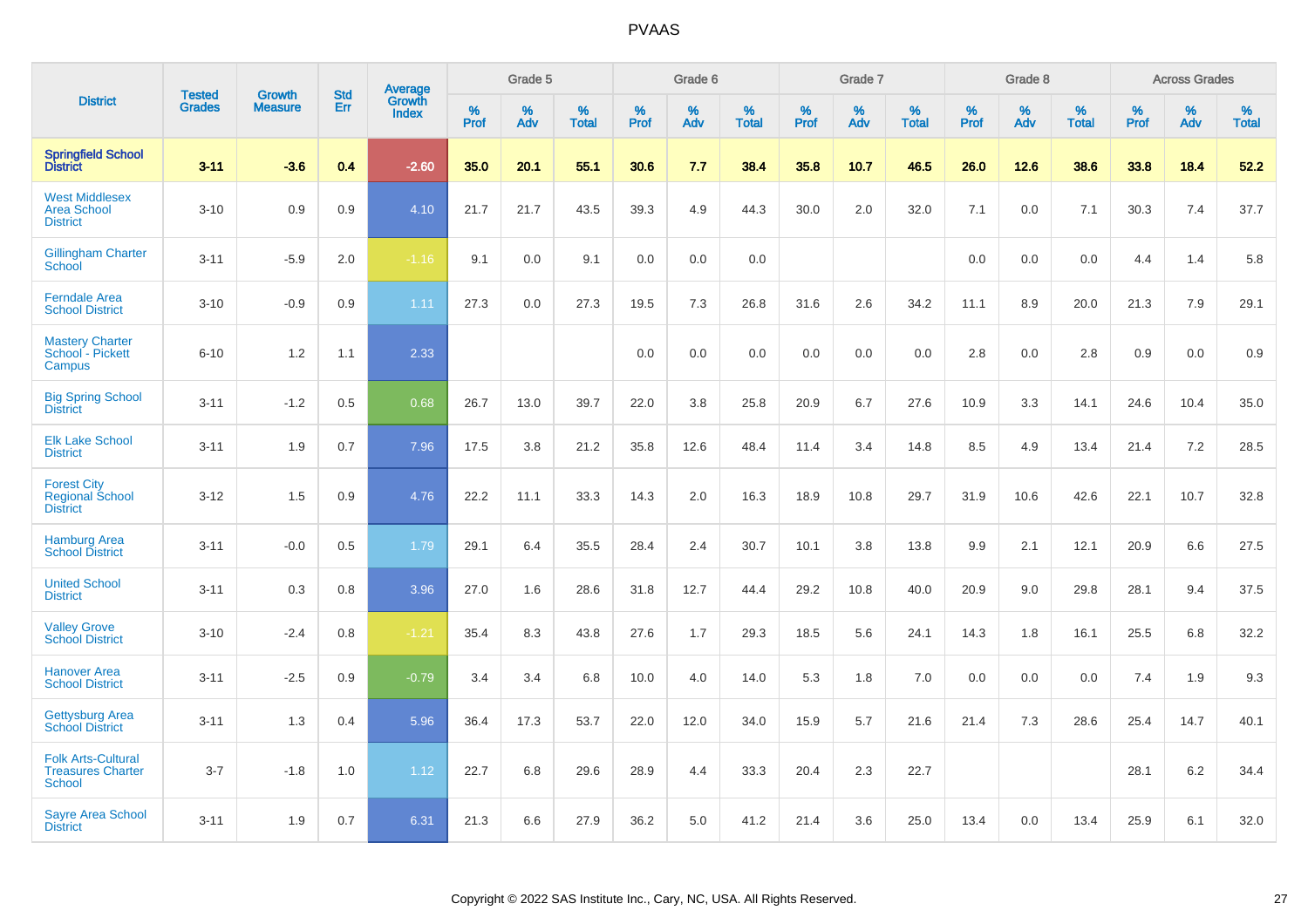# PVAAS

| District | Tested Grades | Growth Measure | Std Err | Average Growth Index | Grade 5 | | | Grade 6 | | | Grade 7 | | | Grade 8 | | | Across Grades | | |
|---|---|---|---|---|---|---|---|---|---|---|---|---|---|---|---|---|---|---|---|
| | | | | | % Prof | % Adv | % Total | % Prof | % Adv | % Total | % Prof | % Adv | % Total | % Prof | % Adv | % Total | % Prof | % Adv | % Total |
| **Springfield School District** | **3-11** | **-3.6** | **0.4** | **-2.60** | **35.0** | **20.1** | **55.1** | **30.6** | **7.7** | **38.4** | **35.8** | **10.7** | **46.5** | **26.0** | **12.6** | **38.6** | **33.8** | **18.4** | **52.2** |
| West Middlesex Area School District | 3-10 | 0.9 | 0.9 | 4.10 | 21.7 | 21.7 | 43.5 | 39.3 | 4.9 | 44.3 | 30.0 | 2.0 | 32.0 | 7.1 | 0.0 | 7.1 | 30.3 | 7.4 | 37.7 |
| Gillingham Charter School | 3-11 | -5.9 | 2.0 | -1.16 | 9.1 | 0.0 | 9.1 | 0.0 | 0.0 | 0.0 | | | | 0.0 | 0.0 | 0.0 | 4.4 | 1.4 | 5.8 |
| Ferndale Area School District | 3-10 | -0.9 | 0.9 | 1.11 | 27.3 | 0.0 | 27.3 | 19.5 | 7.3 | 26.8 | 31.6 | 2.6 | 34.2 | 11.1 | 8.9 | 20.0 | 21.3 | 7.9 | 29.1 |
| Mastery Charter School - Pickett Campus | 6-10 | 1.2 | 1.1 | 2.33 | | | | 0.0 | 0.0 | 0.0 | 0.0 | 0.0 | 0.0 | 2.8 | 0.0 | 2.8 | 0.9 | 0.0 | 0.9 |
| Big Spring School District | 3-11 | -1.2 | 0.5 | 0.68 | 26.7 | 13.0 | 39.7 | 22.0 | 3.8 | 25.8 | 20.9 | 6.7 | 27.6 | 10.9 | 3.3 | 14.1 | 24.6 | 10.4 | 35.0 |
| Elk Lake School District | 3-11 | 1.9 | 0.7 | 7.96 | 17.5 | 3.8 | 21.2 | 35.8 | 12.6 | 48.4 | 11.4 | 3.4 | 14.8 | 8.5 | 4.9 | 13.4 | 21.4 | 7.2 | 28.5 |
| Forest City Regional School District | 3-12 | 1.5 | 0.9 | 4.76 | 22.2 | 11.1 | 33.3 | 14.3 | 2.0 | 16.3 | 18.9 | 10.8 | 29.7 | 31.9 | 10.6 | 42.6 | 22.1 | 10.7 | 32.8 |
| Hamburg Area School District | 3-11 | -0.0 | 0.5 | 1.79 | 29.1 | 6.4 | 35.5 | 28.4 | 2.4 | 30.7 | 10.1 | 3.8 | 13.8 | 9.9 | 2.1 | 12.1 | 20.9 | 6.6 | 27.5 |
| United School District | 3-11 | 0.3 | 0.8 | 3.96 | 27.0 | 1.6 | 28.6 | 31.8 | 12.7 | 44.4 | 29.2 | 10.8 | 40.0 | 20.9 | 9.0 | 29.8 | 28.1 | 9.4 | 37.5 |
| Valley Grove School District | 3-10 | -2.4 | 0.8 | -1.21 | 35.4 | 8.3 | 43.8 | 27.6 | 1.7 | 29.3 | 18.5 | 5.6 | 24.1 | 14.3 | 1.8 | 16.1 | 25.5 | 6.8 | 32.2 |
| Hanover Area School District | 3-11 | -2.5 | 0.9 | -0.79 | 3.4 | 3.4 | 6.8 | 10.0 | 4.0 | 14.0 | 5.3 | 1.8 | 7.0 | 0.0 | 0.0 | 0.0 | 7.4 | 1.9 | 9.3 |
| Gettysburg Area School District | 3-11 | 1.3 | 0.4 | 5.96 | 36.4 | 17.3 | 53.7 | 22.0 | 12.0 | 34.0 | 15.9 | 5.7 | 21.6 | 21.4 | 7.3 | 28.6 | 25.4 | 14.7 | 40.1 |
| Folk Arts-Cultural Treasures Charter School | 3-7 | -1.8 | 1.0 | 1.12 | 22.7 | 6.8 | 29.6 | 28.9 | 4.4 | 33.3 | 20.4 | 2.3 | 22.7 | | | | 28.1 | 6.2 | 34.4 |
| Sayre Area School District | 3-11 | 1.9 | 0.7 | 6.31 | 21.3 | 6.6 | 27.9 | 36.2 | 5.0 | 41.2 | 21.4 | 3.6 | 25.0 | 13.4 | 0.0 | 13.4 | 25.9 | 6.1 | 32.0 |

Copyright © 2022 SAS Institute Inc., Cary, NC, USA. All Rights Reserved.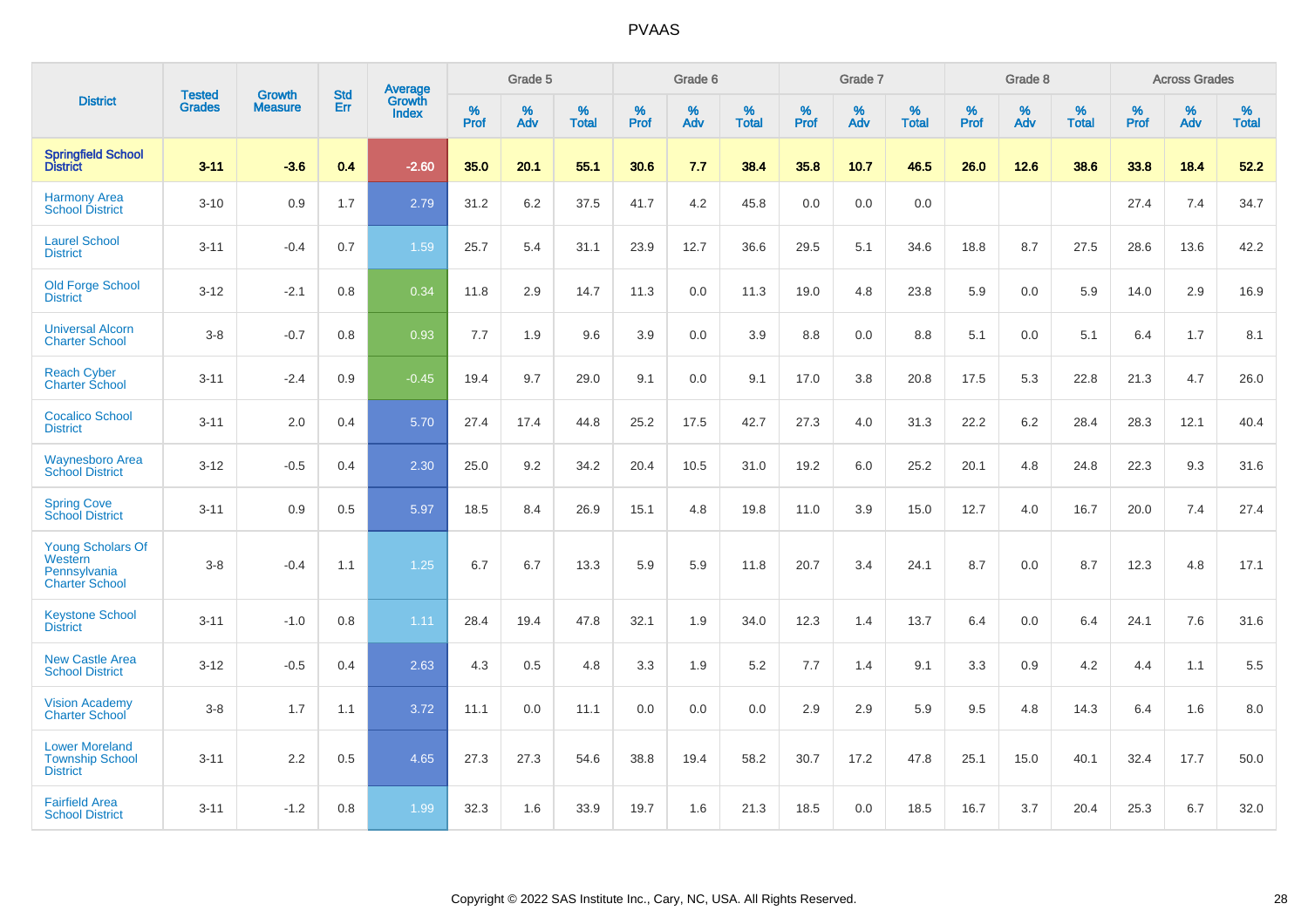# PVAAS

| District | Tested Grades | Growth Measure | Std Err | Average Growth Index | Grade 5 | | | Grade 6 | | | Grade 7 | | | Grade 8 | | | Across Grades | | |
|---|---|---|---|---|---|---|---|---|---|---|---|---|---|---|---|---|---|---|---|
| | | | | | % Prof | % Adv | % Total | % Prof | % Adv | % Total | % Prof | % Adv | % Total | % Prof | % Adv | % Total | % Prof | % Adv | % Total |
| **Springfield School District** | **3-11** | **-3.6** | **0.4** | **-2.60** | **35.0** | **20.1** | **55.1** | **30.6** | **7.7** | **38.4** | **35.8** | **10.7** | **46.5** | **26.0** | **12.6** | **38.6** | **33.8** | **18.4** | **52.2** |
| Harmony Area School District | 3-10 | 0.9 | 1.7 | 2.79 | 31.2 | 6.2 | 37.5 | 41.7 | 4.2 | 45.8 | 0.0 | 0.0 | 0.0 | | | | 27.4 | 7.4 | 34.7 |
| Laurel School District | 3-11 | -0.4 | 0.7 | 1.59 | 25.7 | 5.4 | 31.1 | 23.9 | 12.7 | 36.6 | 29.5 | 5.1 | 34.6 | 18.8 | 8.7 | 27.5 | 28.6 | 13.6 | 42.2 |
| Old Forge School District | 3-12 | -2.1 | 0.8 | 0.34 | 11.8 | 2.9 | 14.7 | 11.3 | 0.0 | 11.3 | 19.0 | 4.8 | 23.8 | 5.9 | 0.0 | 5.9 | 14.0 | 2.9 | 16.9 |
| Universal Alcorn Charter School | 3-8 | -0.7 | 0.8 | 0.93 | 7.7 | 1.9 | 9.6 | 3.9 | 0.0 | 3.9 | 8.8 | 0.0 | 8.8 | 5.1 | 0.0 | 5.1 | 6.4 | 1.7 | 8.1 |
| Reach Cyber Charter School | 3-11 | -2.4 | 0.9 | -0.45 | 19.4 | 9.7 | 29.0 | 9.1 | 0.0 | 9.1 | 17.0 | 3.8 | 20.8 | 17.5 | 5.3 | 22.8 | 21.3 | 4.7 | 26.0 |
| Cocalico School District | 3-11 | 2.0 | 0.4 | 5.70 | 27.4 | 17.4 | 44.8 | 25.2 | 17.5 | 42.7 | 27.3 | 4.0 | 31.3 | 22.2 | 6.2 | 28.4 | 28.3 | 12.1 | 40.4 |
| Waynesboro Area School District | 3-12 | -0.5 | 0.4 | 2.30 | 25.0 | 9.2 | 34.2 | 20.4 | 10.5 | 31.0 | 19.2 | 6.0 | 25.2 | 20.1 | 4.8 | 24.8 | 22.3 | 9.3 | 31.6 |
| Spring Cove School District | 3-11 | 0.9 | 0.5 | 5.97 | 18.5 | 8.4 | 26.9 | 15.1 | 4.8 | 19.8 | 11.0 | 3.9 | 15.0 | 12.7 | 4.0 | 16.7 | 20.0 | 7.4 | 27.4 |
| Young Scholars Of Western Pennsylvania Charter School | 3-8 | -0.4 | 1.1 | 1.25 | 6.7 | 6.7 | 13.3 | 5.9 | 5.9 | 11.8 | 20.7 | 3.4 | 24.1 | 8.7 | 0.0 | 8.7 | 12.3 | 4.8 | 17.1 |
| Keystone School District | 3-11 | -1.0 | 0.8 | 1.11 | 28.4 | 19.4 | 47.8 | 32.1 | 1.9 | 34.0 | 12.3 | 1.4 | 13.7 | 6.4 | 0.0 | 6.4 | 24.1 | 7.6 | 31.6 |
| New Castle Area School District | 3-12 | -0.5 | 0.4 | 2.63 | 4.3 | 0.5 | 4.8 | 3.3 | 1.9 | 5.2 | 7.7 | 1.4 | 9.1 | 3.3 | 0.9 | 4.2 | 4.4 | 1.1 | 5.5 |
| Vision Academy Charter School | 3-8 | 1.7 | 1.1 | 3.72 | 11.1 | 0.0 | 11.1 | 0.0 | 0.0 | 0.0 | 2.9 | 2.9 | 5.9 | 9.5 | 4.8 | 14.3 | 6.4 | 1.6 | 8.0 |
| Lower Moreland Township School District | 3-11 | 2.2 | 0.5 | 4.65 | 27.3 | 27.3 | 54.6 | 38.8 | 19.4 | 58.2 | 30.7 | 17.2 | 47.8 | 25.1 | 15.0 | 40.1 | 32.4 | 17.7 | 50.0 |
| Fairfield Area School District | 3-11 | -1.2 | 0.8 | 1.99 | 32.3 | 1.6 | 33.9 | 19.7 | 1.6 | 21.3 | 18.5 | 0.0 | 18.5 | 16.7 | 3.7 | 20.4 | 25.3 | 6.7 | 32.0 |

Copyright © 2022 SAS Institute Inc., Cary, NC, USA. All Rights Reserved.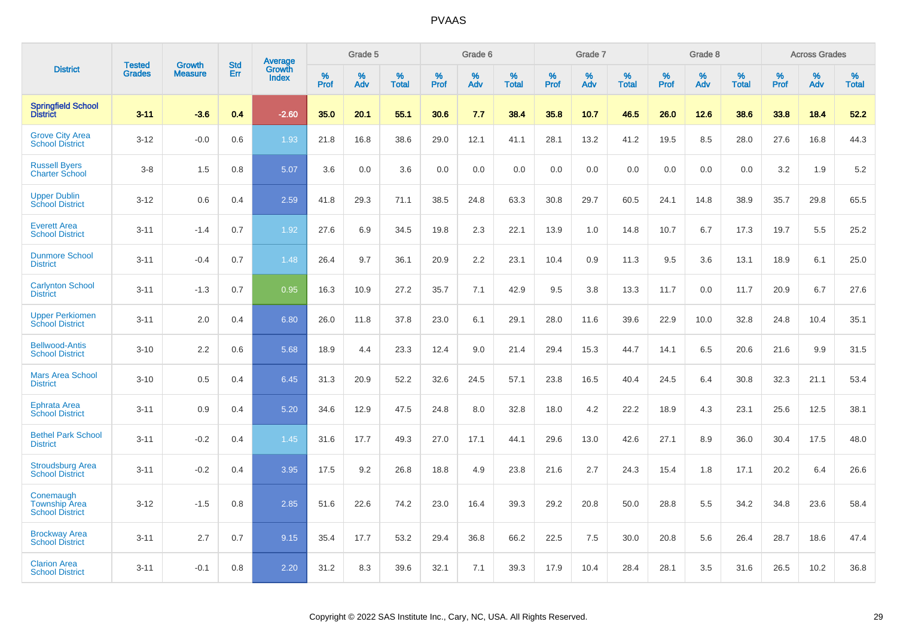# PVAAS

| District | Tested Grades | Growth Measure | Std Err | Average Growth Index | Grade 5 | | | Grade 6 | | | Grade 7 | | | Grade 8 | | | Across Grades | | |
|---|---|---|---|---|---|---|---|---|---|---|---|---|---|---|---|---|---|---|---|
| | | | | | % Prof | % Adv | % Total | % Prof | % Adv | % Total | % Prof | % Adv | % Total | % Prof | % Adv | % Total | % Prof | % Adv | % Total |
| **Springfield School District** | **3-11** | **-3.6** | **0.4** | **-2.60** | **35.0** | **20.1** | **55.1** | **30.6** | **7.7** | **38.4** | **35.8** | **10.7** | **46.5** | **26.0** | **12.6** | **38.6** | **33.8** | **18.4** | **52.2** |
| Grove City Area School District | 3-12 | -0.0 | 0.6 | 1.93 | 21.8 | 16.8 | 38.6 | 29.0 | 12.1 | 41.1 | 28.1 | 13.2 | 41.2 | 19.5 | 8.5 | 28.0 | 27.6 | 16.8 | 44.3 |
| Russell Byers Charter School | 3-8 | 1.5 | 0.8 | 5.07 | 3.6 | 0.0 | 3.6 | 0.0 | 0.0 | 0.0 | 0.0 | 0.0 | 0.0 | 0.0 | 0.0 | 0.0 | 3.2 | 1.9 | 5.2 |
| Upper Dublin School District | 3-12 | 0.6 | 0.4 | 2.59 | 41.8 | 29.3 | 71.1 | 38.5 | 24.8 | 63.3 | 30.8 | 29.7 | 60.5 | 24.1 | 14.8 | 38.9 | 35.7 | 29.8 | 65.5 |
| Everett Area School District | 3-11 | -1.4 | 0.7 | 1.92 | 27.6 | 6.9 | 34.5 | 19.8 | 2.3 | 22.1 | 13.9 | 1.0 | 14.8 | 10.7 | 6.7 | 17.3 | 19.7 | 5.5 | 25.2 |
| Dunmore School District | 3-11 | -0.4 | 0.7 | 1.48 | 26.4 | 9.7 | 36.1 | 20.9 | 2.2 | 23.1 | 10.4 | 0.9 | 11.3 | 9.5 | 3.6 | 13.1 | 18.9 | 6.1 | 25.0 |
| Carlynton School District | 3-11 | -1.3 | 0.7 | 0.95 | 16.3 | 10.9 | 27.2 | 35.7 | 7.1 | 42.9 | 9.5 | 3.8 | 13.3 | 11.7 | 0.0 | 11.7 | 20.9 | 6.7 | 27.6 |
| Upper Perkiomen School District | 3-11 | 2.0 | 0.4 | 6.80 | 26.0 | 11.8 | 37.8 | 23.0 | 6.1 | 29.1 | 28.0 | 11.6 | 39.6 | 22.9 | 10.0 | 32.8 | 24.8 | 10.4 | 35.1 |
| Bellwood-Antis School District | 3-10 | 2.2 | 0.6 | 5.68 | 18.9 | 4.4 | 23.3 | 12.4 | 9.0 | 21.4 | 29.4 | 15.3 | 44.7 | 14.1 | 6.5 | 20.6 | 21.6 | 9.9 | 31.5 |
| Mars Area School District | 3-10 | 0.5 | 0.4 | 6.45 | 31.3 | 20.9 | 52.2 | 32.6 | 24.5 | 57.1 | 23.8 | 16.5 | 40.4 | 24.5 | 6.4 | 30.8 | 32.3 | 21.1 | 53.4 |
| Ephrata Area School District | 3-11 | 0.9 | 0.4 | 5.20 | 34.6 | 12.9 | 47.5 | 24.8 | 8.0 | 32.8 | 18.0 | 4.2 | 22.2 | 18.9 | 4.3 | 23.1 | 25.6 | 12.5 | 38.1 |
| Bethel Park School District | 3-11 | -0.2 | 0.4 | 1.45 | 31.6 | 17.7 | 49.3 | 27.0 | 17.1 | 44.1 | 29.6 | 13.0 | 42.6 | 27.1 | 8.9 | 36.0 | 30.4 | 17.5 | 48.0 |
| Stroudsburg Area School District | 3-11 | -0.2 | 0.4 | 3.95 | 17.5 | 9.2 | 26.8 | 18.8 | 4.9 | 23.8 | 21.6 | 2.7 | 24.3 | 15.4 | 1.8 | 17.1 | 20.2 | 6.4 | 26.6 |
| Conemaugh Township Area School District | 3-12 | -1.5 | 0.8 | 2.85 | 51.6 | 22.6 | 74.2 | 23.0 | 16.4 | 39.3 | 29.2 | 20.8 | 50.0 | 28.8 | 5.5 | 34.2 | 34.8 | 23.6 | 58.4 |
| Brockway Area School District | 3-11 | 2.7 | 0.7 | 9.15 | 35.4 | 17.7 | 53.2 | 29.4 | 36.8 | 66.2 | 22.5 | 7.5 | 30.0 | 20.8 | 5.6 | 26.4 | 28.7 | 18.6 | 47.4 |
| Clarion Area School District | 3-11 | -0.1 | 0.8 | 2.20 | 31.2 | 8.3 | 39.6 | 32.1 | 7.1 | 39.3 | 17.9 | 10.4 | 28.4 | 28.1 | 3.5 | 31.6 | 26.5 | 10.2 | 36.8 |

Copyright © 2022 SAS Institute Inc., Cary, NC, USA. All Rights Reserved.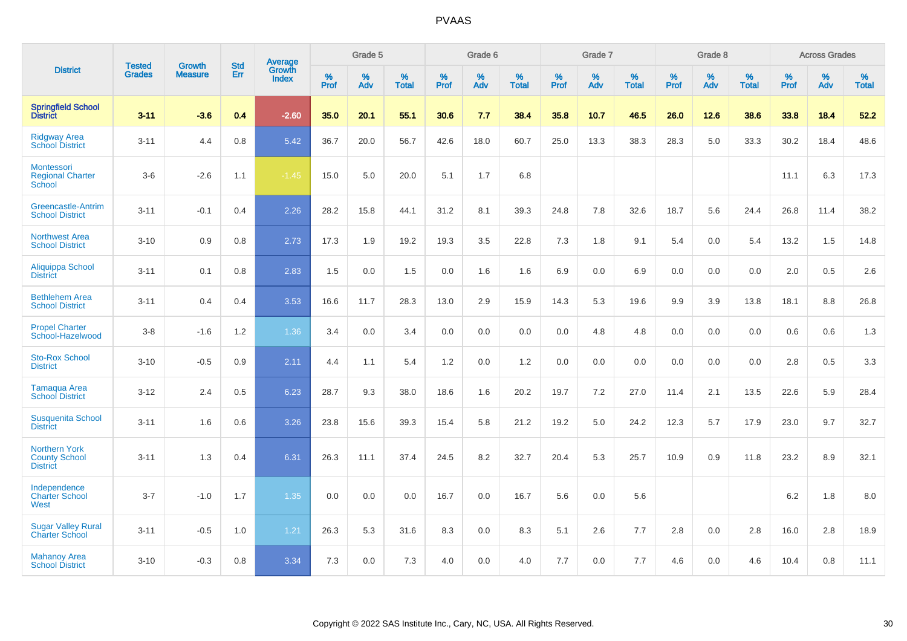# PVAAS

| District | Tested Grades | Growth Measure | Std Err | Average Growth Index | Grade 5 | | | Grade 6 | | | Grade 7 | | | Grade 8 | | | Across Grades | | |
|---|---|---|---|---|---|---|---|---|---|---|---|---|---|---|---|---|---|---|---|
| | | | | | % Prof | % Adv | % Total | % Prof | % Adv | % Total | % Prof | % Adv | % Total | % Prof | % Adv | % Total | % Prof | % Adv | % Total |
| **Springfield School District** | **3-11** | **-3.6** | **0.4** | **-2.60** | **35.0** | **20.1** | **55.1** | **30.6** | **7.7** | **38.4** | **35.8** | **10.7** | **46.5** | **26.0** | **12.6** | **38.6** | **33.8** | **18.4** | **52.2** |
| Ridgway Area School District | 3-11 | 4.4 | 0.8 | 5.42 | 36.7 | 20.0 | 56.7 | 42.6 | 18.0 | 60.7 | 25.0 | 13.3 | 38.3 | 28.3 | 5.0 | 33.3 | 30.2 | 18.4 | 48.6 |
| Montessori Regional Charter School | 3-6 | -2.6 | 1.1 | -1.45 | 15.0 | 5.0 | 20.0 | 5.1 | 1.7 | 6.8 | | | | | | | 11.1 | 6.3 | 17.3 |
| Greencastle-Antrim School District | 3-11 | -0.1 | 0.4 | 2.26 | 28.2 | 15.8 | 44.1 | 31.2 | 8.1 | 39.3 | 24.8 | 7.8 | 32.6 | 18.7 | 5.6 | 24.4 | 26.8 | 11.4 | 38.2 |
| Northwest Area School District | 3-10 | 0.9 | 0.8 | 2.73 | 17.3 | 1.9 | 19.2 | 19.3 | 3.5 | 22.8 | 7.3 | 1.8 | 9.1 | 5.4 | 0.0 | 5.4 | 13.2 | 1.5 | 14.8 |
| Aliquippa School District | 3-11 | 0.1 | 0.8 | 2.83 | 1.5 | 0.0 | 1.5 | 0.0 | 1.6 | 1.6 | 6.9 | 0.0 | 6.9 | 0.0 | 0.0 | 0.0 | 2.0 | 0.5 | 2.6 |
| Bethlehem Area School District | 3-11 | 0.4 | 0.4 | 3.53 | 16.6 | 11.7 | 28.3 | 13.0 | 2.9 | 15.9 | 14.3 | 5.3 | 19.6 | 9.9 | 3.9 | 13.8 | 18.1 | 8.8 | 26.8 |
| Propel Charter School-Hazelwood | 3-8 | -1.6 | 1.2 | 1.36 | 3.4 | 0.0 | 3.4 | 0.0 | 0.0 | 0.0 | 0.0 | 4.8 | 4.8 | 0.0 | 0.0 | 0.0 | 0.6 | 0.6 | 1.3 |
| Sto-Rox School District | 3-10 | -0.5 | 0.9 | 2.11 | 4.4 | 1.1 | 5.4 | 1.2 | 0.0 | 1.2 | 0.0 | 0.0 | 0.0 | 0.0 | 0.0 | 0.0 | 2.8 | 0.5 | 3.3 |
| Tamaqua Area School District | 3-12 | 2.4 | 0.5 | 6.23 | 28.7 | 9.3 | 38.0 | 18.6 | 1.6 | 20.2 | 19.7 | 7.2 | 27.0 | 11.4 | 2.1 | 13.5 | 22.6 | 5.9 | 28.4 |
| Susquenita School District | 3-11 | 1.6 | 0.6 | 3.26 | 23.8 | 15.6 | 39.3 | 15.4 | 5.8 | 21.2 | 19.2 | 5.0 | 24.2 | 12.3 | 5.7 | 17.9 | 23.0 | 9.7 | 32.7 |
| Northern York County School District | 3-11 | 1.3 | 0.4 | 6.31 | 26.3 | 11.1 | 37.4 | 24.5 | 8.2 | 32.7 | 20.4 | 5.3 | 25.7 | 10.9 | 0.9 | 11.8 | 23.2 | 8.9 | 32.1 |
| Independence Charter School West | 3-7 | -1.0 | 1.7 | 1.35 | 0.0 | 0.0 | 0.0 | 16.7 | 0.0 | 16.7 | 5.6 | 0.0 | 5.6 | | | | 6.2 | 1.8 | 8.0 |
| Sugar Valley Rural Charter School | 3-11 | -0.5 | 1.0 | 1.21 | 26.3 | 5.3 | 31.6 | 8.3 | 0.0 | 8.3 | 5.1 | 2.6 | 7.7 | 2.8 | 0.0 | 2.8 | 16.0 | 2.8 | 18.9 |
| Mahanoy Area School District | 3-10 | -0.3 | 0.8 | 3.34 | 7.3 | 0.0 | 7.3 | 4.0 | 0.0 | 4.0 | 7.7 | 0.0 | 7.7 | 4.6 | 0.0 | 4.6 | 10.4 | 0.8 | 11.1 |

Copyright © 2022 SAS Institute Inc., Cary, NC, USA. All Rights Reserved.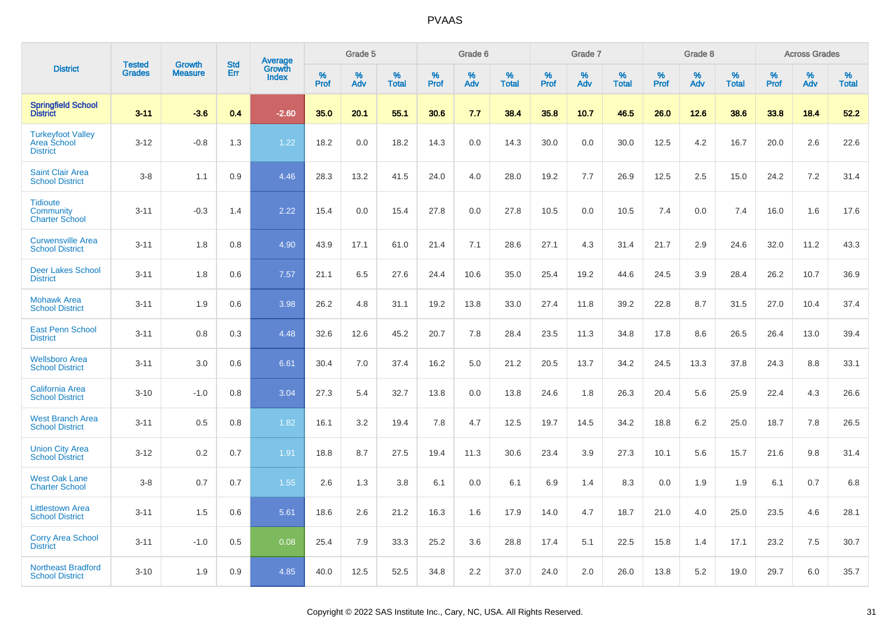| District | Tested Grades | Growth Measure | Std Err | Average Growth Index | Grade 5 | | | Grade 6 | | | Grade 7 | | | Grade 8 | | | Across Grades | | |
|---|---|---|---|---|---|---|---|---|---|---|---|---|---|---|---|---|---|---|---|
| | | | | | % Prof | % Adv | % Total | % Prof | % Adv | % Total | % Prof | % Adv | % Total | % Prof | % Adv | % Total | % Prof | % Adv | % Total |
| **Springfield School District** | **3-11** | **-3.6** | **0.4** | **-2.60** | **35.0** | **20.1** | **55.1** | **30.6** | **7.7** | **38.4** | **35.8** | **10.7** | **46.5** | **26.0** | **12.6** | **38.6** | **33.8** | **18.4** | **52.2** |
| Turkeyfoot Valley Area School District | 3-12 | -0.8 | 1.3 | 1.22 | 18.2 | 0.0 | 18.2 | 14.3 | 0.0 | 14.3 | 30.0 | 0.0 | 30.0 | 12.5 | 4.2 | 16.7 | 20.0 | 2.6 | 22.6 |
| Saint Clair Area School District | 3-8 | 1.1 | 0.9 | 4.46 | 28.3 | 13.2 | 41.5 | 24.0 | 4.0 | 28.0 | 19.2 | 7.7 | 26.9 | 12.5 | 2.5 | 15.0 | 24.2 | 7.2 | 31.4 |
| Tidioute Community Charter School | 3-11 | -0.3 | 1.4 | 2.22 | 15.4 | 0.0 | 15.4 | 27.8 | 0.0 | 27.8 | 10.5 | 0.0 | 10.5 | 7.4 | 0.0 | 7.4 | 16.0 | 1.6 | 17.6 |
| Curwensville Area School District | 3-11 | 1.8 | 0.8 | 4.90 | 43.9 | 17.1 | 61.0 | 21.4 | 7.1 | 28.6 | 27.1 | 4.3 | 31.4 | 21.7 | 2.9 | 24.6 | 32.0 | 11.2 | 43.3 |
| Deer Lakes School District | 3-11 | 1.8 | 0.6 | 7.57 | 21.1 | 6.5 | 27.6 | 24.4 | 10.6 | 35.0 | 25.4 | 19.2 | 44.6 | 24.5 | 3.9 | 28.4 | 26.2 | 10.7 | 36.9 |
| Mohawk Area School District | 3-11 | 1.9 | 0.6 | 3.98 | 26.2 | 4.8 | 31.1 | 19.2 | 13.8 | 33.0 | 27.4 | 11.8 | 39.2 | 22.8 | 8.7 | 31.5 | 27.0 | 10.4 | 37.4 |
| East Penn School District | 3-11 | 0.8 | 0.3 | 4.48 | 32.6 | 12.6 | 45.2 | 20.7 | 7.8 | 28.4 | 23.5 | 11.3 | 34.8 | 17.8 | 8.6 | 26.5 | 26.4 | 13.0 | 39.4 |
| Wellsboro Area School District | 3-11 | 3.0 | 0.6 | 6.61 | 30.4 | 7.0 | 37.4 | 16.2 | 5.0 | 21.2 | 20.5 | 13.7 | 34.2 | 24.5 | 13.3 | 37.8 | 24.3 | 8.8 | 33.1 |
| California Area School District | 3-10 | -1.0 | 0.8 | 3.04 | 27.3 | 5.4 | 32.7 | 13.8 | 0.0 | 13.8 | 24.6 | 1.8 | 26.3 | 20.4 | 5.6 | 25.9 | 22.4 | 4.3 | 26.6 |
| West Branch Area School District | 3-11 | 0.5 | 0.8 | 1.82 | 16.1 | 3.2 | 19.4 | 7.8 | 4.7 | 12.5 | 19.7 | 14.5 | 34.2 | 18.8 | 6.2 | 25.0 | 18.7 | 7.8 | 26.5 |
| Union City Area School District | 3-12 | 0.2 | 0.7 | 1.91 | 18.8 | 8.7 | 27.5 | 19.4 | 11.3 | 30.6 | 23.4 | 3.9 | 27.3 | 10.1 | 5.6 | 15.7 | 21.6 | 9.8 | 31.4 |
| West Oak Lane Charter School | 3-8 | 0.7 | 0.7 | 1.55 | 2.6 | 1.3 | 3.8 | 6.1 | 0.0 | 6.1 | 6.9 | 1.4 | 8.3 | 0.0 | 1.9 | 1.9 | 6.1 | 0.7 | 6.8 |
| Littlestown Area School District | 3-11 | 1.5 | 0.6 | 5.61 | 18.6 | 2.6 | 21.2 | 16.3 | 1.6 | 17.9 | 14.0 | 4.7 | 18.7 | 21.0 | 4.0 | 25.0 | 23.5 | 4.6 | 28.1 |
| Corry Area School District | 3-11 | -1.0 | 0.5 | 0.08 | 25.4 | 7.9 | 33.3 | 25.2 | 3.6 | 28.8 | 17.4 | 5.1 | 22.5 | 15.8 | 1.4 | 17.1 | 23.2 | 7.5 | 30.7 |
| Northeast Bradford School District | 3-10 | 1.9 | 0.9 | 4.85 | 40.0 | 12.5 | 52.5 | 34.8 | 2.2 | 37.0 | 24.0 | 2.0 | 26.0 | 13.8 | 5.2 | 19.0 | 29.7 | 6.0 | 35.7 |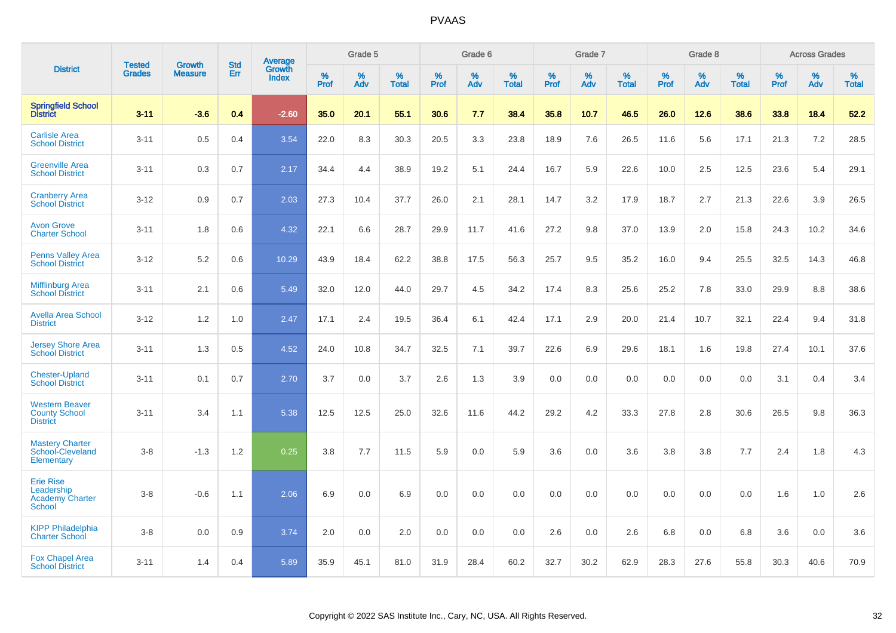# PVAAS

| District | Tested Grades | Growth Measure | Std Err | Average Growth Index | Grade 5 | | | Grade 6 | | | Grade 7 | | | Grade 8 | | | Across Grades | | |
|---|---|---|---|---|---|---|---|---|---|---|---|---|---|---|---|---|---|---|---|
| | | | | | % Prof | % Adv | % Total | % Prof | % Adv | % Total | % Prof | % Adv | % Total | % Prof | % Adv | % Total | % Prof | % Adv | % Total |
| **Springfield School District** | **3-11** | **-3.6** | **0.4** | **-2.60** | **35.0** | **20.1** | **55.1** | **30.6** | **7.7** | **38.4** | **35.8** | **10.7** | **46.5** | **26.0** | **12.6** | **38.6** | **33.8** | **18.4** | **52.2** |
| Carlisle Area School District | 3-11 | 0.5 | 0.4 | 3.54 | 22.0 | 8.3 | 30.3 | 20.5 | 3.3 | 23.8 | 18.9 | 7.6 | 26.5 | 11.6 | 5.6 | 17.1 | 21.3 | 7.2 | 28.5 |
| Greenville Area School District | 3-11 | 0.3 | 0.7 | 2.17 | 34.4 | 4.4 | 38.9 | 19.2 | 5.1 | 24.4 | 16.7 | 5.9 | 22.6 | 10.0 | 2.5 | 12.5 | 23.6 | 5.4 | 29.1 |
| Cranberry Area School District | 3-12 | 0.9 | 0.7 | 2.03 | 27.3 | 10.4 | 37.7 | 26.0 | 2.1 | 28.1 | 14.7 | 3.2 | 17.9 | 18.7 | 2.7 | 21.3 | 22.6 | 3.9 | 26.5 |
| Avon Grove Charter School | 3-11 | 1.8 | 0.6 | 4.32 | 22.1 | 6.6 | 28.7 | 29.9 | 11.7 | 41.6 | 27.2 | 9.8 | 37.0 | 13.9 | 2.0 | 15.8 | 24.3 | 10.2 | 34.6 |
| Penns Valley Area School District | 3-12 | 5.2 | 0.6 | 10.29 | 43.9 | 18.4 | 62.2 | 38.8 | 17.5 | 56.3 | 25.7 | 9.5 | 35.2 | 16.0 | 9.4 | 25.5 | 32.5 | 14.3 | 46.8 |
| Mifflinburg Area School District | 3-11 | 2.1 | 0.6 | 5.49 | 32.0 | 12.0 | 44.0 | 29.7 | 4.5 | 34.2 | 17.4 | 8.3 | 25.6 | 25.2 | 7.8 | 33.0 | 29.9 | 8.8 | 38.6 |
| Avella Area School District | 3-12 | 1.2 | 1.0 | 2.47 | 17.1 | 2.4 | 19.5 | 36.4 | 6.1 | 42.4 | 17.1 | 2.9 | 20.0 | 21.4 | 10.7 | 32.1 | 22.4 | 9.4 | 31.8 |
| Jersey Shore Area School District | 3-11 | 1.3 | 0.5 | 4.52 | 24.0 | 10.8 | 34.7 | 32.5 | 7.1 | 39.7 | 22.6 | 6.9 | 29.6 | 18.1 | 1.6 | 19.8 | 27.4 | 10.1 | 37.6 |
| Chester-Upland School District | 3-11 | 0.1 | 0.7 | 2.70 | 3.7 | 0.0 | 3.7 | 2.6 | 1.3 | 3.9 | 0.0 | 0.0 | 0.0 | 0.0 | 0.0 | 0.0 | 3.1 | 0.4 | 3.4 |
| Western Beaver County School District | 3-11 | 3.4 | 1.1 | 5.38 | 12.5 | 12.5 | 25.0 | 32.6 | 11.6 | 44.2 | 29.2 | 4.2 | 33.3 | 27.8 | 2.8 | 30.6 | 26.5 | 9.8 | 36.3 |
| Mastery Charter School-Cleveland Elementary | 3-8 | -1.3 | 1.2 | 0.25 | 3.8 | 7.7 | 11.5 | 5.9 | 0.0 | 5.9 | 3.6 | 0.0 | 3.6 | 3.8 | 3.8 | 7.7 | 2.4 | 1.8 | 4.3 |
| Erie Rise Leadership Academy Charter School | 3-8 | -0.6 | 1.1 | 2.06 | 6.9 | 0.0 | 6.9 | 0.0 | 0.0 | 0.0 | 0.0 | 0.0 | 0.0 | 0.0 | 0.0 | 0.0 | 1.6 | 1.0 | 2.6 |
| KIPP Philadelphia Charter School | 3-8 | 0.0 | 0.9 | 3.74 | 2.0 | 0.0 | 2.0 | 0.0 | 0.0 | 0.0 | 2.6 | 0.0 | 2.6 | 6.8 | 0.0 | 6.8 | 3.6 | 0.0 | 3.6 |
| Fox Chapel Area School District | 3-11 | 1.4 | 0.4 | 5.89 | 35.9 | 45.1 | 81.0 | 31.9 | 28.4 | 60.2 | 32.7 | 30.2 | 62.9 | 28.3 | 27.6 | 55.8 | 30.3 | 40.6 | 70.9 |

Copyright © 2022 SAS Institute Inc., Cary, NC, USA. All Rights Reserved.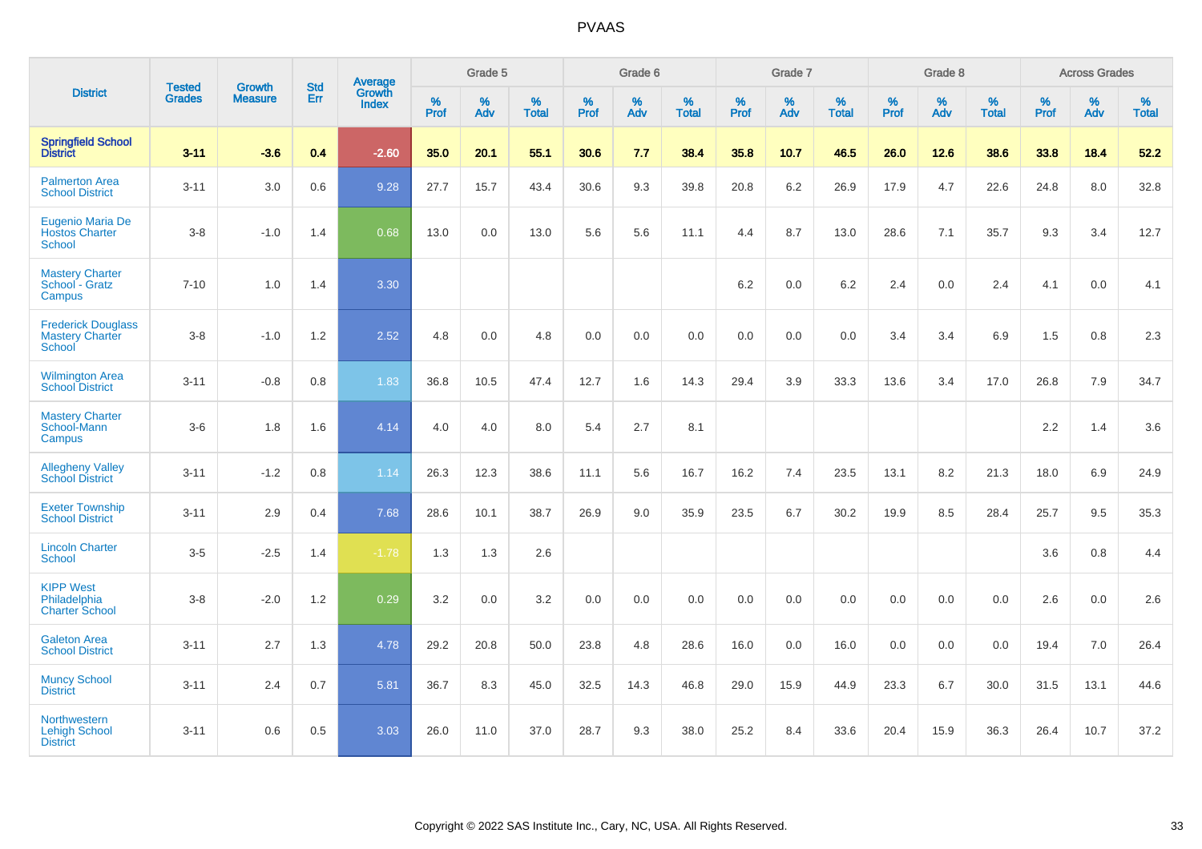# PVAAS

| District | Tested Grades | Growth Measure | Std Err | Average Growth Index | Grade 5 | | | Grade 6 | | | Grade 7 | | | Grade 8 | | | Across Grades | | |
|---|---|---|---|---|---|---|---|---|---|---|---|---|---|---|---|---|---|---|---|
| | | | | | % Prof | % Adv | % Total | % Prof | % Adv | % Total | % Prof | % Adv | % Total | % Prof | % Adv | % Total | % Prof | % Adv | % Total |
| **Springfield School District** | **3-11** | **-3.6** | **0.4** | **-2.60** | **35.0** | **20.1** | **55.1** | **30.6** | **7.7** | **38.4** | **35.8** | **10.7** | **46.5** | **26.0** | **12.6** | **38.6** | **33.8** | **18.4** | **52.2** |
| Palmerton Area School District | 3-11 | 3.0 | 0.6 | 9.28 | 27.7 | 15.7 | 43.4 | 30.6 | 9.3 | 39.8 | 20.8 | 6.2 | 26.9 | 17.9 | 4.7 | 22.6 | 24.8 | 8.0 | 32.8 |
| Eugenio Maria De Hostos Charter School | 3-8 | -1.0 | 1.4 | 0.68 | 13.0 | 0.0 | 13.0 | 5.6 | 5.6 | 11.1 | 4.4 | 8.7 | 13.0 | 28.6 | 7.1 | 35.7 | 9.3 | 3.4 | 12.7 |
| Mastery Charter School - Gratz Campus | 7-10 | 1.0 | 1.4 | 3.30 | | | | | | | 6.2 | 0.0 | 6.2 | 2.4 | 0.0 | 2.4 | 4.1 | 0.0 | 4.1 |
| Frederick Douglass Mastery Charter School | 3-8 | -1.0 | 1.2 | 2.52 | 4.8 | 0.0 | 4.8 | 0.0 | 0.0 | 0.0 | 0.0 | 0.0 | 0.0 | 3.4 | 3.4 | 6.9 | 1.5 | 0.8 | 2.3 |
| Wilmington Area School District | 3-11 | -0.8 | 0.8 | 1.83 | 36.8 | 10.5 | 47.4 | 12.7 | 1.6 | 14.3 | 29.4 | 3.9 | 33.3 | 13.6 | 3.4 | 17.0 | 26.8 | 7.9 | 34.7 |
| Mastery Charter School-Mann Campus | 3-6 | 1.8 | 1.6 | 4.14 | 4.0 | 4.0 | 8.0 | 5.4 | 2.7 | 8.1 | | | | | | | 2.2 | 1.4 | 3.6 |
| Allegheny Valley School District | 3-11 | -1.2 | 0.8 | 1.14 | 26.3 | 12.3 | 38.6 | 11.1 | 5.6 | 16.7 | 16.2 | 7.4 | 23.5 | 13.1 | 8.2 | 21.3 | 18.0 | 6.9 | 24.9 |
| Exeter Township School District | 3-11 | 2.9 | 0.4 | 7.68 | 28.6 | 10.1 | 38.7 | 26.9 | 9.0 | 35.9 | 23.5 | 6.7 | 30.2 | 19.9 | 8.5 | 28.4 | 25.7 | 9.5 | 35.3 |
| Lincoln Charter School | 3-5 | -2.5 | 1.4 | -1.78 | 1.3 | 1.3 | 2.6 | | | | | | | | | | 3.6 | 0.8 | 4.4 |
| KIPP West Philadelphia Charter School | 3-8 | -2.0 | 1.2 | 0.29 | 3.2 | 0.0 | 3.2 | 0.0 | 0.0 | 0.0 | 0.0 | 0.0 | 0.0 | 0.0 | 0.0 | 0.0 | 2.6 | 0.0 | 2.6 |
| Galeton Area School District | 3-11 | 2.7 | 1.3 | 4.78 | 29.2 | 20.8 | 50.0 | 23.8 | 4.8 | 28.6 | 16.0 | 0.0 | 16.0 | 0.0 | 0.0 | 0.0 | 19.4 | 7.0 | 26.4 |
| Muncy School District | 3-11 | 2.4 | 0.7 | 5.81 | 36.7 | 8.3 | 45.0 | 32.5 | 14.3 | 46.8 | 29.0 | 15.9 | 44.9 | 23.3 | 6.7 | 30.0 | 31.5 | 13.1 | 44.6 |
| Northwestern Lehigh School District | 3-11 | 0.6 | 0.5 | 3.03 | 26.0 | 11.0 | 37.0 | 28.7 | 9.3 | 38.0 | 25.2 | 8.4 | 33.6 | 20.4 | 15.9 | 36.3 | 26.4 | 10.7 | 37.2 |

Copyright © 2022 SAS Institute Inc., Cary, NC, USA. All Rights Reserved.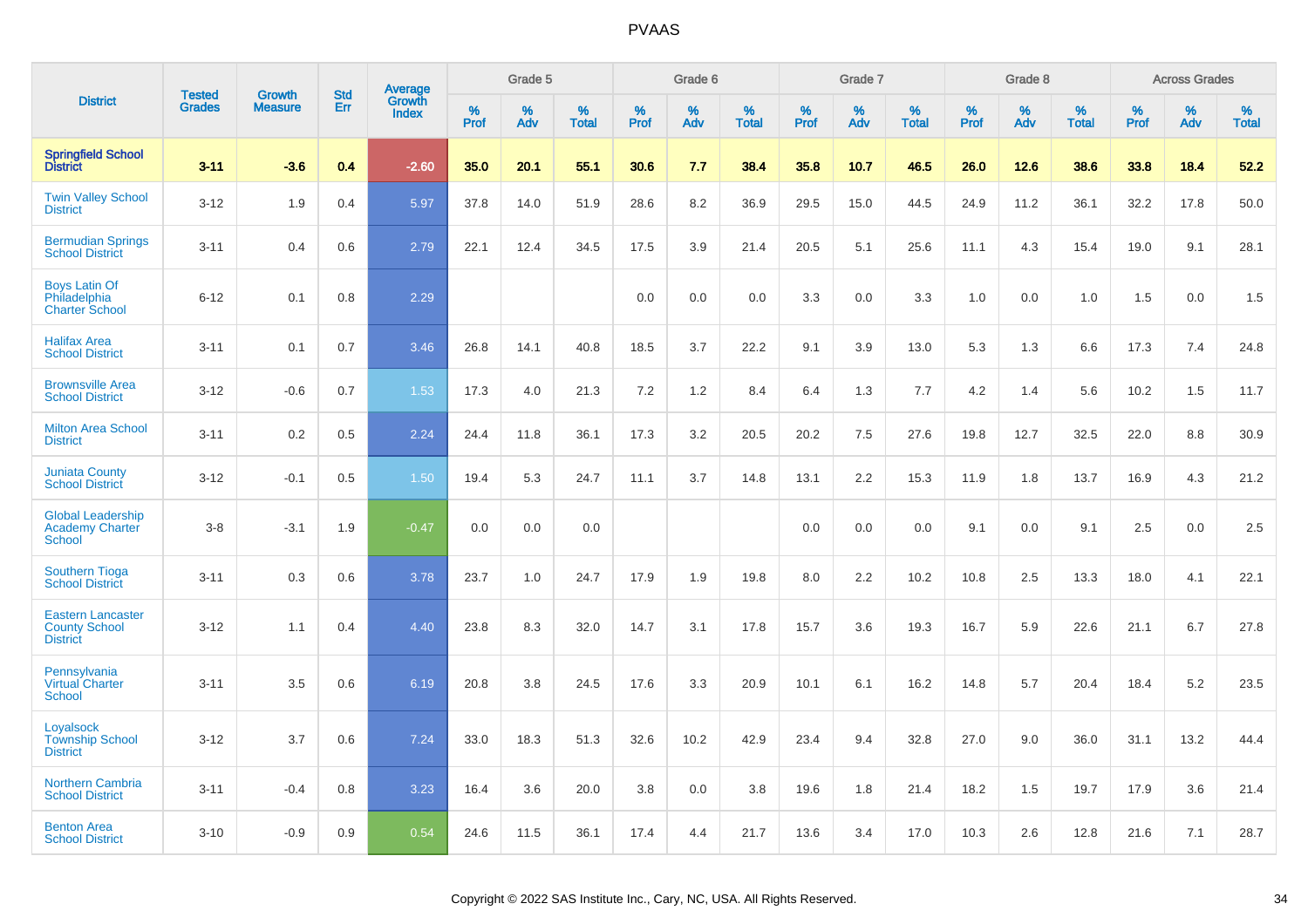# PVAAS

| District | Tested Grades | Growth Measure | Std Err | Average Growth Index | Grade 5 | | | Grade 6 | | | Grade 7 | | | Grade 8 | | | Across Grades | | |
|---|---|---|---|---|---|---|---|---|---|---|---|---|---|---|---|---|---|---|---|
| | | | | | % Prof | % Adv | % Total | % Prof | % Adv | % Total | % Prof | % Adv | % Total | % Prof | % Adv | % Total | % Prof | % Adv | % Total |
| **Springfield School District** | **3-11** | **-3.6** | **0.4** | **-2.60** | **35.0** | **20.1** | **55.1** | **30.6** | **7.7** | **38.4** | **35.8** | **10.7** | **46.5** | **26.0** | **12.6** | **38.6** | **33.8** | **18.4** | **52.2** |
| Twin Valley School District | 3-12 | 1.9 | 0.4 | 5.97 | 37.8 | 14.0 | 51.9 | 28.6 | 8.2 | 36.9 | 29.5 | 15.0 | 44.5 | 24.9 | 11.2 | 36.1 | 32.2 | 17.8 | 50.0 |
| Bermudian Springs School District | 3-11 | 0.4 | 0.6 | 2.79 | 22.1 | 12.4 | 34.5 | 17.5 | 3.9 | 21.4 | 20.5 | 5.1 | 25.6 | 11.1 | 4.3 | 15.4 | 19.0 | 9.1 | 28.1 |
| Boys Latin Of Philadelphia Charter School | 6-12 | 0.1 | 0.8 | 2.29 | | | | 0.0 | 0.0 | 0.0 | 3.3 | 0.0 | 3.3 | 1.0 | 0.0 | 1.0 | 1.5 | 0.0 | 1.5 |
| Halifax Area School District | 3-11 | 0.1 | 0.7 | 3.46 | 26.8 | 14.1 | 40.8 | 18.5 | 3.7 | 22.2 | 9.1 | 3.9 | 13.0 | 5.3 | 1.3 | 6.6 | 17.3 | 7.4 | 24.8 |
| Brownsville Area School District | 3-12 | -0.6 | 0.7 | 1.53 | 17.3 | 4.0 | 21.3 | 7.2 | 1.2 | 8.4 | 6.4 | 1.3 | 7.7 | 4.2 | 1.4 | 5.6 | 10.2 | 1.5 | 11.7 |
| Milton Area School District | 3-11 | 0.2 | 0.5 | 2.24 | 24.4 | 11.8 | 36.1 | 17.3 | 3.2 | 20.5 | 20.2 | 7.5 | 27.6 | 19.8 | 12.7 | 32.5 | 22.0 | 8.8 | 30.9 |
| Juniata County School District | 3-12 | -0.1 | 0.5 | 1.50 | 19.4 | 5.3 | 24.7 | 11.1 | 3.7 | 14.8 | 13.1 | 2.2 | 15.3 | 11.9 | 1.8 | 13.7 | 16.9 | 4.3 | 21.2 |
| Global Leadership Academy Charter School | 3-8 | -3.1 | 1.9 | -0.47 | 0.0 | 0.0 | 0.0 | | | | 0.0 | 0.0 | 0.0 | 9.1 | 0.0 | 9.1 | 2.5 | 0.0 | 2.5 |
| Southern Tioga School District | 3-11 | 0.3 | 0.6 | 3.78 | 23.7 | 1.0 | 24.7 | 17.9 | 1.9 | 19.8 | 8.0 | 2.2 | 10.2 | 10.8 | 2.5 | 13.3 | 18.0 | 4.1 | 22.1 |
| Eastern Lancaster County School District | 3-12 | 1.1 | 0.4 | 4.40 | 23.8 | 8.3 | 32.0 | 14.7 | 3.1 | 17.8 | 15.7 | 3.6 | 19.3 | 16.7 | 5.9 | 22.6 | 21.1 | 6.7 | 27.8 |
| Pennsylvania Virtual Charter School | 3-11 | 3.5 | 0.6 | 6.19 | 20.8 | 3.8 | 24.5 | 17.6 | 3.3 | 20.9 | 10.1 | 6.1 | 16.2 | 14.8 | 5.7 | 20.4 | 18.4 | 5.2 | 23.5 |
| Loyalsock Township School District | 3-12 | 3.7 | 0.6 | 7.24 | 33.0 | 18.3 | 51.3 | 32.6 | 10.2 | 42.9 | 23.4 | 9.4 | 32.8 | 27.0 | 9.0 | 36.0 | 31.1 | 13.2 | 44.4 |
| Northern Cambria School District | 3-11 | -0.4 | 0.8 | 3.23 | 16.4 | 3.6 | 20.0 | 3.8 | 0.0 | 3.8 | 19.6 | 1.8 | 21.4 | 18.2 | 1.5 | 19.7 | 17.9 | 3.6 | 21.4 |
| Benton Area School District | 3-10 | -0.9 | 0.9 | 0.54 | 24.6 | 11.5 | 36.1 | 17.4 | 4.4 | 21.7 | 13.6 | 3.4 | 17.0 | 10.3 | 2.6 | 12.8 | 21.6 | 7.1 | 28.7 |

Copyright © 2022 SAS Institute Inc., Cary, NC, USA. All Rights Reserved.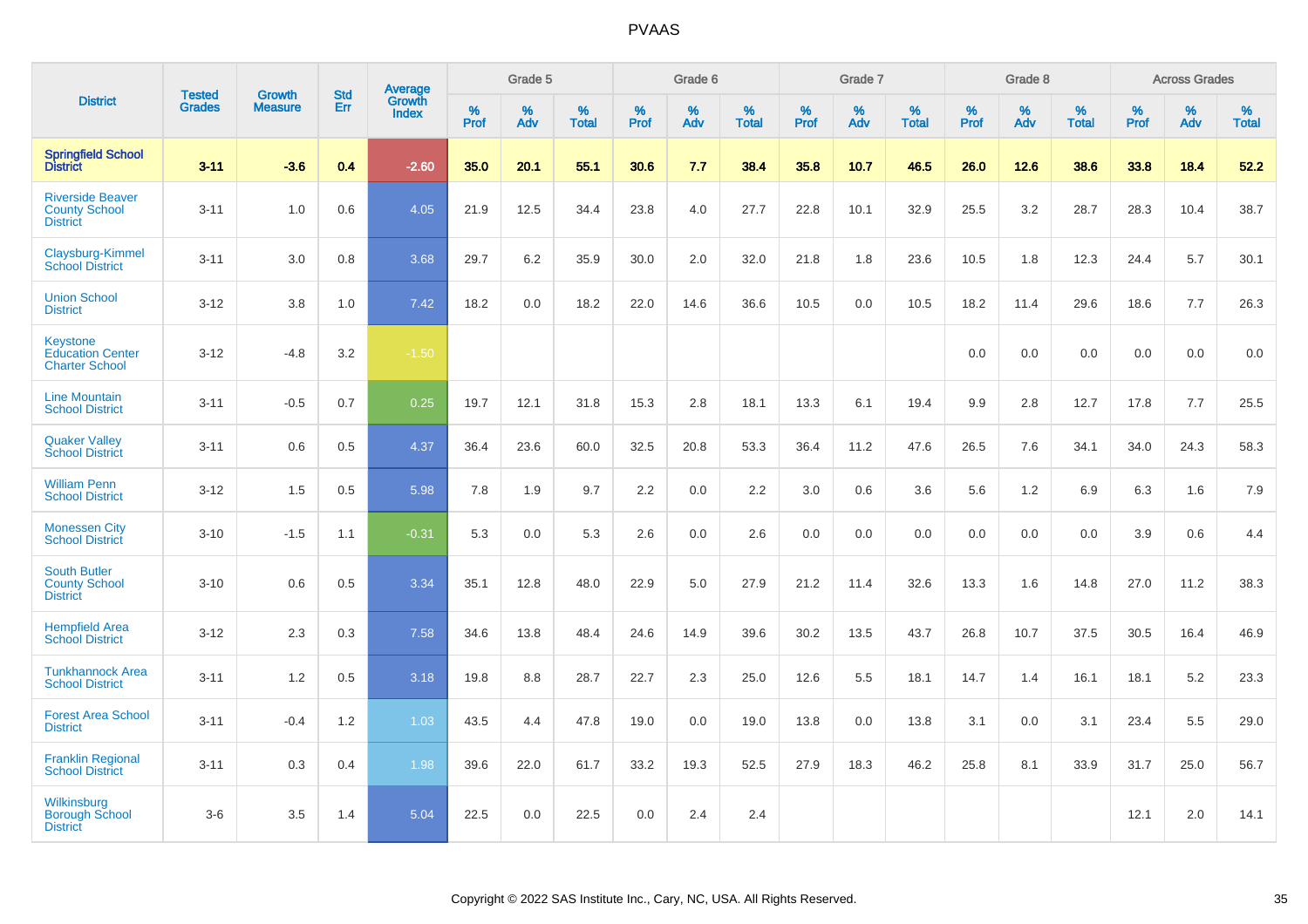# PVAAS

| District | Tested Grades | Growth Measure | Std Err | Average Growth Index | Grade 5 | | | Grade 6 | | | Grade 7 | | | Grade 8 | | | Across Grades | | |
|---|---|---|---|---|---|---|---|---|---|---|---|---|---|---|---|---|---|---|---|
| | | | | | % Prof | % Adv | % Total | % Prof | % Adv | % Total | % Prof | % Adv | % Total | % Prof | % Adv | % Total | % Prof | % Adv | % Total |
| **Springfield School District** | **3-11** | **-3.6** | **0.4** | **-2.60** | **35.0** | **20.1** | **55.1** | **30.6** | **7.7** | **38.4** | **35.8** | **10.7** | **46.5** | **26.0** | **12.6** | **38.6** | **33.8** | **18.4** | **52.2** |
| Riverside Beaver County School District | 3-11 | 1.0 | 0.6 | 4.05 | 21.9 | 12.5 | 34.4 | 23.8 | 4.0 | 27.7 | 22.8 | 10.1 | 32.9 | 25.5 | 3.2 | 28.7 | 28.3 | 10.4 | 38.7 |
| Claysburg-Kimmel School District | 3-11 | 3.0 | 0.8 | 3.68 | 29.7 | 6.2 | 35.9 | 30.0 | 2.0 | 32.0 | 21.8 | 1.8 | 23.6 | 10.5 | 1.8 | 12.3 | 24.4 | 5.7 | 30.1 |
| Union School District | 3-12 | 3.8 | 1.0 | 7.42 | 18.2 | 0.0 | 18.2 | 22.0 | 14.6 | 36.6 | 10.5 | 0.0 | 10.5 | 18.2 | 11.4 | 29.6 | 18.6 | 7.7 | 26.3 |
| Keystone Education Center Charter School | 3-12 | -4.8 | 3.2 | -1.50 | | | | | | | | | | 0.0 | 0.0 | 0.0 | 0.0 | 0.0 | 0.0 |
| Line Mountain School District | 3-11 | -0.5 | 0.7 | 0.25 | 19.7 | 12.1 | 31.8 | 15.3 | 2.8 | 18.1 | 13.3 | 6.1 | 19.4 | 9.9 | 2.8 | 12.7 | 17.8 | 7.7 | 25.5 |
| Quaker Valley School District | 3-11 | 0.6 | 0.5 | 4.37 | 36.4 | 23.6 | 60.0 | 32.5 | 20.8 | 53.3 | 36.4 | 11.2 | 47.6 | 26.5 | 7.6 | 34.1 | 34.0 | 24.3 | 58.3 |
| William Penn School District | 3-12 | 1.5 | 0.5 | 5.98 | 7.8 | 1.9 | 9.7 | 2.2 | 0.0 | 2.2 | 3.0 | 0.6 | 3.6 | 5.6 | 1.2 | 6.9 | 6.3 | 1.6 | 7.9 |
| Monessen City School District | 3-10 | -1.5 | 1.1 | -0.31 | 5.3 | 0.0 | 5.3 | 2.6 | 0.0 | 2.6 | 0.0 | 0.0 | 0.0 | 0.0 | 0.0 | 0.0 | 3.9 | 0.6 | 4.4 |
| South Butler County School District | 3-10 | 0.6 | 0.5 | 3.34 | 35.1 | 12.8 | 48.0 | 22.9 | 5.0 | 27.9 | 21.2 | 11.4 | 32.6 | 13.3 | 1.6 | 14.8 | 27.0 | 11.2 | 38.3 |
| Hempfield Area School District | 3-12 | 2.3 | 0.3 | 7.58 | 34.6 | 13.8 | 48.4 | 24.6 | 14.9 | 39.6 | 30.2 | 13.5 | 43.7 | 26.8 | 10.7 | 37.5 | 30.5 | 16.4 | 46.9 |
| Tunkhannock Area School District | 3-11 | 1.2 | 0.5 | 3.18 | 19.8 | 8.8 | 28.7 | 22.7 | 2.3 | 25.0 | 12.6 | 5.5 | 18.1 | 14.7 | 1.4 | 16.1 | 18.1 | 5.2 | 23.3 |
| Forest Area School District | 3-11 | -0.4 | 1.2 | 1.03 | 43.5 | 4.4 | 47.8 | 19.0 | 0.0 | 19.0 | 13.8 | 0.0 | 13.8 | 3.1 | 0.0 | 3.1 | 23.4 | 5.5 | 29.0 |
| Franklin Regional School District | 3-11 | 0.3 | 0.4 | 1.98 | 39.6 | 22.0 | 61.7 | 33.2 | 19.3 | 52.5 | 27.9 | 18.3 | 46.2 | 25.8 | 8.1 | 33.9 | 31.7 | 25.0 | 56.7 |
| Wilkinsburg Borough School District | 3-6 | 3.5 | 1.4 | 5.04 | 22.5 | 0.0 | 22.5 | 0.0 | 2.4 | 2.4 | | | | | | | 12.1 | 2.0 | 14.1 |

Copyright © 2022 SAS Institute Inc., Cary, NC, USA. All Rights Reserved.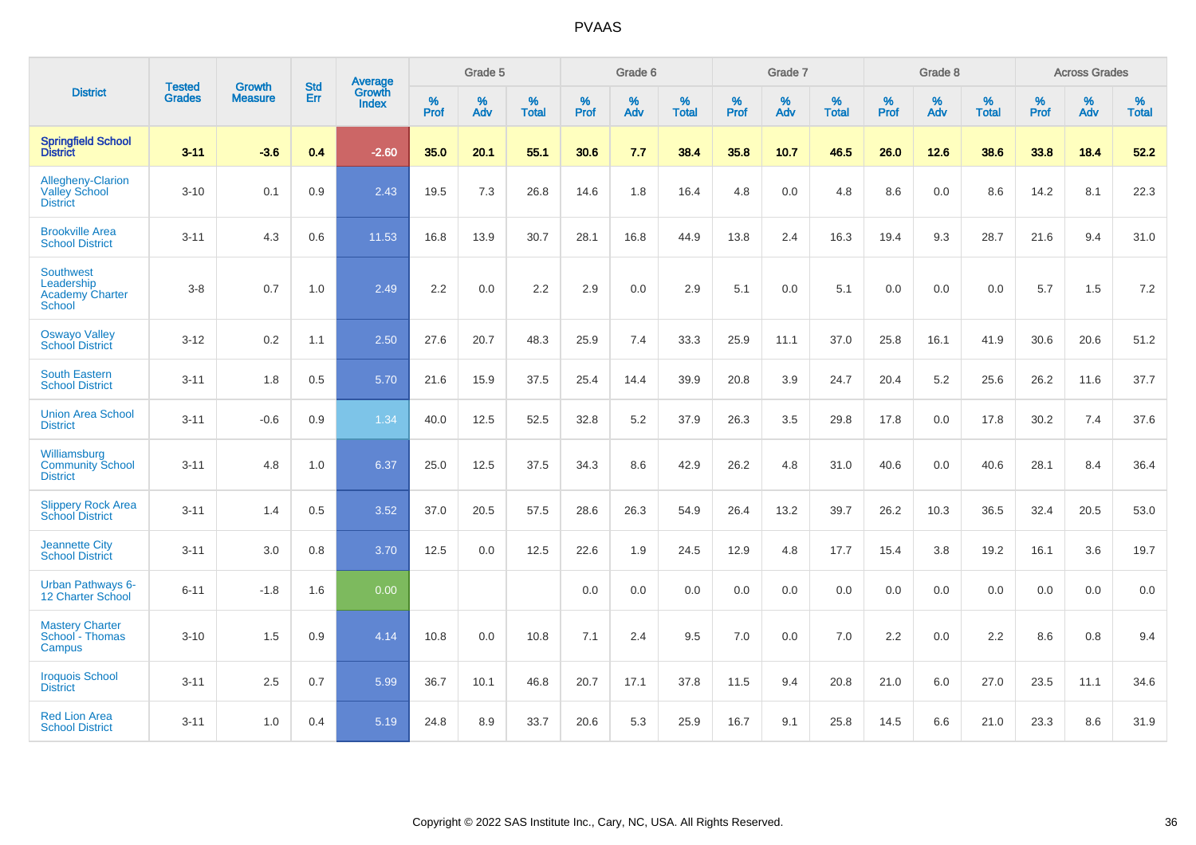# PVAAS

| District | Tested Grades | Growth Measure | Std Err | Average Growth Index | Grade 5 | | | Grade 6 | | | Grade 7 | | | Grade 8 | | | Across Grades | | |
|---|---|---|---|---|---|---|---|---|---|---|---|---|---|---|---|---|---|---|---|
| | | | | | % Prof | % Adv | % Total | % Prof | % Adv | % Total | % Prof | % Adv | % Total | % Prof | % Adv | % Total | % Prof | % Adv | % Total |
| **Springfield School District** | **3-11** | **-3.6** | **0.4** | **-2.60** | **35.0** | **20.1** | **55.1** | **30.6** | **7.7** | **38.4** | **35.8** | **10.7** | **46.5** | **26.0** | **12.6** | **38.6** | **33.8** | **18.4** | **52.2** |
| Allegheny-Clarion Valley School District | 3-10 | 0.1 | 0.9 | 2.43 | 19.5 | 7.3 | 26.8 | 14.6 | 1.8 | 16.4 | 4.8 | 0.0 | 4.8 | 8.6 | 0.0 | 8.6 | 14.2 | 8.1 | 22.3 |
| Brookville Area School District | 3-11 | 4.3 | 0.6 | 11.53 | 16.8 | 13.9 | 30.7 | 28.1 | 16.8 | 44.9 | 13.8 | 2.4 | 16.3 | 19.4 | 9.3 | 28.7 | 21.6 | 9.4 | 31.0 |
| Southwest Leadership Academy Charter School | 3-8 | 0.7 | 1.0 | 2.49 | 2.2 | 0.0 | 2.2 | 2.9 | 0.0 | 2.9 | 5.1 | 0.0 | 5.1 | 0.0 | 0.0 | 0.0 | 5.7 | 1.5 | 7.2 |
| Oswayo Valley School District | 3-12 | 0.2 | 1.1 | 2.50 | 27.6 | 20.7 | 48.3 | 25.9 | 7.4 | 33.3 | 25.9 | 11.1 | 37.0 | 25.8 | 16.1 | 41.9 | 30.6 | 20.6 | 51.2 |
| South Eastern School District | 3-11 | 1.8 | 0.5 | 5.70 | 21.6 | 15.9 | 37.5 | 25.4 | 14.4 | 39.9 | 20.8 | 3.9 | 24.7 | 20.4 | 5.2 | 25.6 | 26.2 | 11.6 | 37.7 |
| Union Area School District | 3-11 | -0.6 | 0.9 | 1.34 | 40.0 | 12.5 | 52.5 | 32.8 | 5.2 | 37.9 | 26.3 | 3.5 | 29.8 | 17.8 | 0.0 | 17.8 | 30.2 | 7.4 | 37.6 |
| Williamsburg Community School District | 3-11 | 4.8 | 1.0 | 6.37 | 25.0 | 12.5 | 37.5 | 34.3 | 8.6 | 42.9 | 26.2 | 4.8 | 31.0 | 40.6 | 0.0 | 40.6 | 28.1 | 8.4 | 36.4 |
| Slippery Rock Area School District | 3-11 | 1.4 | 0.5 | 3.52 | 37.0 | 20.5 | 57.5 | 28.6 | 26.3 | 54.9 | 26.4 | 13.2 | 39.7 | 26.2 | 10.3 | 36.5 | 32.4 | 20.5 | 53.0 |
| Jeannette City School District | 3-11 | 3.0 | 0.8 | 3.70 | 12.5 | 0.0 | 12.5 | 22.6 | 1.9 | 24.5 | 12.9 | 4.8 | 17.7 | 15.4 | 3.8 | 19.2 | 16.1 | 3.6 | 19.7 |
| Urban Pathways 6-12 Charter School | 6-11 | -1.8 | 1.6 | 0.00 | | | | 0.0 | 0.0 | 0.0 | 0.0 | 0.0 | 0.0 | 0.0 | 0.0 | 0.0 | 0.0 | 0.0 | 0.0 |
| Mastery Charter School - Thomas Campus | 3-10 | 1.5 | 0.9 | 4.14 | 10.8 | 0.0 | 10.8 | 7.1 | 2.4 | 9.5 | 7.0 | 0.0 | 7.0 | 2.2 | 0.0 | 2.2 | 8.6 | 0.8 | 9.4 |
| Iroquois School District | 3-11 | 2.5 | 0.7 | 5.99 | 36.7 | 10.1 | 46.8 | 20.7 | 17.1 | 37.8 | 11.5 | 9.4 | 20.8 | 21.0 | 6.0 | 27.0 | 23.5 | 11.1 | 34.6 |
| Red Lion Area School District | 3-11 | 1.0 | 0.4 | 5.19 | 24.8 | 8.9 | 33.7 | 20.6 | 5.3 | 25.9 | 16.7 | 9.1 | 25.8 | 14.5 | 6.6 | 21.0 | 23.3 | 8.6 | 31.9 |

Copyright © 2022 SAS Institute Inc., Cary, NC, USA. All Rights Reserved.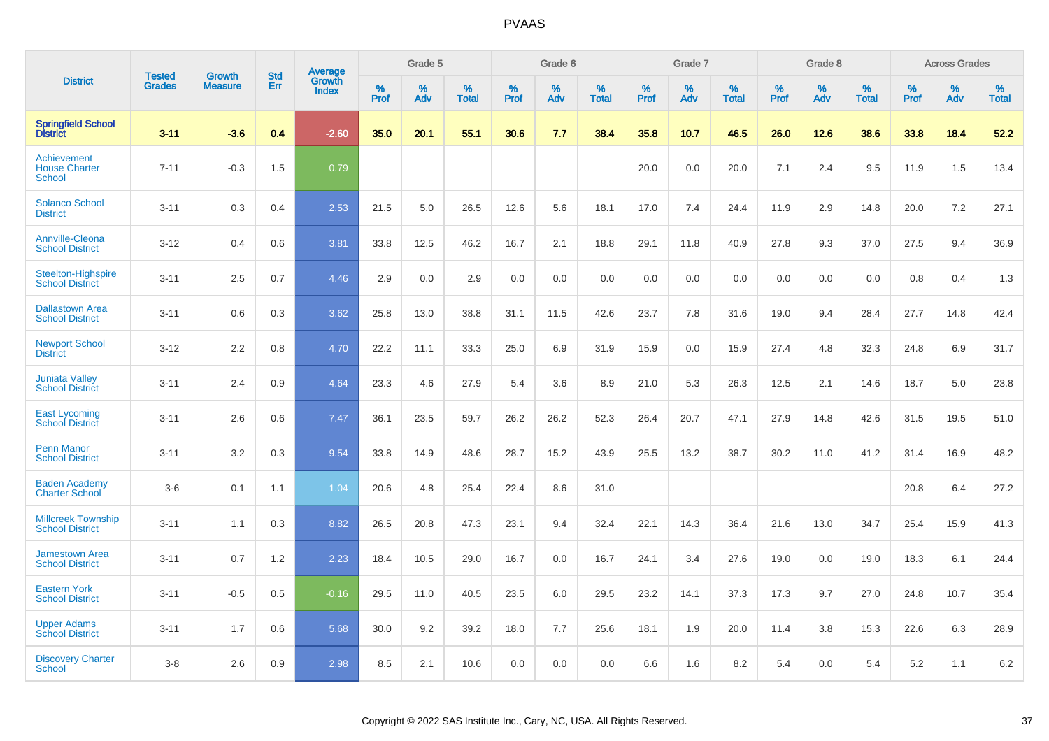# PVAAS

| District | Tested Grades | Growth Measure | Std Err | Average Growth Index | Grade 5 | | | Grade 6 | | | Grade 7 | | | Grade 8 | | | Across Grades | | |
|---|---|---|---|---|---|---|---|---|---|---|---|---|---|---|---|---|---|---|---|
| | | | | | % Prof | % Adv | % Total | % Prof | % Adv | % Total | % Prof | % Adv | % Total | % Prof | % Adv | % Total | % Prof | % Adv | % Total |
| **Springfield School District** | **3-11** | **-3.6** | **0.4** | **-2.60** | **35.0** | **20.1** | **55.1** | **30.6** | **7.7** | **38.4** | **35.8** | **10.7** | **46.5** | **26.0** | **12.6** | **38.6** | **33.8** | **18.4** | **52.2** |
| Achievement House Charter School | 7-11 | -0.3 | 1.5 | 0.79 | | | | | | | 20.0 | 0.0 | 20.0 | 7.1 | 2.4 | 9.5 | 11.9 | 1.5 | 13.4 |
| Solanco School District | 3-11 | 0.3 | 0.4 | 2.53 | 21.5 | 5.0 | 26.5 | 12.6 | 5.6 | 18.1 | 17.0 | 7.4 | 24.4 | 11.9 | 2.9 | 14.8 | 20.0 | 7.2 | 27.1 |
| Annville-Cleona School District | 3-12 | 0.4 | 0.6 | 3.81 | 33.8 | 12.5 | 46.2 | 16.7 | 2.1 | 18.8 | 29.1 | 11.8 | 40.9 | 27.8 | 9.3 | 37.0 | 27.5 | 9.4 | 36.9 |
| Steelton-Highspire School District | 3-11 | 2.5 | 0.7 | 4.46 | 2.9 | 0.0 | 2.9 | 0.0 | 0.0 | 0.0 | 0.0 | 0.0 | 0.0 | 0.0 | 0.0 | 0.0 | 0.8 | 0.4 | 1.3 |
| Dallastown Area School District | 3-11 | 0.6 | 0.3 | 3.62 | 25.8 | 13.0 | 38.8 | 31.1 | 11.5 | 42.6 | 23.7 | 7.8 | 31.6 | 19.0 | 9.4 | 28.4 | 27.7 | 14.8 | 42.4 |
| Newport School District | 3-12 | 2.2 | 0.8 | 4.70 | 22.2 | 11.1 | 33.3 | 25.0 | 6.9 | 31.9 | 15.9 | 0.0 | 15.9 | 27.4 | 4.8 | 32.3 | 24.8 | 6.9 | 31.7 |
| Juniata Valley School District | 3-11 | 2.4 | 0.9 | 4.64 | 23.3 | 4.6 | 27.9 | 5.4 | 3.6 | 8.9 | 21.0 | 5.3 | 26.3 | 12.5 | 2.1 | 14.6 | 18.7 | 5.0 | 23.8 |
| East Lycoming School District | 3-11 | 2.6 | 0.6 | 7.47 | 36.1 | 23.5 | 59.7 | 26.2 | 26.2 | 52.3 | 26.4 | 20.7 | 47.1 | 27.9 | 14.8 | 42.6 | 31.5 | 19.5 | 51.0 |
| Penn Manor School District | 3-11 | 3.2 | 0.3 | 9.54 | 33.8 | 14.9 | 48.6 | 28.7 | 15.2 | 43.9 | 25.5 | 13.2 | 38.7 | 30.2 | 11.0 | 41.2 | 31.4 | 16.9 | 48.2 |
| Baden Academy Charter School | 3-6 | 0.1 | 1.1 | 1.04 | 20.6 | 4.8 | 25.4 | 22.4 | 8.6 | 31.0 | | | | | | | 20.8 | 6.4 | 27.2 |
| Millcreek Township School District | 3-11 | 1.1 | 0.3 | 8.82 | 26.5 | 20.8 | 47.3 | 23.1 | 9.4 | 32.4 | 22.1 | 14.3 | 36.4 | 21.6 | 13.0 | 34.7 | 25.4 | 15.9 | 41.3 |
| Jamestown Area School District | 3-11 | 0.7 | 1.2 | 2.23 | 18.4 | 10.5 | 29.0 | 16.7 | 0.0 | 16.7 | 24.1 | 3.4 | 27.6 | 19.0 | 0.0 | 19.0 | 18.3 | 6.1 | 24.4 |
| Eastern York School District | 3-11 | -0.5 | 0.5 | -0.16 | 29.5 | 11.0 | 40.5 | 23.5 | 6.0 | 29.5 | 23.2 | 14.1 | 37.3 | 17.3 | 9.7 | 27.0 | 24.8 | 10.7 | 35.4 |
| Upper Adams School District | 3-11 | 1.7 | 0.6 | 5.68 | 30.0 | 9.2 | 39.2 | 18.0 | 7.7 | 25.6 | 18.1 | 1.9 | 20.0 | 11.4 | 3.8 | 15.3 | 22.6 | 6.3 | 28.9 |
| Discovery Charter School | 3-8 | 2.6 | 0.9 | 2.98 | 8.5 | 2.1 | 10.6 | 0.0 | 0.0 | 0.0 | 6.6 | 1.6 | 8.2 | 5.4 | 0.0 | 5.4 | 5.2 | 1.1 | 6.2 |

Copyright © 2022 SAS Institute Inc., Cary, NC, USA. All Rights Reserved.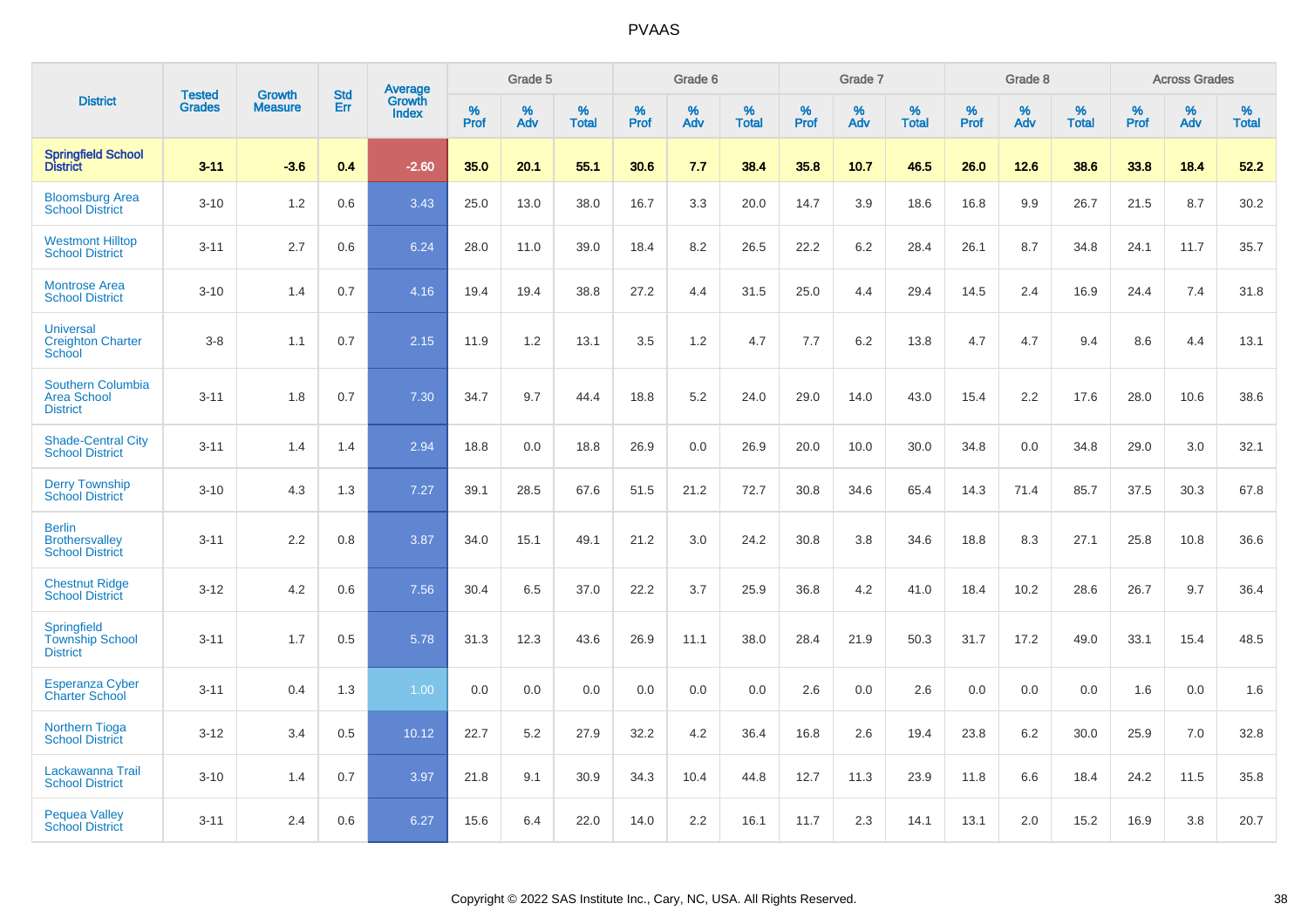| District | Tested Grades | Growth Measure | Std Err | Average Growth Index | Grade 5 | | | Grade 6 | | | Grade 7 | | | Grade 8 | | | Across Grades | | |
|---|---|---|---|---|---|---|---|---|---|---|---|---|---|---|---|---|---|---|---|
| | | | | | % Prof | % Adv | % Total | % Prof | % Adv | % Total | % Prof | % Adv | % Total | % Prof | % Adv | % Total | % Prof | % Adv | % Total |
| **Springfield School District** | **3-11** | **-3.6** | **0.4** | **-2.60** | **35.0** | **20.1** | **55.1** | **30.6** | **7.7** | **38.4** | **35.8** | **10.7** | **46.5** | **26.0** | **12.6** | **38.6** | **33.8** | **18.4** | **52.2** |
| Bloomsburg Area School District | 3-10 | 1.2 | 0.6 | 3.43 | 25.0 | 13.0 | 38.0 | 16.7 | 3.3 | 20.0 | 14.7 | 3.9 | 18.6 | 16.8 | 9.9 | 26.7 | 21.5 | 8.7 | 30.2 |
| Westmont Hilltop School District | 3-11 | 2.7 | 0.6 | 6.24 | 28.0 | 11.0 | 39.0 | 18.4 | 8.2 | 26.5 | 22.2 | 6.2 | 28.4 | 26.1 | 8.7 | 34.8 | 24.1 | 11.7 | 35.7 |
| Montrose Area School District | 3-10 | 1.4 | 0.7 | 4.16 | 19.4 | 19.4 | 38.8 | 27.2 | 4.4 | 31.5 | 25.0 | 4.4 | 29.4 | 14.5 | 2.4 | 16.9 | 24.4 | 7.4 | 31.8 |
| Universal Creighton Charter School | 3-8 | 1.1 | 0.7 | 2.15 | 11.9 | 1.2 | 13.1 | 3.5 | 1.2 | 4.7 | 7.7 | 6.2 | 13.8 | 4.7 | 4.7 | 9.4 | 8.6 | 4.4 | 13.1 |
| Southern Columbia Area School District | 3-11 | 1.8 | 0.7 | 7.30 | 34.7 | 9.7 | 44.4 | 18.8 | 5.2 | 24.0 | 29.0 | 14.0 | 43.0 | 15.4 | 2.2 | 17.6 | 28.0 | 10.6 | 38.6 |
| Shade-Central City School District | 3-11 | 1.4 | 1.4 | 2.94 | 18.8 | 0.0 | 18.8 | 26.9 | 0.0 | 26.9 | 20.0 | 10.0 | 30.0 | 34.8 | 0.0 | 34.8 | 29.0 | 3.0 | 32.1 |
| Derry Township School District | 3-10 | 4.3 | 1.3 | 7.27 | 39.1 | 28.5 | 67.6 | 51.5 | 21.2 | 72.7 | 30.8 | 34.6 | 65.4 | 14.3 | 71.4 | 85.7 | 37.5 | 30.3 | 67.8 |
| Berlin Brothersvalley School District | 3-11 | 2.2 | 0.8 | 3.87 | 34.0 | 15.1 | 49.1 | 21.2 | 3.0 | 24.2 | 30.8 | 3.8 | 34.6 | 18.8 | 8.3 | 27.1 | 25.8 | 10.8 | 36.6 |
| Chestnut Ridge School District | 3-12 | 4.2 | 0.6 | 7.56 | 30.4 | 6.5 | 37.0 | 22.2 | 3.7 | 25.9 | 36.8 | 4.2 | 41.0 | 18.4 | 10.2 | 28.6 | 26.7 | 9.7 | 36.4 |
| Springfield Township School District | 3-11 | 1.7 | 0.5 | 5.78 | 31.3 | 12.3 | 43.6 | 26.9 | 11.1 | 38.0 | 28.4 | 21.9 | 50.3 | 31.7 | 17.2 | 49.0 | 33.1 | 15.4 | 48.5 |
| Esperanza Cyber Charter School | 3-11 | 0.4 | 1.3 | 1.00 | 0.0 | 0.0 | 0.0 | 0.0 | 0.0 | 0.0 | 2.6 | 0.0 | 2.6 | 0.0 | 0.0 | 0.0 | 1.6 | 0.0 | 1.6 |
| Northern Tioga School District | 3-12 | 3.4 | 0.5 | 10.12 | 22.7 | 5.2 | 27.9 | 32.2 | 4.2 | 36.4 | 16.8 | 2.6 | 19.4 | 23.8 | 6.2 | 30.0 | 25.9 | 7.0 | 32.8 |
| Lackawanna Trail School District | 3-10 | 1.4 | 0.7 | 3.97 | 21.8 | 9.1 | 30.9 | 34.3 | 10.4 | 44.8 | 12.7 | 11.3 | 23.9 | 11.8 | 6.6 | 18.4 | 24.2 | 11.5 | 35.8 |
| Pequea Valley School District | 3-11 | 2.4 | 0.6 | 6.27 | 15.6 | 6.4 | 22.0 | 14.0 | 2.2 | 16.1 | 11.7 | 2.3 | 14.1 | 13.1 | 2.0 | 15.2 | 16.9 | 3.8 | 20.7 |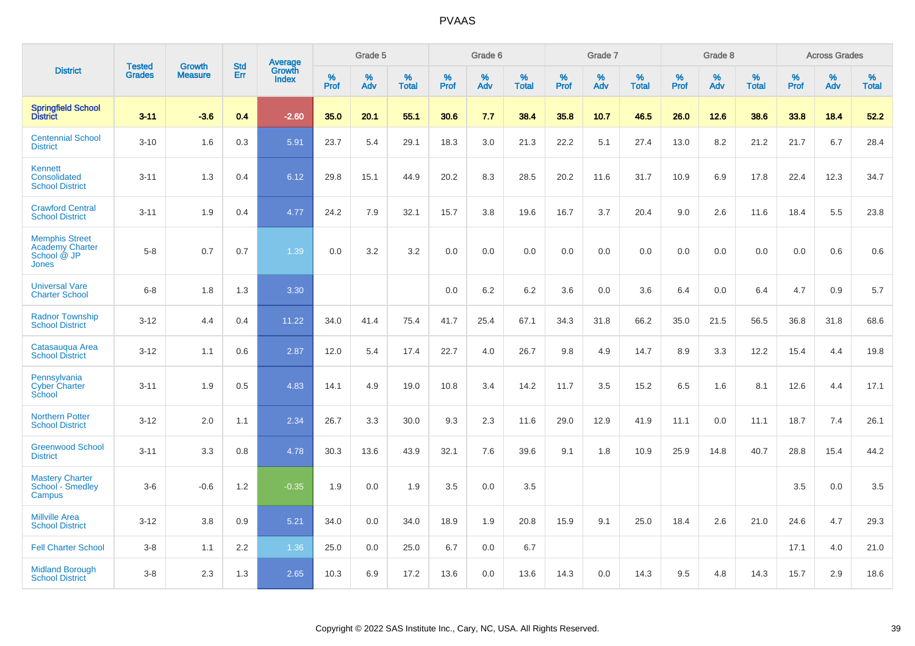# PVAAS

| District | Tested Grades | Growth Measure | Std Err | Average Growth Index | Grade 5 | | | Grade 6 | | | Grade 7 | | | Grade 8 | | | Across Grades | | |
|---|---|---|---|---|---|---|---|---|---|---|---|---|---|---|---|---|---|---|---|
| | | | | | % Prof | % Adv | % Total | % Prof | % Adv | % Total | % Prof | % Adv | % Total | % Prof | % Adv | % Total | % Prof | % Adv | % Total |
| **Springfield School District** | **3-11** | **-3.6** | **0.4** | **-2.60** | **35.0** | **20.1** | **55.1** | **30.6** | **7.7** | **38.4** | **35.8** | **10.7** | **46.5** | **26.0** | **12.6** | **38.6** | **33.8** | **18.4** | **52.2** |
| Centennial School District | 3-10 | 1.6 | 0.3 | 5.91 | 23.7 | 5.4 | 29.1 | 18.3 | 3.0 | 21.3 | 22.2 | 5.1 | 27.4 | 13.0 | 8.2 | 21.2 | 21.7 | 6.7 | 28.4 |
| Kennett Consolidated School District | 3-11 | 1.3 | 0.4 | 6.12 | 29.8 | 15.1 | 44.9 | 20.2 | 8.3 | 28.5 | 20.2 | 11.6 | 31.7 | 10.9 | 6.9 | 17.8 | 22.4 | 12.3 | 34.7 |
| Crawford Central School District | 3-11 | 1.9 | 0.4 | 4.77 | 24.2 | 7.9 | 32.1 | 15.7 | 3.8 | 19.6 | 16.7 | 3.7 | 20.4 | 9.0 | 2.6 | 11.6 | 18.4 | 5.5 | 23.8 |
| Memphis Street Academy Charter School @ JP Jones | 5-8 | 0.7 | 0.7 | 1.39 | 0.0 | 3.2 | 3.2 | 0.0 | 0.0 | 0.0 | 0.0 | 0.0 | 0.0 | 0.0 | 0.0 | 0.0 | 0.0 | 0.6 | 0.6 |
| Universal Vare Charter School | 6-8 | 1.8 | 1.3 | 3.30 | | | | 0.0 | 6.2 | 6.2 | 3.6 | 0.0 | 3.6 | 6.4 | 0.0 | 6.4 | 4.7 | 0.9 | 5.7 |
| Radnor Township School District | 3-12 | 4.4 | 0.4 | 11.22 | 34.0 | 41.4 | 75.4 | 41.7 | 25.4 | 67.1 | 34.3 | 31.8 | 66.2 | 35.0 | 21.5 | 56.5 | 36.8 | 31.8 | 68.6 |
| Catasauqua Area School District | 3-12 | 1.1 | 0.6 | 2.87 | 12.0 | 5.4 | 17.4 | 22.7 | 4.0 | 26.7 | 9.8 | 4.9 | 14.7 | 8.9 | 3.3 | 12.2 | 15.4 | 4.4 | 19.8 |
| Pennsylvania Cyber Charter School | 3-11 | 1.9 | 0.5 | 4.83 | 14.1 | 4.9 | 19.0 | 10.8 | 3.4 | 14.2 | 11.7 | 3.5 | 15.2 | 6.5 | 1.6 | 8.1 | 12.6 | 4.4 | 17.1 |
| Northern Potter School District | 3-12 | 2.0 | 1.1 | 2.34 | 26.7 | 3.3 | 30.0 | 9.3 | 2.3 | 11.6 | 29.0 | 12.9 | 41.9 | 11.1 | 0.0 | 11.1 | 18.7 | 7.4 | 26.1 |
| Greenwood School District | 3-11 | 3.3 | 0.8 | 4.78 | 30.3 | 13.6 | 43.9 | 32.1 | 7.6 | 39.6 | 9.1 | 1.8 | 10.9 | 25.9 | 14.8 | 40.7 | 28.8 | 15.4 | 44.2 |
| Mastery Charter School - Smedley Campus | 3-6 | -0.6 | 1.2 | -0.35 | 1.9 | 0.0 | 1.9 | 3.5 | 0.0 | 3.5 | | | | | | | 3.5 | 0.0 | 3.5 |
| Millville Area School District | 3-12 | 3.8 | 0.9 | 5.21 | 34.0 | 0.0 | 34.0 | 18.9 | 1.9 | 20.8 | 15.9 | 9.1 | 25.0 | 18.4 | 2.6 | 21.0 | 24.6 | 4.7 | 29.3 |
| Fell Charter School | 3-8 | 1.1 | 2.2 | 1.36 | 25.0 | 0.0 | 25.0 | 6.7 | 0.0 | 6.7 | | | | | | | 17.1 | 4.0 | 21.0 |
| Midland Borough School District | 3-8 | 2.3 | 1.3 | 2.65 | 10.3 | 6.9 | 17.2 | 13.6 | 0.0 | 13.6 | 14.3 | 0.0 | 14.3 | 9.5 | 4.8 | 14.3 | 15.7 | 2.9 | 18.6 |

Copyright © 2022 SAS Institute Inc., Cary, NC, USA. All Rights Reserved.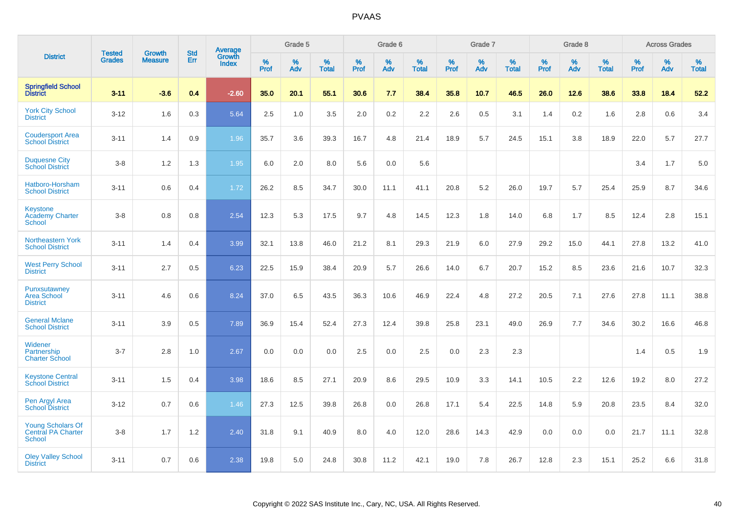# PVAAS

| District | Tested Grades | Growth Measure | Std Err | Average Growth Index | Grade 5 | | | Grade 6 | | | Grade 7 | | | Grade 8 | | | Across Grades | | |
|---|---|---|---|---|---|---|---|---|---|---|---|---|---|---|---|---|---|---|---|
| | | | | | % Prof | % Adv | % Total | % Prof | % Adv | % Total | % Prof | % Adv | % Total | % Prof | % Adv | % Total | % Prof | % Adv | % Total |
| **Springfield School District** | **3-11** | **-3.6** | **0.4** | **-2.60** | **35.0** | **20.1** | **55.1** | **30.6** | **7.7** | **38.4** | **35.8** | **10.7** | **46.5** | **26.0** | **12.6** | **38.6** | **33.8** | **18.4** | **52.2** |
| York City School District | 3-12 | 1.6 | 0.3 | 5.64 | 2.5 | 1.0 | 3.5 | 2.0 | 0.2 | 2.2 | 2.6 | 0.5 | 3.1 | 1.4 | 0.2 | 1.6 | 2.8 | 0.6 | 3.4 |
| Coudersport Area School District | 3-11 | 1.4 | 0.9 | 1.96 | 35.7 | 3.6 | 39.3 | 16.7 | 4.8 | 21.4 | 18.9 | 5.7 | 24.5 | 15.1 | 3.8 | 18.9 | 22.0 | 5.7 | 27.7 |
| Duquesne City School District | 3-8 | 1.2 | 1.3 | 1.95 | 6.0 | 2.0 | 8.0 | 5.6 | 0.0 | 5.6 | | | | | | | 3.4 | 1.7 | 5.0 |
| Hatboro-Horsham School District | 3-11 | 0.6 | 0.4 | 1.72 | 26.2 | 8.5 | 34.7 | 30.0 | 11.1 | 41.1 | 20.8 | 5.2 | 26.0 | 19.7 | 5.7 | 25.4 | 25.9 | 8.7 | 34.6 |
| Keystone Academy Charter School | 3-8 | 0.8 | 0.8 | 2.54 | 12.3 | 5.3 | 17.5 | 9.7 | 4.8 | 14.5 | 12.3 | 1.8 | 14.0 | 6.8 | 1.7 | 8.5 | 12.4 | 2.8 | 15.1 |
| Northeastern York School District | 3-11 | 1.4 | 0.4 | 3.99 | 32.1 | 13.8 | 46.0 | 21.2 | 8.1 | 29.3 | 21.9 | 6.0 | 27.9 | 29.2 | 15.0 | 44.1 | 27.8 | 13.2 | 41.0 |
| West Perry School District | 3-11 | 2.7 | 0.5 | 6.23 | 22.5 | 15.9 | 38.4 | 20.9 | 5.7 | 26.6 | 14.0 | 6.7 | 20.7 | 15.2 | 8.5 | 23.6 | 21.6 | 10.7 | 32.3 |
| Punxsutawney Area School District | 3-11 | 4.6 | 0.6 | 8.24 | 37.0 | 6.5 | 43.5 | 36.3 | 10.6 | 46.9 | 22.4 | 4.8 | 27.2 | 20.5 | 7.1 | 27.6 | 27.8 | 11.1 | 38.8 |
| General Mclane School District | 3-11 | 3.9 | 0.5 | 7.89 | 36.9 | 15.4 | 52.4 | 27.3 | 12.4 | 39.8 | 25.8 | 23.1 | 49.0 | 26.9 | 7.7 | 34.6 | 30.2 | 16.6 | 46.8 |
| Widener Partnership Charter School | 3-7 | 2.8 | 1.0 | 2.67 | 0.0 | 0.0 | 0.0 | 2.5 | 0.0 | 2.5 | 0.0 | 2.3 | 2.3 | | | | 1.4 | 0.5 | 1.9 |
| Keystone Central School District | 3-11 | 1.5 | 0.4 | 3.98 | 18.6 | 8.5 | 27.1 | 20.9 | 8.6 | 29.5 | 10.9 | 3.3 | 14.1 | 10.5 | 2.2 | 12.6 | 19.2 | 8.0 | 27.2 |
| Pen Argyl Area School District | 3-12 | 0.7 | 0.6 | 1.46 | 27.3 | 12.5 | 39.8 | 26.8 | 0.0 | 26.8 | 17.1 | 5.4 | 22.5 | 14.8 | 5.9 | 20.8 | 23.5 | 8.4 | 32.0 |
| Young Scholars Of Central PA Charter School | 3-8 | 1.7 | 1.2 | 2.40 | 31.8 | 9.1 | 40.9 | 8.0 | 4.0 | 12.0 | 28.6 | 14.3 | 42.9 | 0.0 | 0.0 | 0.0 | 21.7 | 11.1 | 32.8 |
| Oley Valley School District | 3-11 | 0.7 | 0.6 | 2.38 | 19.8 | 5.0 | 24.8 | 30.8 | 11.2 | 42.1 | 19.0 | 7.8 | 26.7 | 12.8 | 2.3 | 15.1 | 25.2 | 6.6 | 31.8 |

Copyright © 2022 SAS Institute Inc., Cary, NC, USA. All Rights Reserved.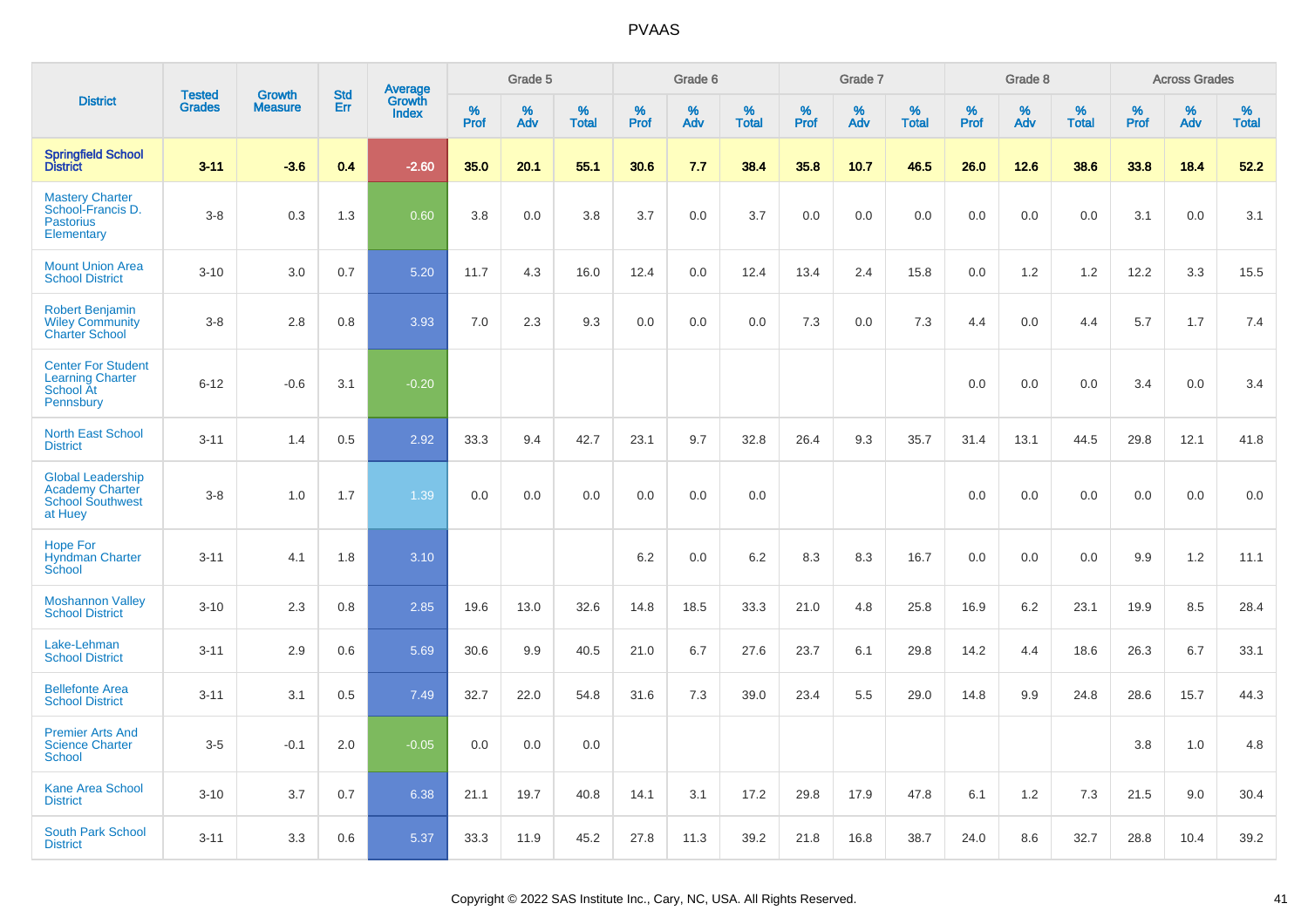| District | Tested Grades | Growth Measure | Std Err | Average Growth Index | Grade 5 | | | Grade 6 | | | Grade 7 | | | Grade 8 | | | Across Grades | | |
|---|---|---|---|---|---|---|---|---|---|---|---|---|---|---|---|---|---|---|---|
| | | | | | % Prof | % Adv | % Total | % Prof | % Adv | % Total | % Prof | % Adv | % Total | % Prof | % Adv | % Total | % Prof | % Adv | % Total |
| **Springfield School District** | **3-11** | **-3.6** | **0.4** | **-2.60** | **35.0** | **20.1** | **55.1** | **30.6** | **7.7** | **38.4** | **35.8** | **10.7** | **46.5** | **26.0** | **12.6** | **38.6** | **33.8** | **18.4** | **52.2** |
| Mastery Charter School-Francis D. Pastorius Elementary | 3-8 | 0.3 | 1.3 | 0.60 | 3.8 | 0.0 | 3.8 | 3.7 | 0.0 | 3.7 | 0.0 | 0.0 | 0.0 | 0.0 | 0.0 | 0.0 | 3.1 | 0.0 | 3.1 |
| Mount Union Area School District | 3-10 | 3.0 | 0.7 | 5.20 | 11.7 | 4.3 | 16.0 | 12.4 | 0.0 | 12.4 | 13.4 | 2.4 | 15.8 | 0.0 | 1.2 | 1.2 | 12.2 | 3.3 | 15.5 |
| Robert Benjamin Wiley Community Charter School | 3-8 | 2.8 | 0.8 | 3.93 | 7.0 | 2.3 | 9.3 | 0.0 | 0.0 | 0.0 | 7.3 | 0.0 | 7.3 | 4.4 | 0.0 | 4.4 | 5.7 | 1.7 | 7.4 |
| Center For Student Learning Charter School At Pennsbury | 6-12 | -0.6 | 3.1 | -0.20 | | | | | | | | | | 0.0 | 0.0 | 0.0 | 3.4 | 0.0 | 3.4 |
| North East School District | 3-11 | 1.4 | 0.5 | 2.92 | 33.3 | 9.4 | 42.7 | 23.1 | 9.7 | 32.8 | 26.4 | 9.3 | 35.7 | 31.4 | 13.1 | 44.5 | 29.8 | 12.1 | 41.8 |
| Global Leadership Academy Charter School Southwest at Huey | 3-8 | 1.0 | 1.7 | 1.39 | 0.0 | 0.0 | 0.0 | 0.0 | 0.0 | 0.0 | | | | 0.0 | 0.0 | 0.0 | 0.0 | 0.0 | 0.0 |
| Hope For Hyndman Charter School | 3-11 | 4.1 | 1.8 | 3.10 | | | | 6.2 | 0.0 | 6.2 | 8.3 | 8.3 | 16.7 | 0.0 | 0.0 | 0.0 | 9.9 | 1.2 | 11.1 |
| Moshannon Valley School District | 3-10 | 2.3 | 0.8 | 2.85 | 19.6 | 13.0 | 32.6 | 14.8 | 18.5 | 33.3 | 21.0 | 4.8 | 25.8 | 16.9 | 6.2 | 23.1 | 19.9 | 8.5 | 28.4 |
| Lake-Lehman School District | 3-11 | 2.9 | 0.6 | 5.69 | 30.6 | 9.9 | 40.5 | 21.0 | 6.7 | 27.6 | 23.7 | 6.1 | 29.8 | 14.2 | 4.4 | 18.6 | 26.3 | 6.7 | 33.1 |
| Bellefonte Area School District | 3-11 | 3.1 | 0.5 | 7.49 | 32.7 | 22.0 | 54.8 | 31.6 | 7.3 | 39.0 | 23.4 | 5.5 | 29.0 | 14.8 | 9.9 | 24.8 | 28.6 | 15.7 | 44.3 |
| Premier Arts And Science Charter School | 3-5 | -0.1 | 2.0 | -0.05 | 0.0 | 0.0 | 0.0 | | | | | | | | | | 3.8 | 1.0 | 4.8 |
| Kane Area School District | 3-10 | 3.7 | 0.7 | 6.38 | 21.1 | 19.7 | 40.8 | 14.1 | 3.1 | 17.2 | 29.8 | 17.9 | 47.8 | 6.1 | 1.2 | 7.3 | 21.5 | 9.0 | 30.4 |
| South Park School District | 3-11 | 3.3 | 0.6 | 5.37 | 33.3 | 11.9 | 45.2 | 27.8 | 11.3 | 39.2 | 21.8 | 16.8 | 38.7 | 24.0 | 8.6 | 32.7 | 28.8 | 10.4 | 39.2 |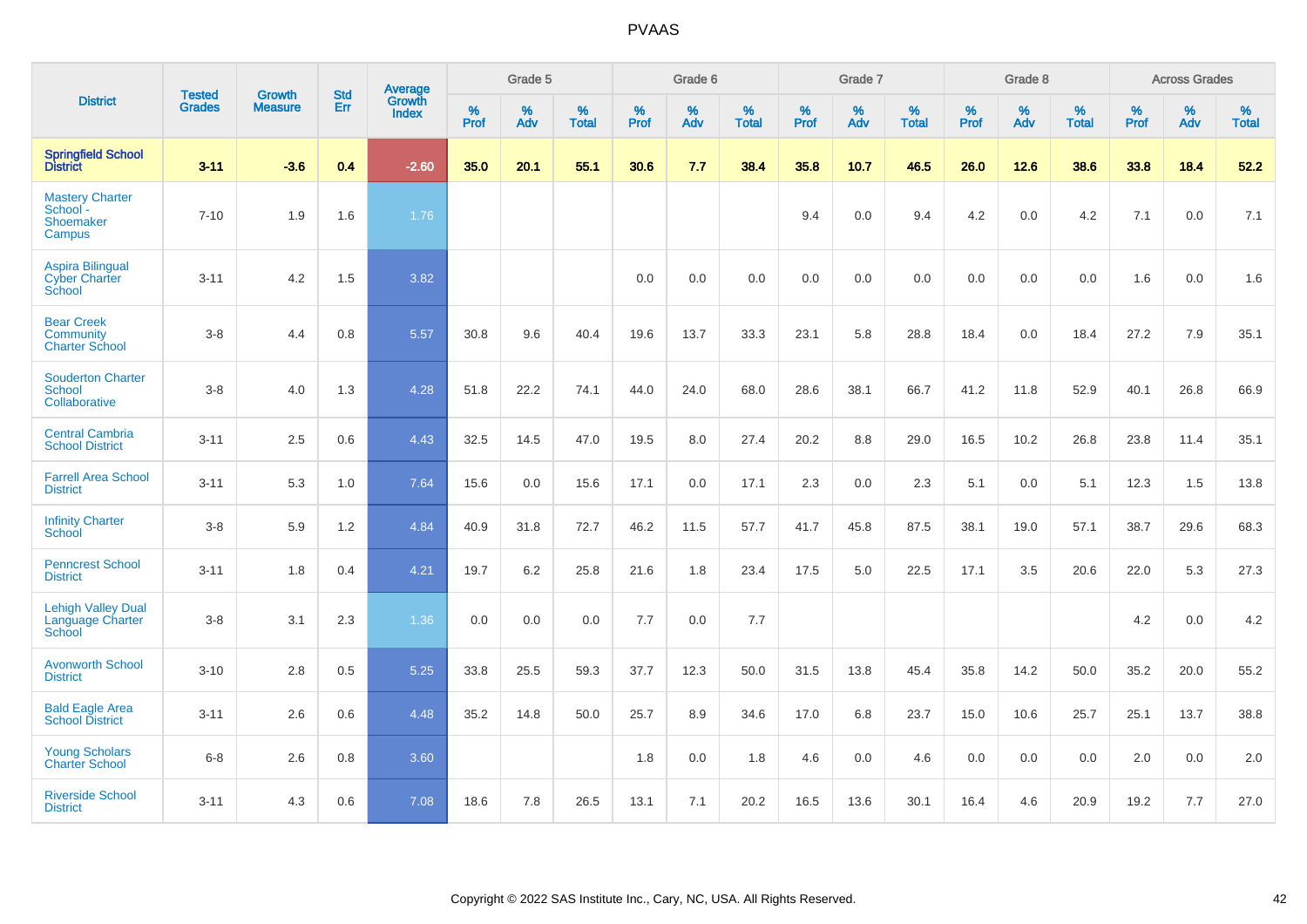# PVAAS

| District | Tested Grades | Growth Measure | Std Err | Average Growth Index | Grade 5 | | | Grade 6 | | | Grade 7 | | | Grade 8 | | | Across Grades | | |
|---|---|---|---|---|---|---|---|---|---|---|---|---|---|---|---|---|---|---|---|
| | | | | | % Prof | % Adv | % Total | % Prof | % Adv | % Total | % Prof | % Adv | % Total | % Prof | % Adv | % Total | % Prof | % Adv | % Total |
| **Springfield School District** | **3-11** | **-3.6** | **0.4** | **-2.60** | **35.0** | **20.1** | **55.1** | **30.6** | **7.7** | **38.4** | **35.8** | **10.7** | **46.5** | **26.0** | **12.6** | **38.6** | **33.8** | **18.4** | **52.2** |
| Mastery Charter School - Shoemaker Campus | 7-10 | 1.9 | 1.6 | 1.76 | | | | | | | 9.4 | 0.0 | 9.4 | 4.2 | 0.0 | 4.2 | 7.1 | 0.0 | 7.1 |
| Aspira Bilingual Cyber Charter School | 3-11 | 4.2 | 1.5 | 3.82 | | | | 0.0 | 0.0 | 0.0 | 0.0 | 0.0 | 0.0 | 0.0 | 0.0 | 0.0 | 1.6 | 0.0 | 1.6 |
| Bear Creek Community Charter School | 3-8 | 4.4 | 0.8 | 5.57 | 30.8 | 9.6 | 40.4 | 19.6 | 13.7 | 33.3 | 23.1 | 5.8 | 28.8 | 18.4 | 0.0 | 18.4 | 27.2 | 7.9 | 35.1 |
| Souderton Charter School Collaborative | 3-8 | 4.0 | 1.3 | 4.28 | 51.8 | 22.2 | 74.1 | 44.0 | 24.0 | 68.0 | 28.6 | 38.1 | 66.7 | 41.2 | 11.8 | 52.9 | 40.1 | 26.8 | 66.9 |
| Central Cambria School District | 3-11 | 2.5 | 0.6 | 4.43 | 32.5 | 14.5 | 47.0 | 19.5 | 8.0 | 27.4 | 20.2 | 8.8 | 29.0 | 16.5 | 10.2 | 26.8 | 23.8 | 11.4 | 35.1 |
| Farrell Area School District | 3-11 | 5.3 | 1.0 | 7.64 | 15.6 | 0.0 | 15.6 | 17.1 | 0.0 | 17.1 | 2.3 | 0.0 | 2.3 | 5.1 | 0.0 | 5.1 | 12.3 | 1.5 | 13.8 |
| Infinity Charter School | 3-8 | 5.9 | 1.2 | 4.84 | 40.9 | 31.8 | 72.7 | 46.2 | 11.5 | 57.7 | 41.7 | 45.8 | 87.5 | 38.1 | 19.0 | 57.1 | 38.7 | 29.6 | 68.3 |
| Penncrest School District | 3-11 | 1.8 | 0.4 | 4.21 | 19.7 | 6.2 | 25.8 | 21.6 | 1.8 | 23.4 | 17.5 | 5.0 | 22.5 | 17.1 | 3.5 | 20.6 | 22.0 | 5.3 | 27.3 |
| Lehigh Valley Dual Language Charter School | 3-8 | 3.1 | 2.3 | 1.36 | 0.0 | 0.0 | 0.0 | 7.7 | 0.0 | 7.7 | | | | | | | 4.2 | 0.0 | 4.2 |
| Avonworth School District | 3-10 | 2.8 | 0.5 | 5.25 | 33.8 | 25.5 | 59.3 | 37.7 | 12.3 | 50.0 | 31.5 | 13.8 | 45.4 | 35.8 | 14.2 | 50.0 | 35.2 | 20.0 | 55.2 |
| Bald Eagle Area School District | 3-11 | 2.6 | 0.6 | 4.48 | 35.2 | 14.8 | 50.0 | 25.7 | 8.9 | 34.6 | 17.0 | 6.8 | 23.7 | 15.0 | 10.6 | 25.7 | 25.1 | 13.7 | 38.8 |
| Young Scholars Charter School | 6-8 | 2.6 | 0.8 | 3.60 | | | | 1.8 | 0.0 | 1.8 | 4.6 | 0.0 | 4.6 | 0.0 | 0.0 | 0.0 | 2.0 | 0.0 | 2.0 |
| Riverside School District | 3-11 | 4.3 | 0.6 | 7.08 | 18.6 | 7.8 | 26.5 | 13.1 | 7.1 | 20.2 | 16.5 | 13.6 | 30.1 | 16.4 | 4.6 | 20.9 | 19.2 | 7.7 | 27.0 |

Copyright © 2022 SAS Institute Inc., Cary, NC, USA. All Rights Reserved.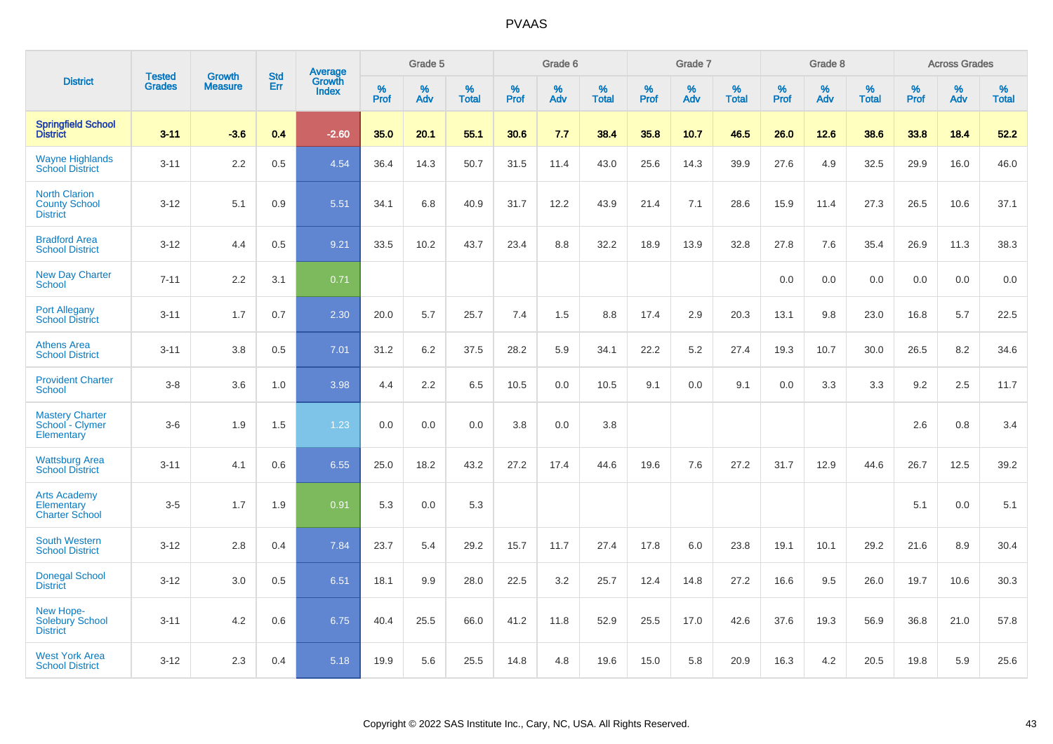# PVAAS

| District | Tested Grades | Growth Measure | Std Err | Average Growth Index | Grade 5 | | | Grade 6 | | | Grade 7 | | | Grade 8 | | | Across Grades | | |
|---|---|---|---|---|---|---|---|---|---|---|---|---|---|---|---|---|---|---|---|
| | | | | | % Prof | % Adv | % Total | % Prof | % Adv | % Total | % Prof | % Adv | % Total | % Prof | % Adv | % Total | % Prof | % Adv | % Total |
| **Springfield School District** | **3-11** | **-3.6** | **0.4** | **-2.60** | **35.0** | **20.1** | **55.1** | **30.6** | **7.7** | **38.4** | **35.8** | **10.7** | **46.5** | **26.0** | **12.6** | **38.6** | **33.8** | **18.4** | **52.2** |
| Wayne Highlands School District | 3-11 | 2.2 | 0.5 | 4.54 | 36.4 | 14.3 | 50.7 | 31.5 | 11.4 | 43.0 | 25.6 | 14.3 | 39.9 | 27.6 | 4.9 | 32.5 | 29.9 | 16.0 | 46.0 |
| North Clarion County School District | 3-12 | 5.1 | 0.9 | 5.51 | 34.1 | 6.8 | 40.9 | 31.7 | 12.2 | 43.9 | 21.4 | 7.1 | 28.6 | 15.9 | 11.4 | 27.3 | 26.5 | 10.6 | 37.1 |
| Bradford Area School District | 3-12 | 4.4 | 0.5 | 9.21 | 33.5 | 10.2 | 43.7 | 23.4 | 8.8 | 32.2 | 18.9 | 13.9 | 32.8 | 27.8 | 7.6 | 35.4 | 26.9 | 11.3 | 38.3 |
| New Day Charter School | 7-11 | 2.2 | 3.1 | 0.71 | | | | | | | | | | 0.0 | 0.0 | 0.0 | 0.0 | 0.0 | 0.0 |
| Port Allegany School District | 3-11 | 1.7 | 0.7 | 2.30 | 20.0 | 5.7 | 25.7 | 7.4 | 1.5 | 8.8 | 17.4 | 2.9 | 20.3 | 13.1 | 9.8 | 23.0 | 16.8 | 5.7 | 22.5 |
| Athens Area School District | 3-11 | 3.8 | 0.5 | 7.01 | 31.2 | 6.2 | 37.5 | 28.2 | 5.9 | 34.1 | 22.2 | 5.2 | 27.4 | 19.3 | 10.7 | 30.0 | 26.5 | 8.2 | 34.6 |
| Provident Charter School | 3-8 | 3.6 | 1.0 | 3.98 | 4.4 | 2.2 | 6.5 | 10.5 | 0.0 | 10.5 | 9.1 | 0.0 | 9.1 | 0.0 | 3.3 | 3.3 | 9.2 | 2.5 | 11.7 |
| Mastery Charter School - Clymer Elementary | 3-6 | 1.9 | 1.5 | 1.23 | 0.0 | 0.0 | 0.0 | 3.8 | 0.0 | 3.8 | | | | | | | 2.6 | 0.8 | 3.4 |
| Wattsburg Area School District | 3-11 | 4.1 | 0.6 | 6.55 | 25.0 | 18.2 | 43.2 | 27.2 | 17.4 | 44.6 | 19.6 | 7.6 | 27.2 | 31.7 | 12.9 | 44.6 | 26.7 | 12.5 | 39.2 |
| Arts Academy Elementary Charter School | 3-5 | 1.7 | 1.9 | 0.91 | 5.3 | 0.0 | 5.3 | | | | | | | | | | 5.1 | 0.0 | 5.1 |
| South Western School District | 3-12 | 2.8 | 0.4 | 7.84 | 23.7 | 5.4 | 29.2 | 15.7 | 11.7 | 27.4 | 17.8 | 6.0 | 23.8 | 19.1 | 10.1 | 29.2 | 21.6 | 8.9 | 30.4 |
| Donegal School District | 3-12 | 3.0 | 0.5 | 6.51 | 18.1 | 9.9 | 28.0 | 22.5 | 3.2 | 25.7 | 12.4 | 14.8 | 27.2 | 16.6 | 9.5 | 26.0 | 19.7 | 10.6 | 30.3 |
| New Hope-Solebury School District | 3-11 | 4.2 | 0.6 | 6.75 | 40.4 | 25.5 | 66.0 | 41.2 | 11.8 | 52.9 | 25.5 | 17.0 | 42.6 | 37.6 | 19.3 | 56.9 | 36.8 | 21.0 | 57.8 |
| West York Area School District | 3-12 | 2.3 | 0.4 | 5.18 | 19.9 | 5.6 | 25.5 | 14.8 | 4.8 | 19.6 | 15.0 | 5.8 | 20.9 | 16.3 | 4.2 | 20.5 | 19.8 | 5.9 | 25.6 |

Copyright © 2022 SAS Institute Inc., Cary, NC, USA. All Rights Reserved.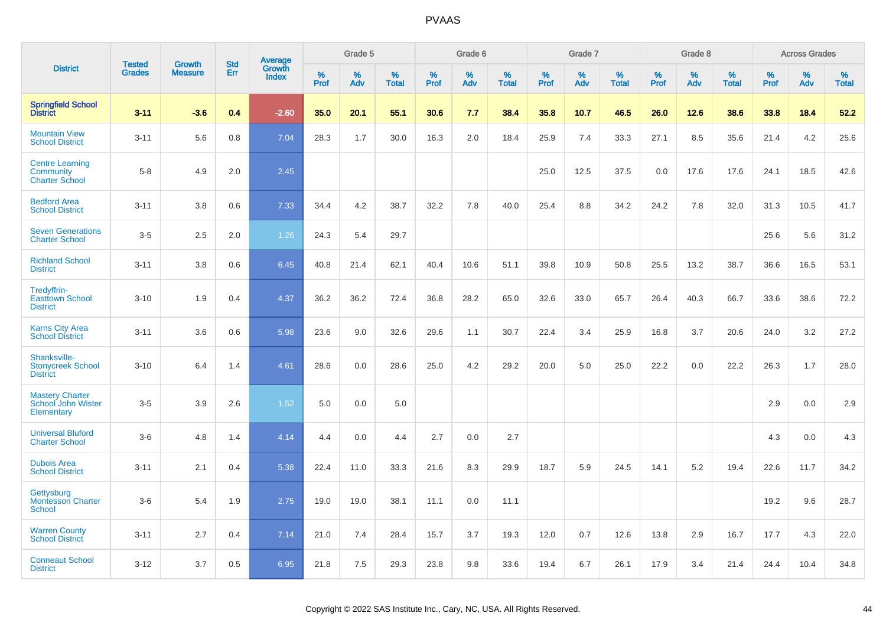# PVAAS

| District | Tested Grades | Growth Measure | Std Err | Average Growth Index | Grade 5 | | | Grade 6 | | | Grade 7 | | | Grade 8 | | | Across Grades | | |
|---|---|---|---|---|---|---|---|---|---|---|---|---|---|---|---|---|---|---|---|
| | | | | | % Prof | % Adv | % Total | % Prof | % Adv | % Total | % Prof | % Adv | % Total | % Prof | % Adv | % Total | % Prof | % Adv | % Total |
| **Springfield School District** | **3-11** | **-3.6** | **0.4** | **-2.60** | **35.0** | **20.1** | **55.1** | **30.6** | **7.7** | **38.4** | **35.8** | **10.7** | **46.5** | **26.0** | **12.6** | **38.6** | **33.8** | **18.4** | **52.2** |
| Mountain View School District | 3-11 | 5.6 | 0.8 | 7.04 | 28.3 | 1.7 | 30.0 | 16.3 | 2.0 | 18.4 | 25.9 | 7.4 | 33.3 | 27.1 | 8.5 | 35.6 | 21.4 | 4.2 | 25.6 |
| Centre Learning Community Charter School | 5-8 | 4.9 | 2.0 | 2.45 | | | | | | | 25.0 | 12.5 | 37.5 | 0.0 | 17.6 | 17.6 | 24.1 | 18.5 | 42.6 |
| Bedford Area School District | 3-11 | 3.8 | 0.6 | 7.33 | 34.4 | 4.2 | 38.7 | 32.2 | 7.8 | 40.0 | 25.4 | 8.8 | 34.2 | 24.2 | 7.8 | 32.0 | 31.3 | 10.5 | 41.7 |
| Seven Generations Charter School | 3-5 | 2.5 | 2.0 | 1.26 | 24.3 | 5.4 | 29.7 | | | | | | | | | | 25.6 | 5.6 | 31.2 |
| Richland School District | 3-11 | 3.8 | 0.6 | 6.45 | 40.8 | 21.4 | 62.1 | 40.4 | 10.6 | 51.1 | 39.8 | 10.9 | 50.8 | 25.5 | 13.2 | 38.7 | 36.6 | 16.5 | 53.1 |
| Tredyffrin-Easttown School District | 3-10 | 1.9 | 0.4 | 4.37 | 36.2 | 36.2 | 72.4 | 36.8 | 28.2 | 65.0 | 32.6 | 33.0 | 65.7 | 26.4 | 40.3 | 66.7 | 33.6 | 38.6 | 72.2 |
| Karns City Area School District | 3-11 | 3.6 | 0.6 | 5.98 | 23.6 | 9.0 | 32.6 | 29.6 | 1.1 | 30.7 | 22.4 | 3.4 | 25.9 | 16.8 | 3.7 | 20.6 | 24.0 | 3.2 | 27.2 |
| Shanksville-Stonycreek School District | 3-10 | 6.4 | 1.4 | 4.61 | 28.6 | 0.0 | 28.6 | 25.0 | 4.2 | 29.2 | 20.0 | 5.0 | 25.0 | 22.2 | 0.0 | 22.2 | 26.3 | 1.7 | 28.0 |
| Mastery Charter School John Wister Elementary | 3-5 | 3.9 | 2.6 | 1.52 | 5.0 | 0.0 | 5.0 | | | | | | | | | | 2.9 | 0.0 | 2.9 |
| Universal Bluford Charter School | 3-6 | 4.8 | 1.4 | 4.14 | 4.4 | 0.0 | 4.4 | 2.7 | 0.0 | 2.7 | | | | | | | 4.3 | 0.0 | 4.3 |
| Dubois Area School District | 3-11 | 2.1 | 0.4 | 5.38 | 22.4 | 11.0 | 33.3 | 21.6 | 8.3 | 29.9 | 18.7 | 5.9 | 24.5 | 14.1 | 5.2 | 19.4 | 22.6 | 11.7 | 34.2 |
| Gettysburg Montessori Charter School | 3-6 | 5.4 | 1.9 | 2.75 | 19.0 | 19.0 | 38.1 | 11.1 | 0.0 | 11.1 | | | | | | | 19.2 | 9.6 | 28.7 |
| Warren County School District | 3-11 | 2.7 | 0.4 | 7.14 | 21.0 | 7.4 | 28.4 | 15.7 | 3.7 | 19.3 | 12.0 | 0.7 | 12.6 | 13.8 | 2.9 | 16.7 | 17.7 | 4.3 | 22.0 |
| Conneaut School District | 3-12 | 3.7 | 0.5 | 6.95 | 21.8 | 7.5 | 29.3 | 23.8 | 9.8 | 33.6 | 19.4 | 6.7 | 26.1 | 17.9 | 3.4 | 21.4 | 24.4 | 10.4 | 34.8 |

Copyright © 2022 SAS Institute Inc., Cary, NC, USA. All Rights Reserved.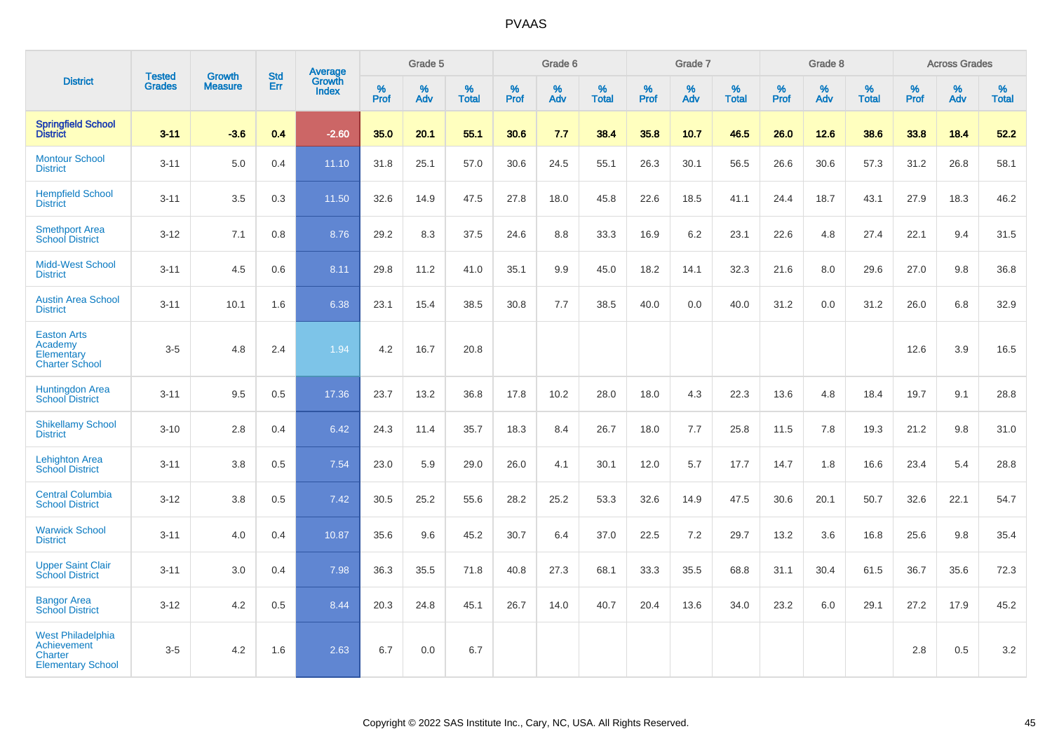# PVAAS

| District | Tested Grades | Growth Measure | Std Err | Average Growth Index | Grade 5 | | | Grade 6 | | | Grade 7 | | | Grade 8 | | | Across Grades | | |
|---|---|---|---|---|---|---|---|---|---|---|---|---|---|---|---|---|---|---|---|
| | | | | | % Prof | % Adv | % Total | % Prof | % Adv | % Total | % Prof | % Adv | % Total | % Prof | % Adv | % Total | % Prof | % Adv | % Total |
| **Springfield School District** | **3-11** | **-3.6** | **0.4** | **-2.60** | **35.0** | **20.1** | **55.1** | **30.6** | **7.7** | **38.4** | **35.8** | **10.7** | **46.5** | **26.0** | **12.6** | **38.6** | **33.8** | **18.4** | **52.2** |
| Montour School District | 3-11 | 5.0 | 0.4 | 11.10 | 31.8 | 25.1 | 57.0 | 30.6 | 24.5 | 55.1 | 26.3 | 30.1 | 56.5 | 26.6 | 30.6 | 57.3 | 31.2 | 26.8 | 58.1 |
| Hempfield School District | 3-11 | 3.5 | 0.3 | 11.50 | 32.6 | 14.9 | 47.5 | 27.8 | 18.0 | 45.8 | 22.6 | 18.5 | 41.1 | 24.4 | 18.7 | 43.1 | 27.9 | 18.3 | 46.2 |
| Smethport Area School District | 3-12 | 7.1 | 0.8 | 8.76 | 29.2 | 8.3 | 37.5 | 24.6 | 8.8 | 33.3 | 16.9 | 6.2 | 23.1 | 22.6 | 4.8 | 27.4 | 22.1 | 9.4 | 31.5 |
| Midd-West School District | 3-11 | 4.5 | 0.6 | 8.11 | 29.8 | 11.2 | 41.0 | 35.1 | 9.9 | 45.0 | 18.2 | 14.1 | 32.3 | 21.6 | 8.0 | 29.6 | 27.0 | 9.8 | 36.8 |
| Austin Area School District | 3-11 | 10.1 | 1.6 | 6.38 | 23.1 | 15.4 | 38.5 | 30.8 | 7.7 | 38.5 | 40.0 | 0.0 | 40.0 | 31.2 | 0.0 | 31.2 | 26.0 | 6.8 | 32.9 |
| Easton Arts Academy Elementary Charter School | 3-5 | 4.8 | 2.4 | 1.94 | 4.2 | 16.7 | 20.8 | | | | | | | | | | 12.6 | 3.9 | 16.5 |
| Huntingdon Area School District | 3-11 | 9.5 | 0.5 | 17.36 | 23.7 | 13.2 | 36.8 | 17.8 | 10.2 | 28.0 | 18.0 | 4.3 | 22.3 | 13.6 | 4.8 | 18.4 | 19.7 | 9.1 | 28.8 |
| Shikellamy School District | 3-10 | 2.8 | 0.4 | 6.42 | 24.3 | 11.4 | 35.7 | 18.3 | 8.4 | 26.7 | 18.0 | 7.7 | 25.8 | 11.5 | 7.8 | 19.3 | 21.2 | 9.8 | 31.0 |
| Lehighton Area School District | 3-11 | 3.8 | 0.5 | 7.54 | 23.0 | 5.9 | 29.0 | 26.0 | 4.1 | 30.1 | 12.0 | 5.7 | 17.7 | 14.7 | 1.8 | 16.6 | 23.4 | 5.4 | 28.8 |
| Central Columbia School District | 3-12 | 3.8 | 0.5 | 7.42 | 30.5 | 25.2 | 55.6 | 28.2 | 25.2 | 53.3 | 32.6 | 14.9 | 47.5 | 30.6 | 20.1 | 50.7 | 32.6 | 22.1 | 54.7 |
| Warwick School District | 3-11 | 4.0 | 0.4 | 10.87 | 35.6 | 9.6 | 45.2 | 30.7 | 6.4 | 37.0 | 22.5 | 7.2 | 29.7 | 13.2 | 3.6 | 16.8 | 25.6 | 9.8 | 35.4 |
| Upper Saint Clair School District | 3-11 | 3.0 | 0.4 | 7.98 | 36.3 | 35.5 | 71.8 | 40.8 | 27.3 | 68.1 | 33.3 | 35.5 | 68.8 | 31.1 | 30.4 | 61.5 | 36.7 | 35.6 | 72.3 |
| Bangor Area School District | 3-12 | 4.2 | 0.5 | 8.44 | 20.3 | 24.8 | 45.1 | 26.7 | 14.0 | 40.7 | 20.4 | 13.6 | 34.0 | 23.2 | 6.0 | 29.1 | 27.2 | 17.9 | 45.2 |
| West Philadelphia Achievement Charter Elementary School | 3-5 | 4.2 | 1.6 | 2.63 | 6.7 | 0.0 | 6.7 | | | | | | | | | | 2.8 | 0.5 | 3.2 |

Copyright © 2022 SAS Institute Inc., Cary, NC, USA. All Rights Reserved.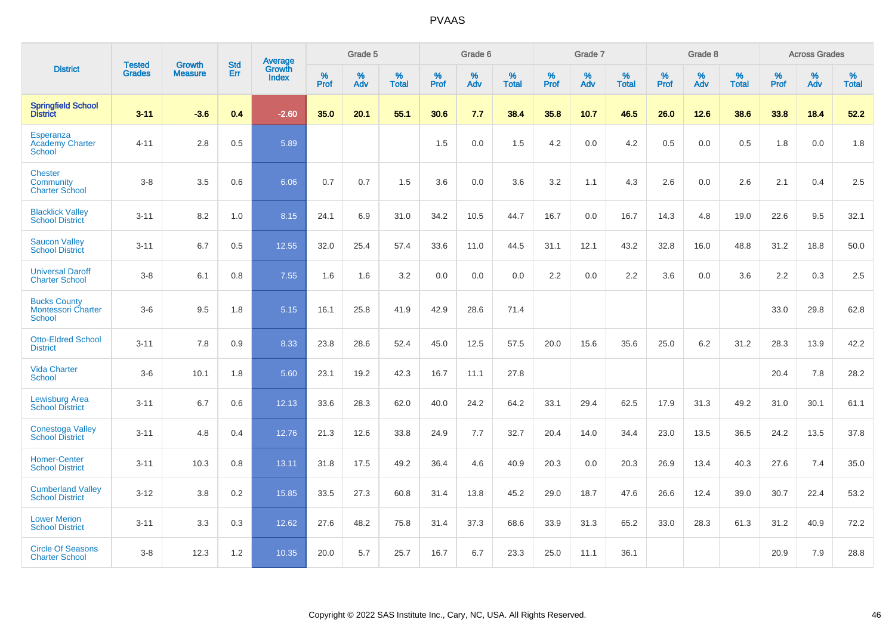| District | Tested Grades | Growth Measure | Std Err | Average Growth Index | Grade 5 | | | Grade 6 | | | Grade 7 | | | Grade 8 | | | Across Grades | | |
|---|---|---|---|---|---|---|---|---|---|---|---|---|---|---|---|---|---|---|---|
| | | | | | % Prof | % Adv | % Total | % Prof | % Adv | % Total | % Prof | % Adv | % Total | % Prof | % Adv | % Total | % Prof | % Adv | % Total |
| **Springfield School District** | **3-11** | **-3.6** | **0.4** | **-2.60** | **35.0** | **20.1** | **55.1** | **30.6** | **7.7** | **38.4** | **35.8** | **10.7** | **46.5** | **26.0** | **12.6** | **38.6** | **33.8** | **18.4** | **52.2** |
| Esperanza Academy Charter School | 4-11 | 2.8 | 0.5 | 5.89 | | | | 1.5 | 0.0 | 1.5 | 4.2 | 0.0 | 4.2 | 0.5 | 0.0 | 0.5 | 1.8 | 0.0 | 1.8 |
| Chester Community Charter School | 3-8 | 3.5 | 0.6 | 6.06 | 0.7 | 0.7 | 1.5 | 3.6 | 0.0 | 3.6 | 3.2 | 1.1 | 4.3 | 2.6 | 0.0 | 2.6 | 2.1 | 0.4 | 2.5 |
| Blacklick Valley School District | 3-11 | 8.2 | 1.0 | 8.15 | 24.1 | 6.9 | 31.0 | 34.2 | 10.5 | 44.7 | 16.7 | 0.0 | 16.7 | 14.3 | 4.8 | 19.0 | 22.6 | 9.5 | 32.1 |
| Saucon Valley School District | 3-11 | 6.7 | 0.5 | 12.55 | 32.0 | 25.4 | 57.4 | 33.6 | 11.0 | 44.5 | 31.1 | 12.1 | 43.2 | 32.8 | 16.0 | 48.8 | 31.2 | 18.8 | 50.0 |
| Universal Daroff Charter School | 3-8 | 6.1 | 0.8 | 7.55 | 1.6 | 1.6 | 3.2 | 0.0 | 0.0 | 0.0 | 2.2 | 0.0 | 2.2 | 3.6 | 0.0 | 3.6 | 2.2 | 0.3 | 2.5 |
| Bucks County Montessori Charter School | 3-6 | 9.5 | 1.8 | 5.15 | 16.1 | 25.8 | 41.9 | 42.9 | 28.6 | 71.4 | | | | | | | 33.0 | 29.8 | 62.8 |
| Otto-Eldred School District | 3-11 | 7.8 | 0.9 | 8.33 | 23.8 | 28.6 | 52.4 | 45.0 | 12.5 | 57.5 | 20.0 | 15.6 | 35.6 | 25.0 | 6.2 | 31.2 | 28.3 | 13.9 | 42.2 |
| Vida Charter School | 3-6 | 10.1 | 1.8 | 5.60 | 23.1 | 19.2 | 42.3 | 16.7 | 11.1 | 27.8 | | | | | | | 20.4 | 7.8 | 28.2 |
| Lewisburg Area School District | 3-11 | 6.7 | 0.6 | 12.13 | 33.6 | 28.3 | 62.0 | 40.0 | 24.2 | 64.2 | 33.1 | 29.4 | 62.5 | 17.9 | 31.3 | 49.2 | 31.0 | 30.1 | 61.1 |
| Conestoga Valley School District | 3-11 | 4.8 | 0.4 | 12.76 | 21.3 | 12.6 | 33.8 | 24.9 | 7.7 | 32.7 | 20.4 | 14.0 | 34.4 | 23.0 | 13.5 | 36.5 | 24.2 | 13.5 | 37.8 |
| Homer-Center School District | 3-11 | 10.3 | 0.8 | 13.11 | 31.8 | 17.5 | 49.2 | 36.4 | 4.6 | 40.9 | 20.3 | 0.0 | 20.3 | 26.9 | 13.4 | 40.3 | 27.6 | 7.4 | 35.0 |
| Cumberland Valley School District | 3-12 | 3.8 | 0.2 | 15.85 | 33.5 | 27.3 | 60.8 | 31.4 | 13.8 | 45.2 | 29.0 | 18.7 | 47.6 | 26.6 | 12.4 | 39.0 | 30.7 | 22.4 | 53.2 |
| Lower Merion School District | 3-11 | 3.3 | 0.3 | 12.62 | 27.6 | 48.2 | 75.8 | 31.4 | 37.3 | 68.6 | 33.9 | 31.3 | 65.2 | 33.0 | 28.3 | 61.3 | 31.2 | 40.9 | 72.2 |
| Circle Of Seasons Charter School | 3-8 | 12.3 | 1.2 | 10.35 | 20.0 | 5.7 | 25.7 | 16.7 | 6.7 | 23.3 | 25.0 | 11.1 | 36.1 | | | | 20.9 | 7.9 | 28.8 |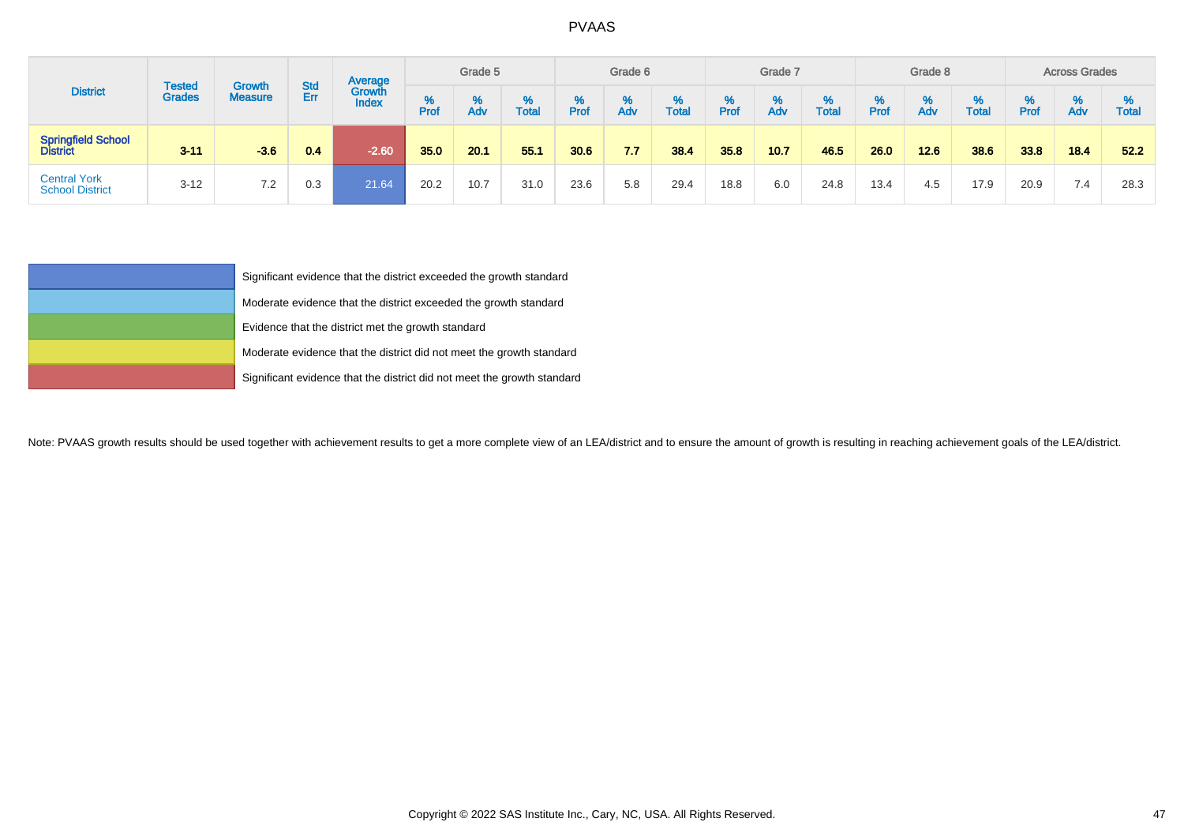# PVAAS

| District | Tested Grades | Growth Measure | Std Err | Average Growth Index | Grade 5 | | | Grade 6 | | | Grade 7 | | | Grade 8 | | | Across Grades | | |
|---|---|---|---|---|---|---|---|---|---|---|---|---|---|---|---|---|---|---|---|
| | | | | | % Prof | % Adv | % Total | % Prof | % Adv | % Total | % Prof | % Adv | % Total | % Prof | % Adv | % Total | % Prof | % Adv | % Total |
| **Springfield School District** | **3-11** | **-3.6** | **0.4** | **-2.60** | **35.0** | **20.1** | **55.1** | **30.6** | **7.7** | **38.4** | **35.8** | **10.7** | **46.5** | **26.0** | **12.6** | **38.6** | **33.8** | **18.4** | **52.2** |
| Central York School District | 3-12 | 7.2 | 0.3 | 21.64 | 20.2 | 10.7 | 31.0 | 23.6 | 5.8 | 29.4 | 18.8 | 6.0 | 24.8 | 13.4 | 4.5 | 17.9 | 20.9 | 7.4 | 28.3 |

- Significant evidence that the district exceeded the growth standard
- Moderate evidence that the district exceeded the growth standard
- Evidence that the district met the growth standard
- Moderate evidence that the district did not meet the growth standard
- Significant evidence that the district did not meet the growth standard

Note: PVAAS growth results should be used together with achievement results to get a more complete view of an LEA/district and to ensure the amount of growth is resulting in reaching achievement goals of the LEA/district.

Copyright © 2022 SAS Institute Inc., Cary, NC, USA. All Rights Reserved.